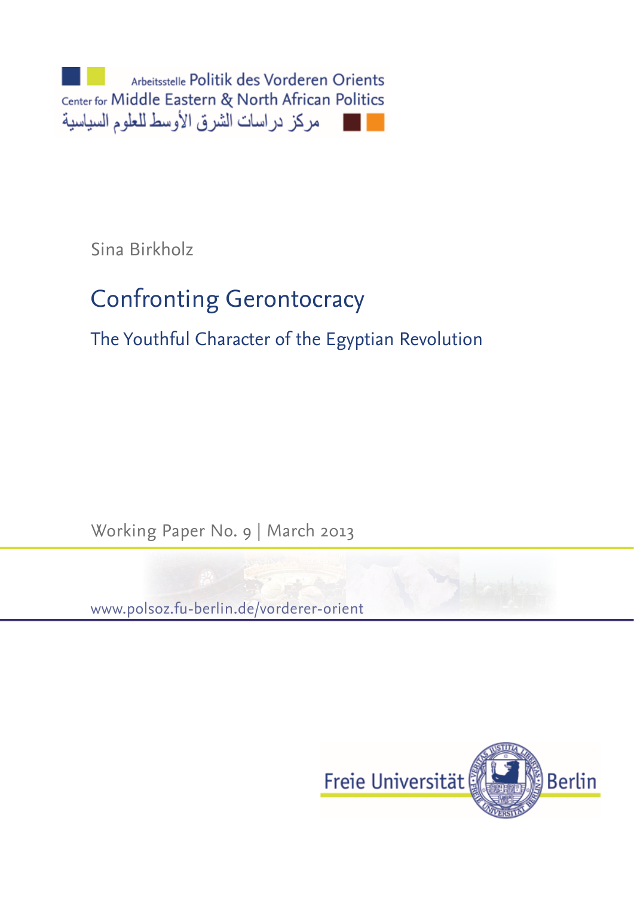Arbeitsstelle Politik des Vorderen Orients
Center for Middle Eastern & North African Politics
مركز دراسات الشرق الأوسط للعلوم السياسية

Sina Birkholz

# Confronting Gerontocracy

## The Youthful Character of the Egyptian Revolution

Working Paper No. 9 | March 2013

www.polsoz.fu-berlin.de/vorderer-orient

Freie Universität Berlin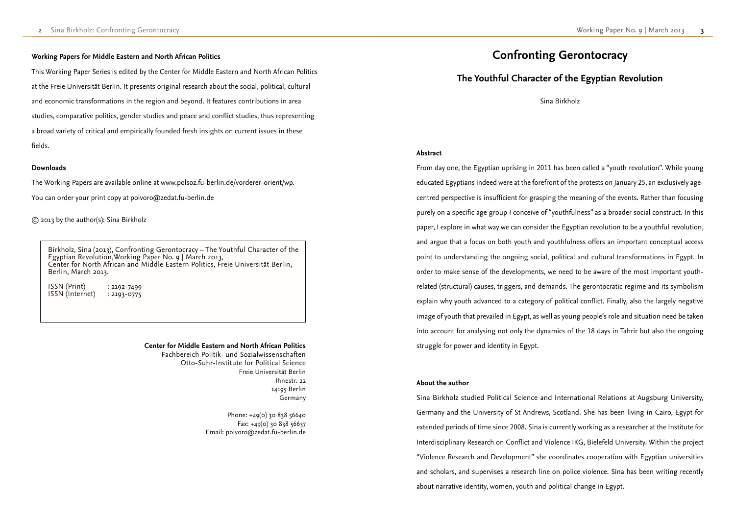**Working Papers for Middle Eastern and North African Politics**

This Working Paper Series is edited by the Center for Middle Eastern and North African Politics at the Freie Universität Berlin. It presents original research about the social, political, cultural and economic transformations in the region and beyond. It features contributions in area studies, comparative politics, gender studies and peace and conflict studies, thus representing a broad variety of critical and empirically founded fresh insights on current issues in these fields.

**Downloads**

The Working Papers are available online at www.polsoz.fu-berlin.de/vorderer-orient/wp.
You can order your print copy at polvoro@zedat.fu-berlin.de

© 2013 by the author(s): Sina Birkholz

Birkholz, Sina (2013), Confronting Gerontocracy – The Youthful Character of the Egyptian Revolution,Working Paper No. 9 | March 2013,
Center for North African and Middle Eastern Politics, Freie Universität Berlin, Berlin, March 2013.

ISSN (Print) : 2192-7499
ISSN (Internet) : 2193-0775

**Center for Middle Eastern and North African Politics**
Fachbereich Politik- und Sozialwissenschaften
Otto-Suhr-Institute for Political Science
Freie Universität Berlin
Ihnestr. 22
14195 Berlin
Germany

Phone: +49(0) 30 838 56640
Fax: +49(0) 30 838 56637
Email: polvoro@zedat.fu-berlin.de

# Confronting Gerontocracy

## The Youthful Character of the Egyptian Revolution

Sina Birkholz

**Abstract**

From day one, the Egyptian uprising in 2011 has been called a "youth revolution". While young educated Egyptians indeed were at the forefront of the protests on January 25, an exclusively age-centred perspective is insufficient for grasping the meaning of the events. Rather than focusing purely on a specific age group I conceive of "youthfulness" as a broader social construct. In this paper, I explore in what way we can consider the Egyptian revolution to be a youthful revolution, and argue that a focus on both youth and youthfulness offers an important conceptual access point to understanding the ongoing social, political and cultural transformations in Egypt. In order to make sense of the developments, we need to be aware of the most important youth-related (structural) causes, triggers, and demands. The gerontocratic regime and its symbolism explain why youth advanced to a category of political conflict. Finally, also the largely negative image of youth that prevailed in Egypt, as well as young people's role and situation need be taken into account for analysing not only the dynamics of the 18 days in Tahrir but also the ongoing struggle for power and identity in Egypt.

**About the author**

Sina Birkholz studied Political Science and International Relations at Augsburg University, Germany and the University of St Andrews, Scotland. She has been living in Cairo, Egypt for extended periods of time since 2008. Sina is currently working as a researcher at the Institute for Interdisciplinary Research on Conflict and Violence IKG, Bielefeld University. Within the project "Violence Research and Development" she coordinates cooperation with Egyptian universities and scholars, and supervises a research line on police violence. Sina has been writing recently about narrative identity, women, youth and political change in Egypt.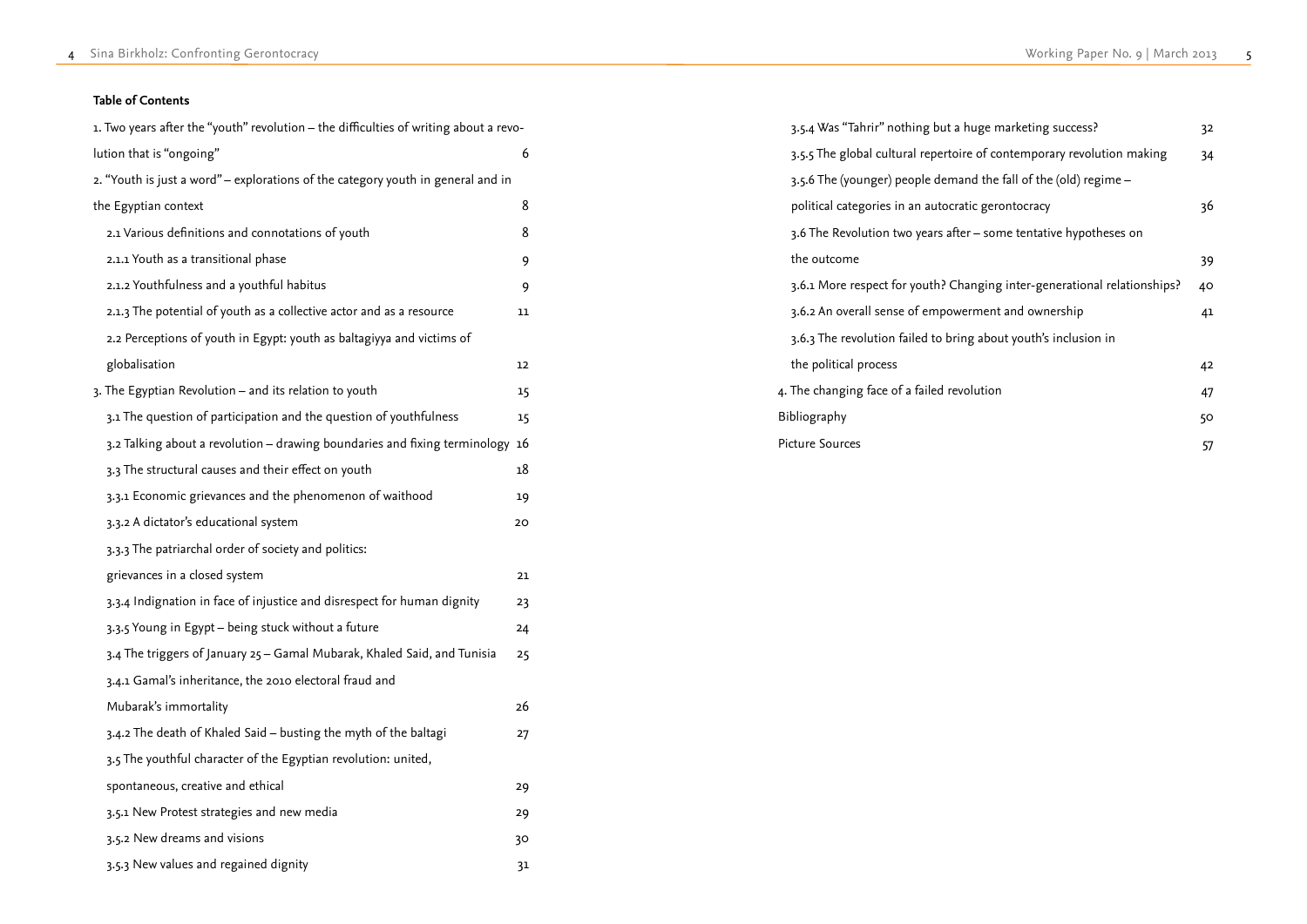**Table of Contents**

1. Two years after the "youth" revolution – the difficulties of writing about a revolution that is "ongoing" 6
2. "Youth is just a word" – explorations of the category youth in general and in the Egyptian context 8
    - 2.1 Various definitions and connotations of youth 8
    - 2.1.1 Youth as a transitional phase 9
    - 2.1.2 Youthfulness and a youthful habitus 9
    - 2.1.3 The potential of youth as a collective actor and as a resource 11
    - 2.2 Perceptions of youth in Egypt: youth as baltagiyya and victims of globalisation 12
3. The Egyptian Revolution – and its relation to youth 15
    - 3.1 The question of participation and the question of youthfulness 15
    - 3.2 Talking about a revolution – drawing boundaries and fixing terminology 16
    - 3.3 The structural causes and their effect on youth 18
    - 3.3.1 Economic grievances and the phenomenon of waithood 19
    - 3.3.2 A dictator's educational system 20
    - 3.3.3 The patriarchal order of society and politics: grievances in a closed system 21
    - 3.3.4 Indignation in face of injustice and disrespect for human dignity 23
    - 3.3.5 Young in Egypt – being stuck without a future 24
    - 3.4 The triggers of January 25 – Gamal Mubarak, Khaled Said, and Tunisia 25
    - 3.4.1 Gamal's inheritance, the 2010 electoral fraud and Mubarak's immortality 26
    - 3.4.2 The death of Khaled Said – busting the myth of the baltagi 27
    - 3.5 The youthful character of the Egyptian revolution: united, spontaneous, creative and ethical 29
    - 3.5.1 New Protest strategies and new media 29
    - 3.5.2 New dreams and visions 30
    - 3.5.3 New values and regained dignity 31
    - 3.5.4 Was "Tahrir" nothing but a huge marketing success? 32
    - 3.5.5 The global cultural repertoire of contemporary revolution making 34
    - 3.5.6 The (younger) people demand the fall of the (old) regime – political categories in an autocratic gerontocracy 36
    - 3.6 The Revolution two years after – some tentative hypotheses on the outcome 39
    - 3.6.1 More respect for youth? Changing inter-generational relationships? 40
    - 3.6.2 An overall sense of empowerment and ownership 41
    - 3.6.3 The revolution failed to bring about youth's inclusion in the political process 42
4. The changing face of a failed revolution 47

Bibliography 50

Picture Sources 57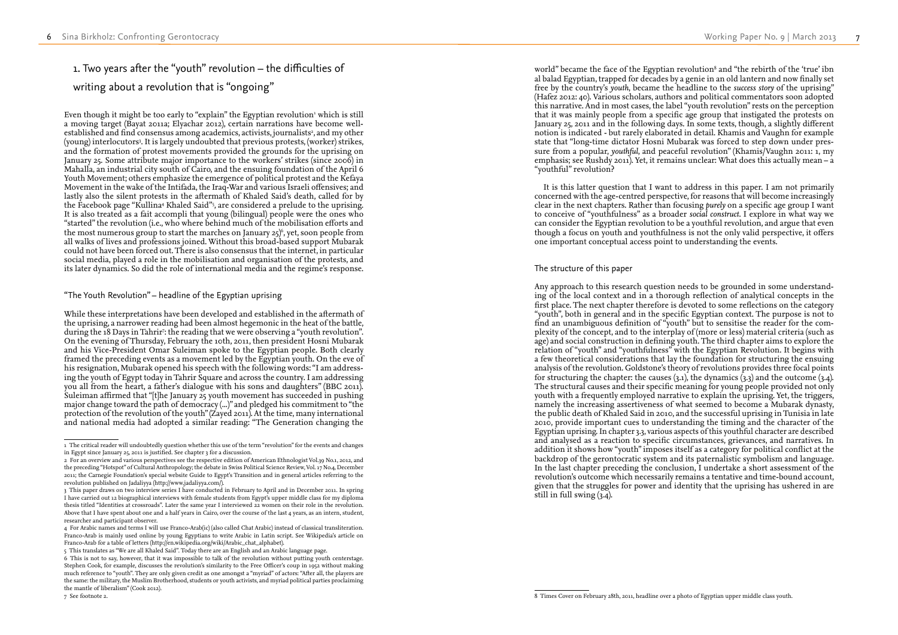# 1. Two years after the "youth" revolution – the difficulties of writing about a revolution that is "ongoing"

Even though it might be too early to "explain" the Egyptian revolution[1] which is still a moving target (Bayat 2011a; Elyachar 2012), certain narrations have become well-established and find consensus among academics, activists, journalists[2], and my other (young) interlocutors[3]. It is largely undoubted that previous protests, (worker) strikes, and the formation of protest movements provided the grounds for the uprising on January 25. Some attribute major importance to the workers' strikes (since 2006) in Mahalla, an industrial city south of Cairo, and the ensuing foundation of the April 6 Youth Movement; others emphasize the emergence of political protest and the Kefaya Movement in the wake of the Intifada, the Iraq-War and various Israeli offensives; and lastly also the silent protests in the aftermath of Khaled Said's death, called for by the Facebook page "Kullina[4] Khaled Said"[5], are considered a prelude to the uprising. It is also treated as a fait accompli that young (bilingual) people were the ones who "started" the revolution (i.e., who where behind much of the mobilisation efforts and the most numerous group to start the marches on January 25)[6], yet, soon people from all walks of lives and professions joined. Without this broad-based support Mubarak could not have been forced out. There is also consensus that the internet, in particular social media, played a role in the mobilisation and organisation of the protests, and its later dynamics. So did the role of international media and the regime's response.

### "The Youth Revolution" – headline of the Egyptian uprising

While these interpretations have been developed and established in the aftermath of the uprising, a narrower reading had been almost hegemonic in the heat of the battle, during the 18 Days in Tahrir[7]: the reading that we were observing a "youth revolution". On the evening of Thursday, February the 10th, 2011, then president Hosni Mubarak and his Vice-President Omar Suleiman spoke to the Egyptian people. Both clearly framed the preceding events as a movement led by the Egyptian youth. On the eve of his resignation, Mubarak opened his speech with the following words: "I am addressing the youth of Egypt today in Tahrir Square and across the country. I am addressing you all from the heart, a father's dialogue with his sons and daughters" (BBC 2011). Suleiman affirmed that "[t]he January 25 youth movement has succeeded in pushing major change toward the path of democracy (...)" and pledged his commitment to "the protection of the revolution of the youth" (Zayed 2011). At the time, many international and national media had adopted a similar reading: "The Generation changing the world" became the face of the Egyptian revolution[8] and "the rebirth of the 'true' ibn al balad Egyptian, trapped for decades by a genie in an old lantern and now finally set free by the country's *youth*, became the headline to the *success story* of the uprising" (Hafez 2012: 40). Various scholars, authors and political commentators soon adopted this narrative. And in most cases, the label "youth revolution" rests on the perception that it was mainly people from a specific age group that instigated the protests on January 25, 2011 and in the following days. In some texts, though, a slightly different notion is indicated - but rarely elaborated in detail. Khamis and Vaughn for example state that "long-time dictator Hosni Mubarak was forced to step down under pressure from a popular, *youthful*, and peaceful revolution" (Khamis/Vaughn 2011: 1, my emphasis; see Rushdy 2011). Yet, it remains unclear: What does this actually mean – a "youthful" revolution?

It is this latter question that I want to address in this paper. I am not primarily concerned with the age-centred perspective, for reasons that will become increasingly clear in the next chapters. Rather than focusing *purely* on a specific age group I want to conceive of "youthfulness" as a broader *social construct*. I explore in what way we can consider the Egyptian revolution to be a youthful revolution, and argue that even though a focus on youth and youthfulness is not the only valid perspective, it offers one important conceptual access point to understanding the events.

### The structure of this paper

Any approach to this research question needs to be grounded in some understanding of the local context and in a thorough reflection of analytical concepts in the first place. The next chapter therefore is devoted to some reflections on the category "youth", both in general and in the specific Egyptian context. The purpose is not to find an unambiguous definition of "youth" but to sensitise the reader for the complexity of the concept, and to the interplay of (more or less) material criteria (such as age) and social construction in defining youth. The third chapter aims to explore the relation of "youth" and "youthfulness" with the Egyptian Revolution. It begins with a few theoretical considerations that lay the foundation for structuring the ensuing analysis of the revolution. Goldstone's theory of revolutions provides three focal points for structuring the chapter: the causes (3.1), the dynamics (3.3) and the outcome (3.4). The structural causes and their specific meaning for young people provided not only youth with a frequently employed narrative to explain the uprising. Yet, the triggers, namely the increasing assertiveness of what seemed to become a Mubarak dynasty, the public death of Khaled Said in 2010, and the successful uprising in Tunisia in late 2010, provide important cues to understanding the timing and the character of the Egyptian uprising. In chapter 3.3, various aspects of this youthful character are described and analysed as a reaction to specific circumstances, grievances, and narratives. In addition it shows how "youth" imposes itself as a category for political conflict at the backdrop of the gerontocratic system and its paternalistic symbolism and language. In the last chapter preceding the conclusion, I undertake a short assessment of the revolution's outcome which necessarily remains a tentative and time-bound account, given that the struggles for power and identity that the uprising has ushered in are still in full swing (3.4).

---

[1] The critical reader will undoubtedly question whether this use of the term "revolution" for the events and changes in Egypt since January 25, 2011 is justified. See chapter 3 for a discussion.

[2] For an overview and various perspectives see the respective edition of American Ethnologist Vol.39 No.1, 2012, and the preceding "Hotspot" of Cultural Anthropology; the debate in Swiss Political Science Review, Vol. 17 No.4, December 2011; the Carnegie Foundation's special website Guide to Egypt's Transition and in general articles referring to the revolution published on Jadaliyya (http://www.jadaliyya.com/).

[3] This paper draws on two interview series I have conducted in February to April and in December 2011. In spring I have carried out 12 biographical interviews with female students from Egypt's upper middle class for my diploma thesis titled "Identities at crossroads". Later the same year I interviewed 22 women on their role in the revolution. Above that I have spent about one and a half years in Cairo, over the course of the last 4 years, as an intern, student, researcher and participant observer.

[4] For Arabic names and terms I will use Franco-Arab(ic) (also called Chat Arabic) instead of classical transliteration. Franco-Arab is mainly used online by young Egyptians to write Arabic in Latin script. See Wikipedia's article on Franco-Arab for a table of letters (http://en.wikipedia.org/wiki/Arabic_chat_alphabet).

[5] This translates as "We are all Khaled Said". Today there are an English and an Arabic language page.

[6] This is not to say, however, that it was impossible to talk of the revolution without putting youth centerstage. Stephen Cook, for example, discusses the revolution's similarity to the Free Officer's coup in 1952 without making much reference to "youth". They are only given credit as one amongst a "myriad" of actors: "After all, the players are the same: the military, the Muslim Brotherhood, students or youth activists, and myriad political parties proclaiming the mantle of liberalism" (Cook 2012).

[7] See footnote 2.

[8] Times Cover on February 28th, 2011, headline over a photo of Egyptian upper middle class youth.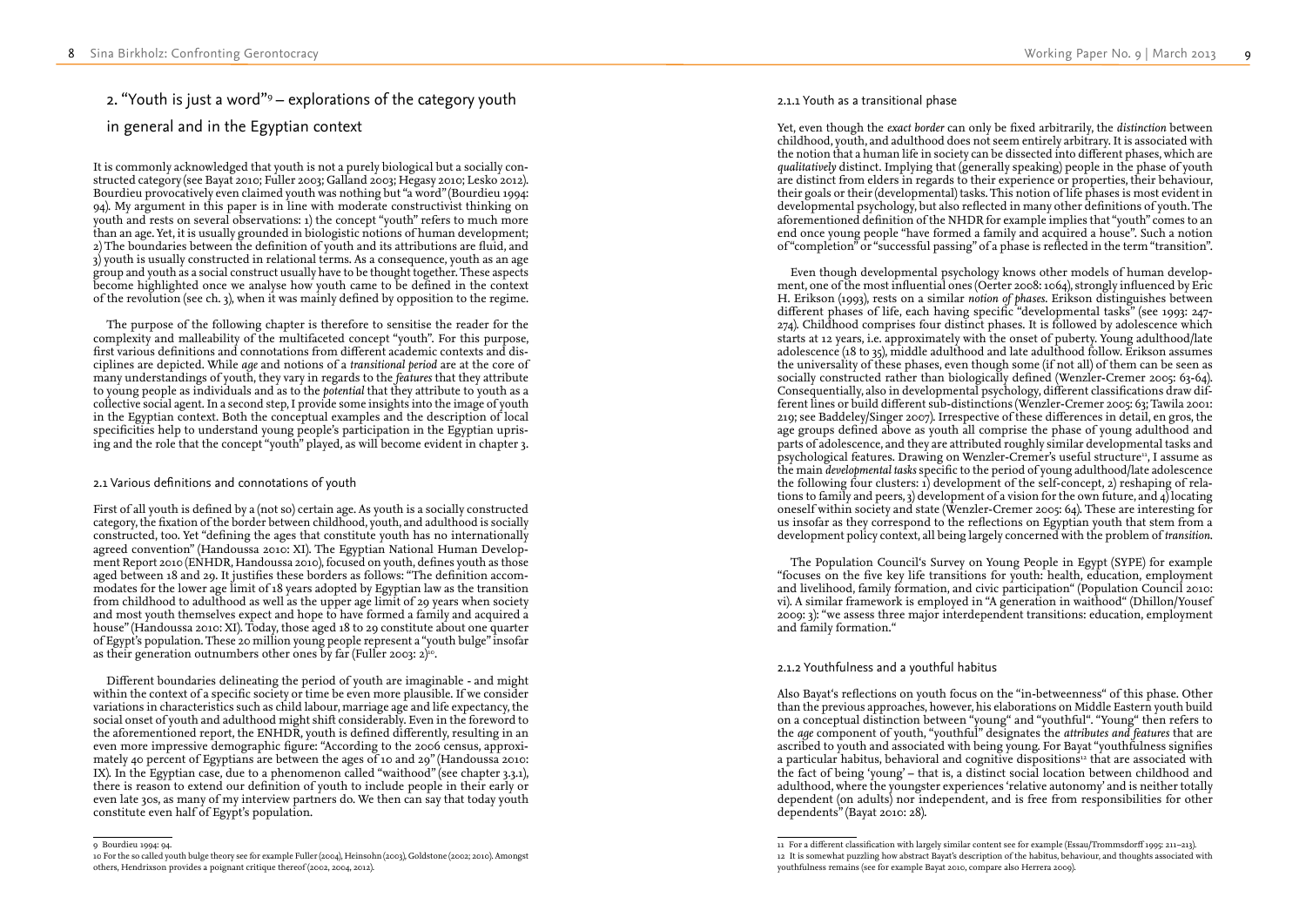## 2. "Youth is just a word"[9] – explorations of the category youth in general and in the Egyptian context

It is commonly acknowledged that youth is not a purely biological but a socially constructed category (see Bayat 2010; Fuller 2003; Galland 2003; Hegasy 2010; Lesko 2012). Bourdieu provocatively even claimed youth was nothing but "a word" (Bourdieu 1994: 94). My argument in this paper is in line with moderate constructivist thinking on youth and rests on several observations: 1) the concept "youth" refers to much more than an age. Yet, it is usually grounded in biologistic notions of human development; 2) The boundaries between the definition of youth and its attributions are fluid, and 3) youth is usually constructed in relational terms. As a consequence, youth as an age group and youth as a social construct usually have to be thought together. These aspects become highlighted once we analyse how youth came to be defined in the context of the revolution (see ch. 3), when it was mainly defined by opposition to the regime.

The purpose of the following chapter is therefore to sensitise the reader for the complexity and malleability of the multifaceted concept "youth". For this purpose, first various definitions and connotations from different academic contexts and disciplines are depicted. While *age* and notions of a *transitional period* are at the core of many understandings of youth, they vary in regards to the *features* that they attribute to young people as individuals and as to the *potential* that they attribute to youth as a collective social agent. In a second step, I provide some insights into the image of youth in the Egyptian context. Both the conceptual examples and the description of local specificities help to understand young people's participation in the Egyptian uprising and the role that the concept "youth" played, as will become evident in chapter 3.

### 2.1 Various definitions and connotations of youth

First of all youth is defined by a (not so) certain age. As youth is a socially constructed category, the fixation of the border between childhood, youth, and adulthood is socially constructed, too. Yet "defining the ages that constitute youth has no internationally agreed convention" (Handoussa 2010: XI). The Egyptian National Human Development Report 2010 (ENHDR, Handoussa 2010), focused on youth, defines youth as those aged between 18 and 29. It justifies these borders as follows: "The definition accommodates for the lower age limit of 18 years adopted by Egyptian law as the transition from childhood to adulthood as well as the upper age limit of 29 years when society and most youth themselves expect and hope to have formed a family and acquired a house" (Handoussa 2010: XI). Today, those aged 18 to 29 constitute about one quarter of Egypt's population. These 20 million young people represent a "youth bulge" insofar as their generation outnumbers other ones by far (Fuller 2003: 2)[10].

Different boundaries delineating the period of youth are imaginable - and might within the context of a specific society or time be even more plausible. If we consider variations in characteristics such as child labour, marriage age and life expectancy, the social onset of youth and adulthood might shift considerably. Even in the foreword to the aforementioned report, the ENHDR, youth is defined differently, resulting in an even more impressive demographic figure: "According to the 2006 census, approximately 40 percent of Egyptians are between the ages of 10 and 29" (Handoussa 2010: IX). In the Egyptian case, due to a phenomenon called "waithood" (see chapter 3.3.1), there is reason to extend our definition of youth to include people in their early or even late 30s, as many of my interview partners do. We then can say that today youth constitute even half of Egypt's population.

[9] Bourdieu 1994: 94.

[10] For the so called youth bulge theory see for example Fuller (2004), Heinsohn (2003), Goldstone (2002; 2010). Amongst others, Hendrixson provides a poignant critique thereof (2002, 2004, 2012).

#### 2.1.1 Youth as a transitional phase

Yet, even though the *exact border* can only be fixed arbitrarily, the *distinction* between childhood, youth, and adulthood does not seem entirely arbitrary. It is associated with the notion that a human life in society can be dissected into different phases, which are *qualitatively* distinct. Implying that (generally speaking) people in the phase of youth are distinct from elders in regards to their experience or properties, their behaviour, their goals or their (developmental) tasks. This notion of life phases is most evident in developmental psychology, but also reflected in many other definitions of youth. The aforementioned definition of the NHDR for example implies that "youth" comes to an end once young people "have formed a family and acquired a house". Such a notion of "completion" or "successful passing" of a phase is reflected in the term "transition".

Even though developmental psychology knows other models of human development, one of the most influential ones (Oerter 2008: 1064), strongly influenced by Eric H. Erikson (1993), rests on a similar *notion of phases*. Erikson distinguishes between different phases of life, each having specific "developmental tasks" (see 1993: 247-274). Childhood comprises four distinct phases. It is followed by adolescence which starts at 12 years, i.e. approximately with the onset of puberty. Young adulthood/late adolescence (18 to 35), middle adulthood and late adulthood follow. Erikson assumes the universality of these phases, even though some (if not all) of them can be seen as socially constructed rather than biologically defined (Wenzler-Cremer 2005: 63-64). Consequentially, also in developmental psychology, different classifications draw different lines or build different sub-distinctions (Wenzler-Cremer 2005: 63; Tawila 2001: 219; see Baddeley/Singer 2007). Irrespective of these differences in detail, en gros, the age groups defined above as youth all comprise the phase of young adulthood and parts of adolescence, and they are attributed roughly similar developmental tasks and psychological features. Drawing on Wenzler-Cremer's useful structure[11], I assume as the main *developmental tasks* specific to the period of young adulthood/late adolescence the following four clusters: 1) development of the self-concept, 2) reshaping of relations to family and peers, 3) development of a vision for the own future, and 4) locating oneself within society and state (Wenzler-Cremer 2005: 64). These are interesting for us insofar as they correspond to the reflections on Egyptian youth that stem from a development policy context, all being largely concerned with the problem of *transition*.

The Population Council's Survey on Young People in Egypt (SYPE) for example "focuses on the five key life transitions for youth: health, education, employment and livelihood, family formation, and civic participation" (Population Council 2010: vi). A similar framework is employed in "A generation in waithood" (Dhillon/Yousef 2009: 3): "we assess three major interdependent transitions: education, employment and family formation."

#### 2.1.2 Youthfulness and a youthful habitus

Also Bayat's reflections on youth focus on the "in-betweenness" of this phase. Other than the previous approaches, however, his elaborations on Middle Eastern youth build on a conceptual distinction between "young" and "youthful". "Young" then refers to the *age* component of youth, "youthful" designates the *attributes and features* that are ascribed to youth and associated with being young. For Bayat "youthfulness signifies a particular habitus, behavioral and cognitive dispositions[12] that are associated with the fact of being 'young' – that is, a distinct social location between childhood and adulthood, where the youngster experiences 'relative autonomy' and is neither totally dependent (on adults) nor independent, and is free from responsibilities for other dependents" (Bayat 2010: 28).

[11] For a different classification with largely similar content see for example (Essau/Trommsdorff 1995: 211–213).

[12] It is somewhat puzzling how abstract Bayat's description of the habitus, behaviour, and thoughts associated with youthfulness remains (see for example Bayat 2010, compare also Herrera 2009).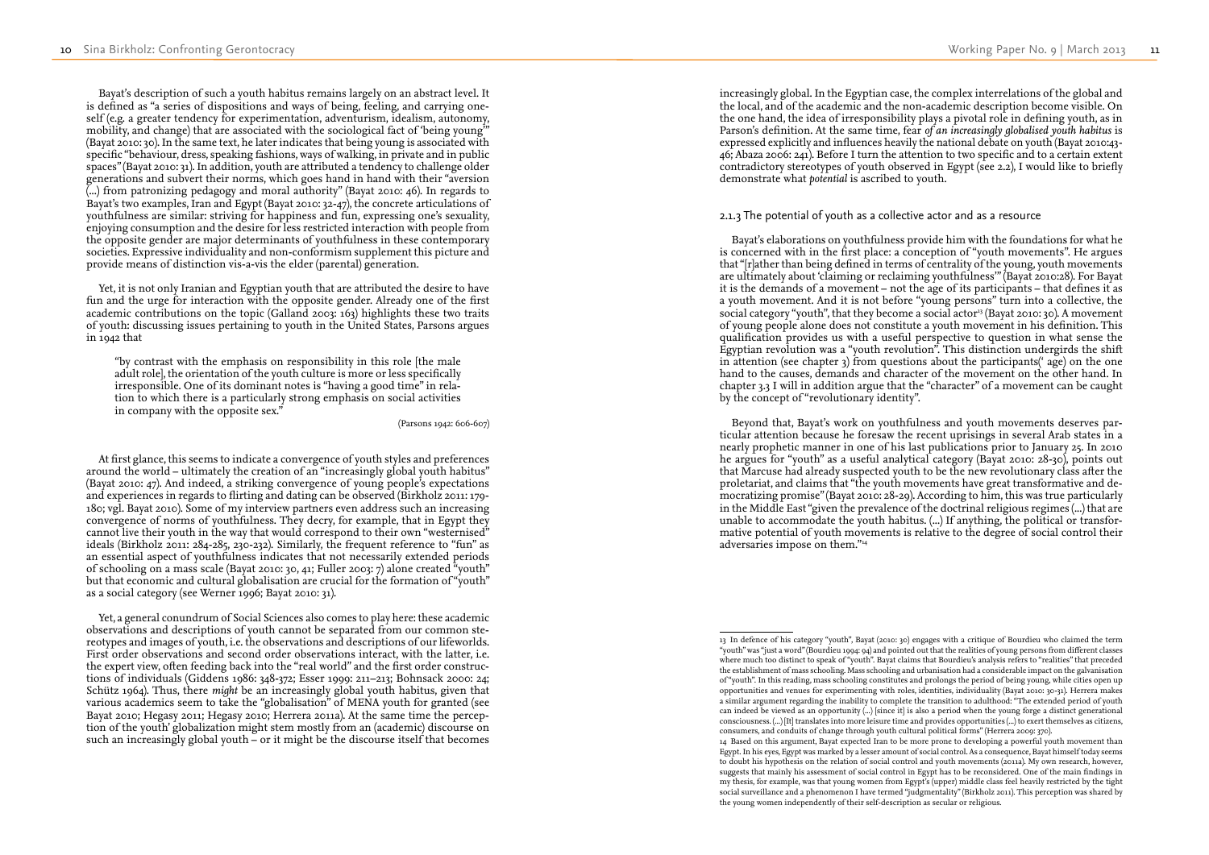Bayat's description of such a youth habitus remains largely on an abstract level. It is defined as "a series of dispositions and ways of being, feeling, and carrying oneself (e.g. a greater tendency for experimentation, adventurism, idealism, autonomy, mobility, and change) that are associated with the sociological fact of 'being young'" (Bayat 2010: 30). In the same text, he later indicates that being young is associated with specific "behaviour, dress, speaking fashions, ways of walking, in private and in public spaces" (Bayat 2010: 31). In addition, youth are attributed a tendency to challenge older generations and subvert their norms, which goes hand in hand with their "aversion (...) from patronizing pedagogy and moral authority" (Bayat 2010: 46). In regards to Bayat's two examples, Iran and Egypt (Bayat 2010: 32-47), the concrete articulations of youthfulness are similar: striving for happiness and fun, expressing one's sexuality, enjoying consumption and the desire for less restricted interaction with people from the opposite gender are major determinants of youthfulness in these contemporary societies. Expressive individuality and non-conformism supplement this picture and provide means of distinction vis-a-vis the elder (parental) generation.

Yet, it is not only Iranian and Egyptian youth that are attributed the desire to have fun and the urge for interaction with the opposite gender. Already one of the first academic contributions on the topic (Galland 2003: 163) highlights these two traits of youth: discussing issues pertaining to youth in the United States, Parsons argues in 1942 that

> "by contrast with the emphasis on responsibility in this role [the male adult role], the orientation of the youth culture is more or less specifically irresponsible. One of its dominant notes is "having a good time" in relation to which there is a particularly strong emphasis on social activities in company with the opposite sex."
>
> (Parsons 1942: 606-607)

At first glance, this seems to indicate a convergence of youth styles and preferences around the world – ultimately the creation of an "increasingly global youth habitus" (Bayat 2010: 47). And indeed, a striking convergence of young people's expectations and experiences in regards to flirting and dating can be observed (Birkholz 2011: 179-180; vgl. Bayat 2010). Some of my interview partners even address such an increasing convergence of norms of youthfulness. They decry, for example, that in Egypt they cannot live their youth in the way that would correspond to their own "westernised" ideals (Birkholz 2011: 284-285, 230-232). Similarly, the frequent reference to "fun" as an essential aspect of youthfulness indicates that not necessarily extended periods of schooling on a mass scale (Bayat 2010: 30, 41; Fuller 2003: 7) alone created "youth" but that economic and cultural globalisation are crucial for the formation of "youth" as a social category (see Werner 1996; Bayat 2010: 31).

Yet, a general conundrum of Social Sciences also comes to play here: these academic observations and descriptions of youth cannot be separated from our common stereotypes and images of youth, i.e. the observations and descriptions of our lifeworlds. First order observations and second order observations interact, with the latter, i.e. the expert view, often feeding back into the "real world" and the first order constructions of individuals (Giddens 1986: 348-372; Bohnsack 2000: 24; Schütz 1964). Thus, there *might* be an increasingly global youth habitus, given that various academics seem to take the "globalisation" of MENA youth for granted (see Bayat 2010; Hegasy 2011; Hegasy 2010; Herrera 2011a). At the same time the perception of the youth' globalization might stem mostly from an (academic) discourse on such an increasingly global youth – or it might be the discourse itself that becomes increasingly global. In the Egyptian case, the complex interrelations of the global and the local, and of the academic and the non-academic description become visible. On the one hand, the idea of irresponsibility plays a pivotal role in defining youth, as in Parson's definition. At the same time, fear *of an increasingly globalised youth habitus* is expressed explicitly and influences heavily the national debate on youth (Bayat 2010:43-46; Abaza 2006: 241). Before I turn the attention to two specific and to a certain extent contradictory stereotypes of youth observed in Egypt (see 2.2), I would like to briefly demonstrate what *potential* is ascribed to youth.

### 2.1.3 The potential of youth as a collective actor and as a resource

Bayat's elaborations on youthfulness provide him with the foundations for what he is concerned with in the first place: a conception of "youth movements". He argues that "[r]ather than being defined in terms of centrality of the young, youth movements are ultimately about 'claiming or reclaiming youthfulness'" (Bayat 2010:28). For Bayat it is the demands of a movement – not the age of its participants – that defines it as a youth movement. And it is not before "young persons" turn into a collective, the social category "youth", that they become a social actor[13] (Bayat 2010: 30). A movement of young people alone does not constitute a youth movement in his definition. This qualification provides us with a useful perspective to question in what sense the Egyptian revolution was a "youth revolution". This distinction undergirds the shift in attention (see chapter 3) from questions about the participants(' age) on the one hand to the causes, demands and character of the movement on the other hand. In chapter 3.3 I will in addition argue that the "character" of a movement can be caught by the concept of "revolutionary identity".

Beyond that, Bayat's work on youthfulness and youth movements deserves particular attention because he foresaw the recent uprisings in several Arab states in a nearly prophetic manner in one of his last publications prior to January 25. In 2010 he argues for "youth" as a useful analytical category (Bayat 2010: 28-30), points out that Marcuse had already suspected youth to be the new revolutionary class after the proletariat, and claims that "the youth movements have great transformative and democratizing promise" (Bayat 2010: 28-29). According to him, this was true particularly in the Middle East "given the prevalence of the doctrinal religious regimes (...) that are unable to accommodate the youth habitus. (...) If anything, the political or transformative potential of youth movements is relative to the degree of social control their adversaries impose on them."[14]

---

13 In defence of his category "youth", Bayat (2010: 30) engages with a critique of Bourdieu who claimed the term "youth" was "just a word" (Bourdieu 1994: 94) and pointed out that the realities of young persons from different classes where much too distinct to speak of "youth". Bayat claims that Bourdieu's analysis refers to "realities" that preceded the establishment of mass schooling. Mass schooling and urbanisation had a considerable impact on the galvanisation of "youth". In this reading, mass schooling constitutes and prolongs the period of being young, while cities open up opportunities and venues for experimenting with roles, identities, individuality (Bayat 2010: 30-31). Herrera makes a similar argument regarding the inability to complete the transition to adulthood: "The extended period of youth can indeed be viewed as an opportunity (...) [since it] is also a period when the young forge a distinct generational consciousness. (...) [It] translates into more leisure time and provides opportunities (...) to exert themselves as citizens, consumers, and conduits of change through youth cultural political forms" (Herrera 2009: 370).

14 Based on this argument, Bayat expected Iran to be more prone to developing a powerful youth movement than Egypt. In his eyes, Egypt was marked by a lesser amount of social control. As a consequence, Bayat himself today seems to doubt his hypothesis on the relation of social control and youth movements (2011a). My own research, however, suggests that mainly his assessment of social control in Egypt has to be reconsidered. One of the main findings in my thesis, for example, was that young women from Egypt's (upper) middle class feel heavily restricted by the tight social surveillance and a phenomenon I have termed "judgmentality" (Birkholz 2011). This perception was shared by the young women independently of their self-description as secular or religious.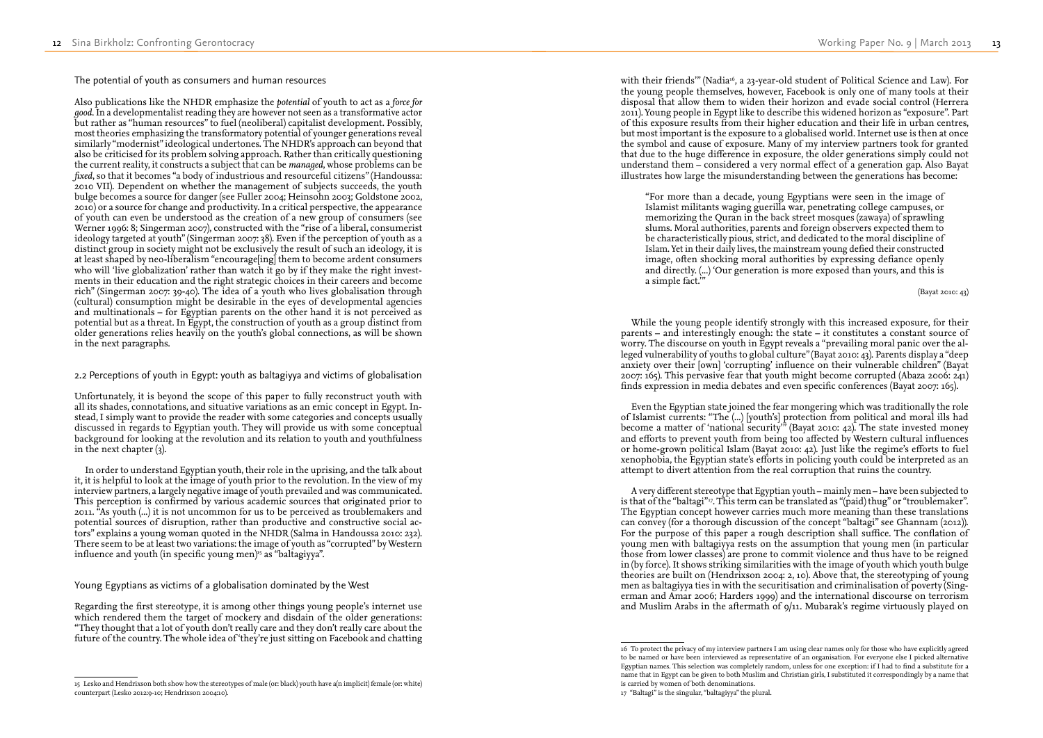### The potential of youth as consumers and human resources

Also publications like the NHDR emphasize the *potential* of youth to act as a *force for good*. In a developmentalist reading they are however not seen as a transformative actor but rather as "human resources" to fuel (neoliberal) capitalist development. Possibly, most theories emphasizing the transformatory potential of younger generations reveal similarly "modernist" ideological undertones. The NHDR's approach can beyond that also be criticised for its problem solving approach. Rather than critically questioning the current reality, it constructs a subject that can be *managed*, whose problems can be *fixed*, so that it becomes "a body of industrious and resourceful citizens" (Handoussa: 2010 VII). Dependent on whether the management of subjects succeeds, the youth bulge becomes a source for danger (see Fuller 2004; Heinsohn 2003; Goldstone 2002, 2010) or a source for change and productivity. In a critical perspective, the appearance of youth can even be understood as the creation of a new group of consumers (see Werner 1996: 8; Singerman 2007), constructed with the "rise of a liberal, consumerist ideology targeted at youth" (Singerman 2007: 38). Even if the perception of youth as a distinct group in society might not be exclusively the result of such an ideology, it is at least shaped by neo-liberalism "encourage[ing] them to become ardent consumers who will 'live globalization' rather than watch it go by if they make the right investments in their education and the right strategic choices in their careers and become rich" (Singerman 2007: 39-40). The idea of a youth who lives globalisation through (cultural) consumption might be desirable in the eyes of developmental agencies and multinationals – for Egyptian parents on the other hand it is not perceived as potential but as a threat. In Egypt, the construction of youth as a group distinct from older generations relies heavily on the youth's global connections, as will be shown in the next paragraphs.

## 2.2 Perceptions of youth in Egypt: youth as baltagiyya and victims of globalisation

Unfortunately, it is beyond the scope of this paper to fully reconstruct youth with all its shades, connotations, and situative variations as an emic concept in Egypt. Instead, I simply want to provide the reader with some categories and concepts usually discussed in regards to Egyptian youth. They will provide us with some conceptual background for looking at the revolution and its relation to youth and youthfulness in the next chapter (3).

In order to understand Egyptian youth, their role in the uprising, and the talk about it, it is helpful to look at the image of youth prior to the revolution. In the view of my interview partners, a largely negative image of youth prevailed and was communicated. This perception is confirmed by various academic sources that originated prior to 2011. "As youth (...) it is not uncommon for us to be perceived as troublemakers and potential sources of disruption, rather than productive and constructive social actors" explains a young woman quoted in the NHDR (Salma in Handoussa 2010: 232). There seem to be at least two variations: the image of youth as "corrupted" by Western influence and youth (in specific young men)[15] as "baltagiyya".

### Young Egyptians as victims of a globalisation dominated by the West

Regarding the first stereotype, it is among other things young people's internet use which rendered them the target of mockery and disdain of the older generations: "They thought that a lot of youth don't really care and they don't really care about the future of the country. The whole idea of 'they're just sitting on Facebook and chatting with their friends'" (Nadia[16], a 23-year-old student of Political Science and Law). For the young people themselves, however, Facebook is only one of many tools at their disposal that allow them to widen their horizon and evade social control (Herrera 2011). Young people in Egypt like to describe this widened horizon as "exposure". Part of this exposure results from their higher education and their life in urban centres, but most important is the exposure to a globalised world. Internet use is then at once the symbol and cause of exposure. Many of my interview partners took for granted that due to the huge difference in exposure, the older generations simply could not understand them – considered a very normal effect of a generation gap. Also Bayat illustrates how large the misunderstanding between the generations has become:

> "For more than a decade, young Egyptians were seen in the image of Islamist militants waging guerilla war, penetrating college campuses, or memorizing the Quran in the back street mosques (zawaya) of sprawling slums. Moral authorities, parents and foreign observers expected them to be characteristically pious, strict, and dedicated to the moral discipline of Islam. Yet in their daily lives, the mainstream young defied their constructed image, often shocking moral authorities by expressing defiance openly and directly. (...) 'Our generation is more exposed than yours, and this is a simple fact.'"
>
> (Bayat 2010: 43)

While the young people identify strongly with this increased exposure, for their parents – and interestingly enough: the state – it constitutes a constant source of worry. The discourse on youth in Egypt reveals a "prevailing moral panic over the alleged vulnerability of youths to global culture" (Bayat 2010: 43). Parents display a "deep anxiety over their [own] 'corrupting' influence on their vulnerable children" (Bayat 2007: 165). This pervasive fear that youth might become corrupted (Abaza 2006: 241) finds expression in media debates and even specific conferences (Bayat 2007: 165).

Even the Egyptian state joined the fear mongering which was traditionally the role of Islamist currents: "The (...) [youth's] protection from political and moral ills had become a matter of 'national security'" (Bayat 2010: 42). The state invested money and efforts to prevent youth from being too affected by Western cultural influences or home-grown political Islam (Bayat 2010: 42). Just like the regime's efforts to fuel xenophobia, the Egyptian state's efforts in policing youth could be interpreted as an attempt to divert attention from the real corruption that ruins the country.

A very different stereotype that Egyptian youth – mainly men – have been subjected to is that of the "baltagi"[17]. This term can be translated as "(paid) thug" or "troublemaker". The Egyptian concept however carries much more meaning than these translations can convey (for a thorough discussion of the concept "baltagi" see Ghannam (2012)). For the purpose of this paper a rough description shall suffice. The conflation of young men with baltagiyya rests on the assumption that young men (in particular those from lower classes) are prone to commit violence and thus have to be reigned in (by force). It shows striking similarities with the image of youth which youth bulge theories are built on (Hendrixson 2004: 2, 10). Above that, the stereotyping of young men as baltagiyya ties in with the securitisation and criminalisation of poverty (Singerman and Amar 2006; Harders 1999) and the international discourse on terrorism and Muslim Arabs in the aftermath of 9/11. Mubarak's regime virtuously played on

---

15 Lesko and Hendrixson both show how the stereotypes of male (or: black) youth have a(n implicit) female (or: white) counterpart (Lesko 2012:9-10; Hendrixson 2004:10).

16 To protect the privacy of my interview partners I am using clear names only for those who have explicitly agreed to be named or have been interviewed as representative of an organisation. For everyone else I picked alternative Egyptian names. This selection was completely random, unless for one exception: if I had to find a substitute for a name that in Egypt can be given to both Muslim and Christian girls, I substituted it correspondingly by a name that is carried by women of both denominations.

17 "Baltagi" is the singular, "baltagiyya" the plural.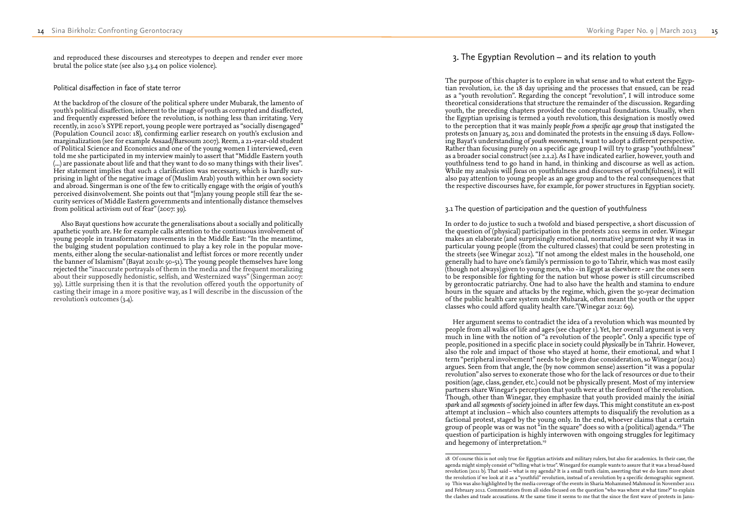and reproduced these discourses and stereotypes to deepen and render ever more brutal the police state (see also 3.3.4 on police violence).

### Political disaffection in face of state terror

At the backdrop of the closure of the political sphere under Mubarak, the lamento of youth's political disaffection, inherent to the image of youth as corrupted and disaffected, and frequently expressed before the revolution, is nothing less than irritating. Very recently, in 2010's SYPE report, young people were portrayed as "socially disengaged" (Population Council 2010: 18), confirming earlier research on youth's exclusion and marginalization (see for example Assaad/Barsoum 2007). Reem, a 21-year-old student of Political Science and Economics and one of the young women I interviewed, even told me she participated in my interview mainly to assert that "Middle Eastern youth (...) are passionate about life and that they want to do so many things with their lives". Her statement implies that such a clarification was necessary, which is hardly surprising in light of the negative image of (Muslim Arab) youth within her own society and abroad. Singerman is one of the few to critically engage with the *origin* of youth's perceived disinvolvement. She points out that "[m]any young people still fear the security services of Middle Eastern governments and intentionally distance themselves from political activism out of fear" (2007: 39).

Also Bayat questions how accurate the generalisations about a socially and politically apathetic youth are. He for example calls attention to the continuous involvement of young people in transformatory movements in the Middle East: "In the meantime, the bulging student population continued to play a key role in the popular movements, either along the secular-nationalist and leftist forces or more recently under the banner of Islamism" (Bayat 2011b: 50-51). The young people themselves have long rejected the "inaccurate portrayals of them in the media and the frequent moralizing about their supposedly hedonistic, selfish, and Westernized ways" (Singerman 2007: 39). Little surprising then it is that the revolution offered youth the opportunity of casting their image in a more positive way, as I will describe in the discussion of the revolution's outcomes (3.4).

## 3. The Egyptian Revolution – and its relation to youth

The purpose of this chapter is to explore in what sense and to what extent the Egyptian revolution, i.e. the 18 day uprising and the processes that ensued, can be read as a "youth revolution". Regarding the concept "revolution", I will introduce some theoretical considerations that structure the remainder of the discussion. Regarding youth, the preceding chapters provided the conceptual foundations. Usually, when the Egyptian uprising is termed a youth revolution, this designation is mostly owed to the perception that it was mainly *people from a specific age group* that instigated the protests on January 25, 2011 and dominated the protests in the ensuing 18 days. Following Bayat's understanding of *youth movements*, I want to adopt a different perspective. Rather than focusing purely on a specific age group I will try to grasp "youthfulness" as a broader social construct (see 2.1.2). As I have indicated earlier, however, youth and youthfulness tend to go hand in hand, in thinking and discourse as well as action. While my analysis will *focus* on youthfulness and discourses of youth(fulness), it will also pay attention to young people as an age group and to the real consequences that the respective discourses have, for example, for power structures in Egyptian society.

### 3.1 The question of participation and the question of youthfulness

In order to do justice to such a twofold and biased perspective, a short discussion of the question of (physical) participation in the protests 2011 seems in order. Winegar makes an elaborate (and surprisingly emotional, normative) argument why it was in particular young people (from the cultured classes) that could be seen protesting in the streets (see Winegar 2012). "If not among the eldest males in the household, one generally had to have one's family's permission to go to Tahrir, which was most easily (though not always) given to young men, who - in Egypt as elsewhere - are the ones seen to be responsible for fighting for the nation but whose power is still circumscribed by gerontocratic patriarchy. One had to also have the health and stamina to endure hours in the square and attacks by the regime, which, given the 30-year decimation of the public health care system under Mubarak, often meant the youth or the upper classes who could afford quality health care."(Winegar 2012: 69).

Her argument seems to contradict the idea of a revolution which was mounted by people from all walks of life and ages (see chapter 1). Yet, her overall argument is very much in line with the notion of "a revolution of the people". Only a specific type of people, positioned in a specific place in society could *physically* be in Tahrir. However, also the role and impact of those who stayed at home, their emotional, and what I term "peripheral involvement" needs to be given due consideration, so Winegar (2012) argues. Seen from that angle, the (by now common sense) assertion "it was a popular revolution" also serves to exonerate those who for the lack of resources or due to their position (age, class, gender, etc.) could not be physically present. Most of my interview partners share Winegar's perception that youth were at the forefront of the revolution. Though, other than Winegar, they emphasize that youth provided mainly the *initial spark* and *all segments of society* joined in after few days. This might constitute an ex-post attempt at inclusion – which also counters attempts to disqualify the revolution as a factional protest, staged by the young only. In the end, whoever claims that a certain group of people was or was not "in the square" does so with a (political) agenda.[18] The question of participation is highly interwoven with ongoing struggles for legitimacy and hegemony of interpretation.[19]

---

18 Of course this is not only true for Egyptian activists and military rulers, but also for academics. In their case, the agenda might simply consist of "telling what is true". Winegard for example wants to assure that it was a broad-based revolution (2011 b). That said – what is my agenda? It is a small truth claim, asserting that we do learn more about the revolution if we look at it as a "youthful" revolution, instead of a revolution by a specific demographic segment.

19 This was also highlighted by the media coverage of the events in Sharia Mohammed Mahmoud in November 2011 and February 2012. Commentators from all sides focused on the question "who was where at what time?" to explain the clashes and trade accusations. At the same time it seems to me that the since the first wave of protests in Janu-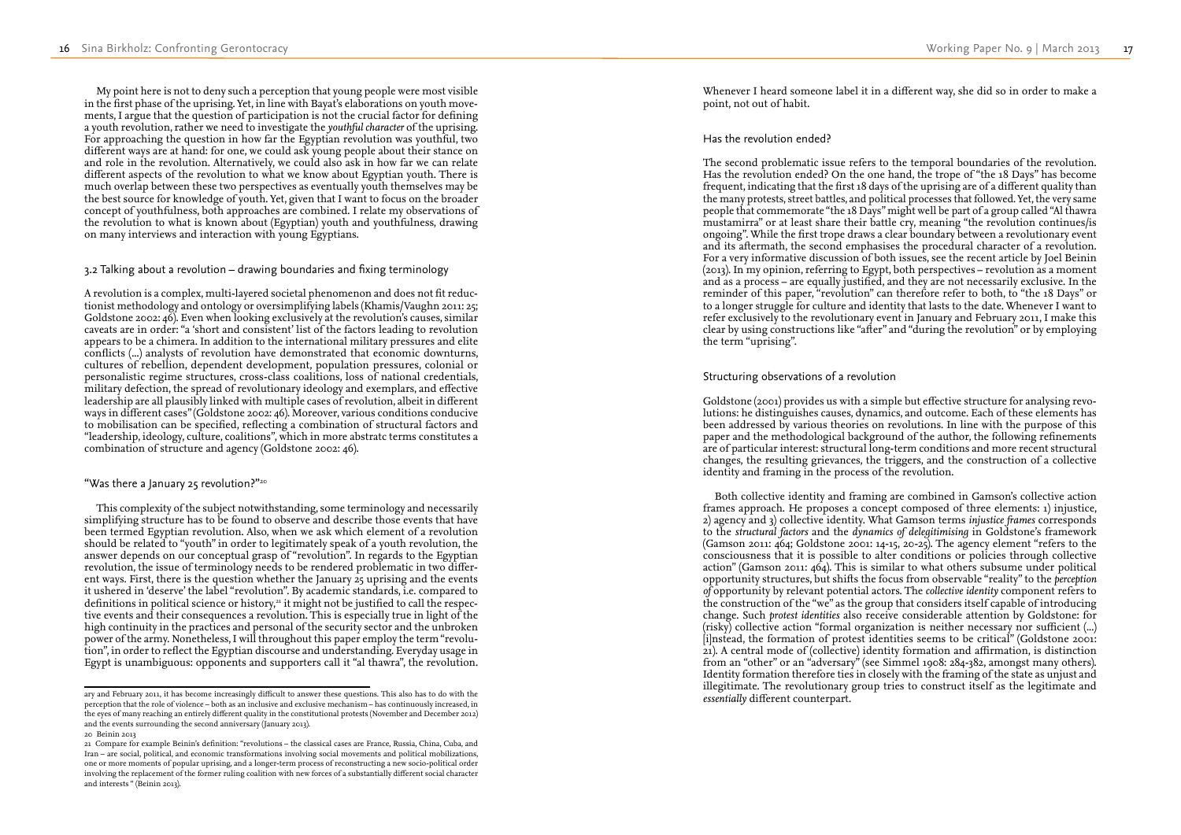My point here is not to deny such a perception that young people were most visible in the first phase of the uprising. Yet, in line with Bayat's elaborations on youth movements, I argue that the question of participation is not the crucial factor for defining a youth revolution, rather we need to investigate the *youthful character* of the uprising. For approaching the question in how far the Egyptian revolution was youthful, two different ways are at hand: for one, we could ask young people about their stance on and role in the revolution. Alternatively, we could also ask in how far we can relate different aspects of the revolution to what we know about Egyptian youth. There is much overlap between these two perspectives as eventually youth themselves may be the best source for knowledge of youth. Yet, given that I want to focus on the broader concept of youthfulness, both approaches are combined. I relate my observations of the revolution to what is known about (Egyptian) youth and youthfulness, drawing on many interviews and interaction with young Egyptians.

## 3.2 Talking about a revolution – drawing boundaries and fixing terminology

A revolution is a complex, multi-layered societal phenomenon and does not fit reductionist methodology and ontology or oversimplifying labels (Khamis/Vaughn 2011: 25; Goldstone 2002: 46). Even when looking exclusively at the revolution's causes, similar caveats are in order: "a 'short and consistent' list of the factors leading to revolution appears to be a chimera. In addition to the international military pressures and elite conflicts (...) analysts of revolution have demonstrated that economic downturns, cultures of rebellion, dependent development, population pressures, colonial or personalistic regime structures, cross-class coalitions, loss of national credentials, military defection, the spread of revolutionary ideology and exemplars, and effective leadership are all plausibly linked with multiple cases of revolution, albeit in different ways in different cases" (Goldstone 2002: 46). Moreover, various conditions conducive to mobilisation can be specified, reflecting a combination of structural factors and "leadership, ideology, culture, coalitions", which in more abstratc terms constitutes a combination of structure and agency (Goldstone 2002: 46).

### "Was there a January 25 revolution?"[20]

This complexity of the subject notwithstanding, some terminology and necessarily simplifying structure has to be found to observe and describe those events that have been termed Egyptian revolution. Also, when we ask which element of a revolution should be related to "youth" in order to legitimately speak of a youth revolution, the answer depends on our conceptual grasp of "revolution". In regards to the Egyptian revolution, the issue of terminology needs to be rendered problematic in two different ways. First, there is the question whether the January 25 uprising and the events it ushered in 'deserve' the label "revolution". By academic standards, i.e. compared to definitions in political science or history,[21] it might not be justified to call the respective events and their consequences a revolution. This is especially true in light of the high continuity in the practices and personal of the security sector and the unbroken power of the army. Nonetheless, I will throughout this paper employ the term "revolution", in order to reflect the Egyptian discourse and understanding. Everyday usage in Egypt is unambiguous: opponents and supporters call it "al thawra", the revolution. Whenever I heard someone label it in a different way, she did so in order to make a point, not out of habit.

### Has the revolution ended?

The second problematic issue refers to the temporal boundaries of the revolution. Has the revolution ended? On the one hand, the trope of "the 18 Days" has become frequent, indicating that the first 18 days of the uprising are of a different quality than the many protests, street battles, and political processes that followed. Yet, the very same people that commemorate "the 18 Days" might well be part of a group called "Al thawra mustamirra" or at least share their battle cry, meaning "the revolution continues/is ongoing". While the first trope draws a clear boundary between a revolutionary event and its aftermath, the second emphasises the procedural character of a revolution. For a very informative discussion of both issues, see the recent article by Joel Beinin (2013). In my opinion, referring to Egypt, both perspectives – revolution as a moment and as a process – are equally justified, and they are not necessarily exclusive. In the reminder of this paper, "revolution" can therefore refer to both, to "the 18 Days" or to a longer struggle for culture and identity that lasts to the date. Whenever I want to refer exclusively to the revolutionary event in January and February 2011, I make this clear by using constructions like "after" and "during the revolution" or by employing the term "uprising".

### Structuring observations of a revolution

Goldstone (2001) provides us with a simple but effective structure for analysing revolutions: he distinguishes causes, dynamics, and outcome. Each of these elements has been addressed by various theories on revolutions. In line with the purpose of this paper and the methodological background of the author, the following refinements are of particular interest: structural long-term conditions and more recent structural changes, the resulting grievances, the triggers, and the construction of a collective identity and framing in the process of the revolution.

Both collective identity and framing are combined in Gamson's collective action frames approach. He proposes a concept composed of three elements: 1) injustice, 2) agency and 3) collective identity. What Gamson terms *injustice frames* corresponds to the *structural factors* and the *dynamics of delegitimising* in Goldstone's framework (Gamson 2011: 464; Goldstone 2001: 14-15, 20-25). The agency element "refers to the consciousness that it is possible to alter conditions or policies through collective action" (Gamson 2011: 464). This is similar to what others subsume under political opportunity structures, but shifts the focus from observable "reality" to the *perception of* opportunity by relevant potential actors. The *collective identity* component refers to the construction of the "we" as the group that considers itself capable of introducing change. Such *protest identities* also receive considerable attention by Goldstone: for (risky) collective action "formal organization is neither necessary nor sufficient (...) [i]nstead, the formation of protest identities seems to be critical" (Goldstone 2001: 21). A central mode of (collective) identity formation and affirmation, is distinction from an "other" or an "adversary" (see Simmel 1908: 284-382, amongst many others). Identity formation therefore ties in closely with the framing of the state as unjust and illegitimate. The revolutionary group tries to construct itself as the legitimate and *essentially* different counterpart.

---

ary and February 2011, it has become increasingly difficult to answer these questions. This also has to do with the perception that the role of violence – both as an inclusive and exclusive mechanism – has continuously increased, in the eyes of many reaching an entirely different quality in the constitutional protests (November and December 2012) and the events surrounding the second anniversary (January 2013).

20 Beinin 2013

21 Compare for example Beinin's definition: "revolutions – the classical cases are France, Russia, China, Cuba, and Iran – are social, political, and economic transformations involving social movements and political mobilizations, one or more moments of popular uprising, and a longer-term process of reconstructing a new socio-political order involving the replacement of the former ruling coalition with new forces of a substantially different social character and interests " (Beinin 2013).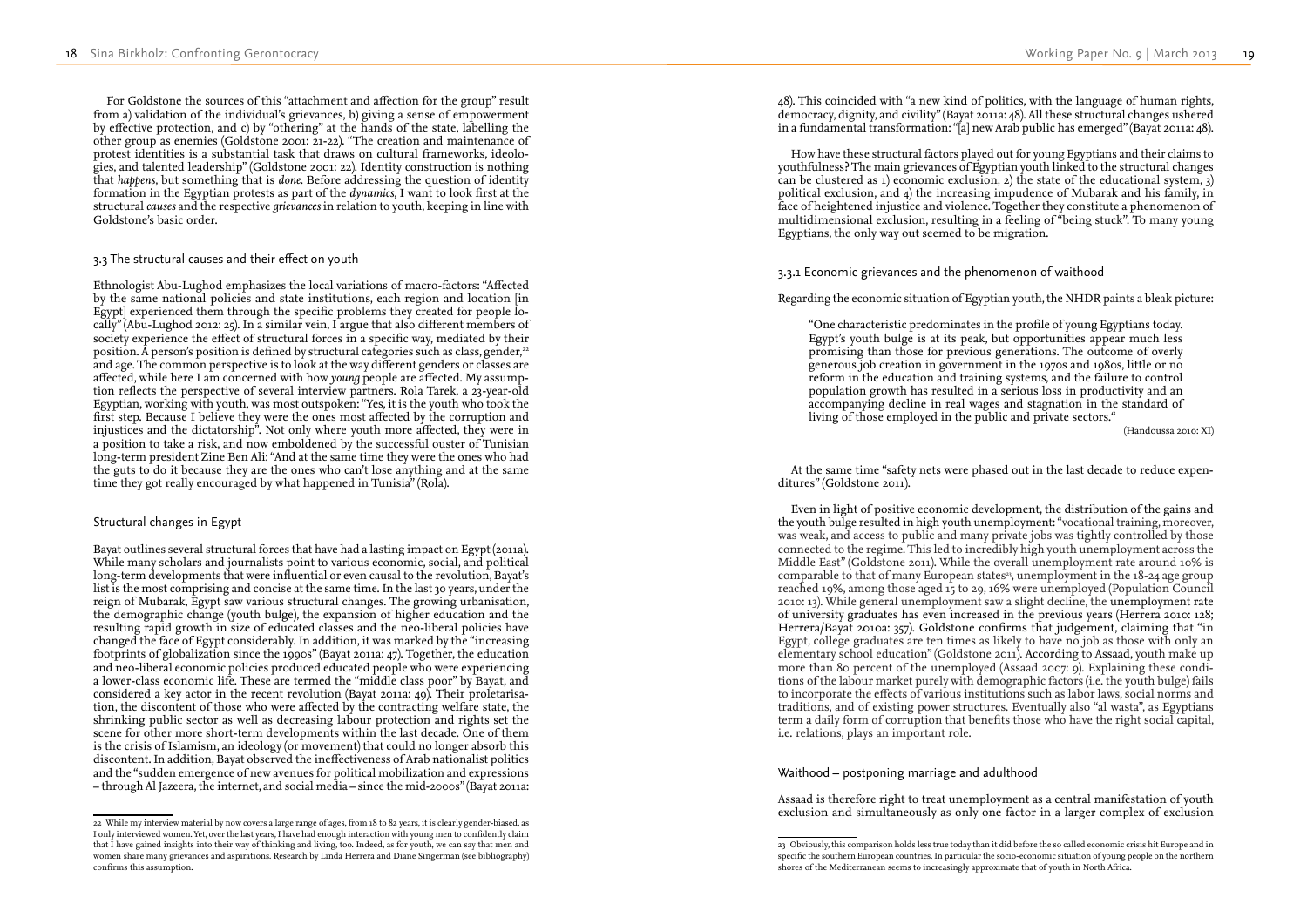For Goldstone the sources of this "attachment and affection for the group" result from a) validation of the individual's grievances, b) giving a sense of empowerment by effective protection, and c) by "othering" at the hands of the state, labelling the other group as enemies (Goldstone 2001: 21-22). "The creation and maintenance of protest identities is a substantial task that draws on cultural frameworks, ideologies, and talented leadership" (Goldstone 2001: 22). Identity construction is nothing that *happens*, but something that is *done*. Before addressing the question of identity formation in the Egyptian protests as part of the *dynamics*, I want to look first at the structural *causes* and the respective *grievances* in relation to youth, keeping in line with Goldstone's basic order.

### 3.3 The structural causes and their effect on youth

Ethnologist Abu-Lughod emphasizes the local variations of macro-factors: "Affected by the same national policies and state institutions, each region and location [in Egypt] experienced them through the specific problems they created for people locally" (Abu-Lughod 2012: 25). In a similar vein, I argue that also different members of society experience the effect of structural forces in a specific way, mediated by their position. A person's position is defined by structural categories such as class, gender,[22] and age. The common perspective is to look at the way different genders or classes are affected, while here I am concerned with how *young* people are affected. My assumption reflects the perspective of several interview partners. Rola Tarek, a 23-year-old Egyptian, working with youth, was most outspoken: "Yes, it is the youth who took the first step. Because I believe they were the ones most affected by the corruption and injustices and the dictatorship". Not only where youth more affected, they were in a position to take a risk, and now emboldened by the successful ouster of Tunisian long-term president Zine Ben Ali: "And at the same time they were the ones who had the guts to do it because they are the ones who can't lose anything and at the same time they got really encouraged by what happened in Tunisia" (Rola).

#### Structural changes in Egypt

Bayat outlines several structural forces that have had a lasting impact on Egypt (2011a). While many scholars and journalists point to various economic, social, and political long-term developments that were influential or even causal to the revolution, Bayat's list is the most comprising and concise at the same time. In the last 30 years, under the reign of Mubarak, Egypt saw various structural changes. The growing urbanisation, the demographic change (youth bulge), the expansion of higher education and the resulting rapid growth in size of educated classes and the neo-liberal policies have changed the face of Egypt considerably. In addition, it was marked by the "increasing footprints of globalization since the 1990s" (Bayat 2011a: 47). Together, the education and neo-liberal economic policies produced educated people who were experiencing a lower-class economic life. These are termed the "middle class poor" by Bayat, and considered a key actor in the recent revolution (Bayat 2011a: 49). Their proletarisation, the discontent of those who were affected by the contracting welfare state, the shrinking public sector as well as decreasing labour protection and rights set the scene for other more short-term developments within the last decade. One of them is the crisis of Islamism, an ideology (or movement) that could no longer absorb this discontent. In addition, Bayat observed the ineffectiveness of Arab nationalist politics and the "sudden emergence of new avenues for political mobilization and expressions – through Al Jazeera, the internet, and social media – since the mid-2000s" (Bayat 2011a: 48). This coincided with "a new kind of politics, with the language of human rights, democracy, dignity, and civility" (Bayat 2011a: 48). All these structural changes ushered in a fundamental transformation: "[a] new Arab public has emerged" (Bayat 2011a: 48).

How have these structural factors played out for young Egyptians and their claims to youthfulness? The main grievances of Egyptian youth linked to the structural changes can be clustered as 1) economic exclusion, 2) the state of the educational system, 3) political exclusion, and 4) the increasing impudence of Mubarak and his family, in face of heightened injustice and violence. Together they constitute a phenomenon of multidimensional exclusion, resulting in a feeling of "being stuck". To many young Egyptians, the only way out seemed to be migration.

#### 3.3.1 Economic grievances and the phenomenon of waithood

Regarding the economic situation of Egyptian youth, the NHDR paints a bleak picture:

> "One characteristic predominates in the profile of young Egyptians today. Egypt's youth bulge is at its peak, but opportunities appear much less promising than those for previous generations. The outcome of overly generous job creation in government in the 1970s and 1980s, little or no reform in the education and training systems, and the failure to control population growth has resulted in a serious loss in productivity and an accompanying decline in real wages and stagnation in the standard of living of those employed in the public and private sectors."
>
> (Handoussa 2010: XI)

At the same time "safety nets were phased out in the last decade to reduce expenditures" (Goldstone 2011).

Even in light of positive economic development, the distribution of the gains and the youth bulge resulted in high youth unemployment: "vocational training, moreover, was weak, and access to public and many private jobs was tightly controlled by those connected to the regime. This led to incredibly high youth unemployment across the Middle East" (Goldstone 2011). While the overall unemployment rate around 10% is comparable to that of many European states[23], unemployment in the 18-24 age group reached 19%, among those aged 15 to 29, 16% were unemployed (Population Council 2010: 13). While general unemployment saw a slight decline, the unemployment rate of university graduates has even increased in the previous years (Herrera 2010: 128; Herrera/Bayat 2010a: 357). Goldstone confirms that judgement, claiming that "in Egypt, college graduates are ten times as likely to have no job as those with only an elementary school education" (Goldstone 2011). According to Assaad, youth make up more than 80 percent of the unemployed (Assaad 2007: 9). Explaining these conditions of the labour market purely with demographic factors (i.e. the youth bulge) fails to incorporate the effects of various institutions such as labor laws, social norms and traditions, and of existing power structures. Eventually also "al wasta", as Egyptians term a daily form of corruption that benefits those who have the right social capital, i.e. relations, plays an important role.

#### Waithood – postponing marriage and adulthood

Assaad is therefore right to treat unemployment as a central manifestation of youth exclusion and simultaneously as only one factor in a larger complex of exclusion

---

[22] While my interview material by now covers a large range of ages, from 18 to 82 years, it is clearly gender-biased, as I only interviewed women. Yet, over the last years, I have had enough interaction with young men to confidently claim that I have gained insights into their way of thinking and living, too. Indeed, as for youth, we can say that men and women share many grievances and aspirations. Research by Linda Herrera and Diane Singerman (see bibliography) confirms this assumption.

[23] Obviously, this comparison holds less true today than it did before the so called economic crisis hit Europe and in specific the southern European countries. In particular the socio-economic situation of young people on the northern shores of the Mediterranean seems to increasingly approximate that of youth in North Africa.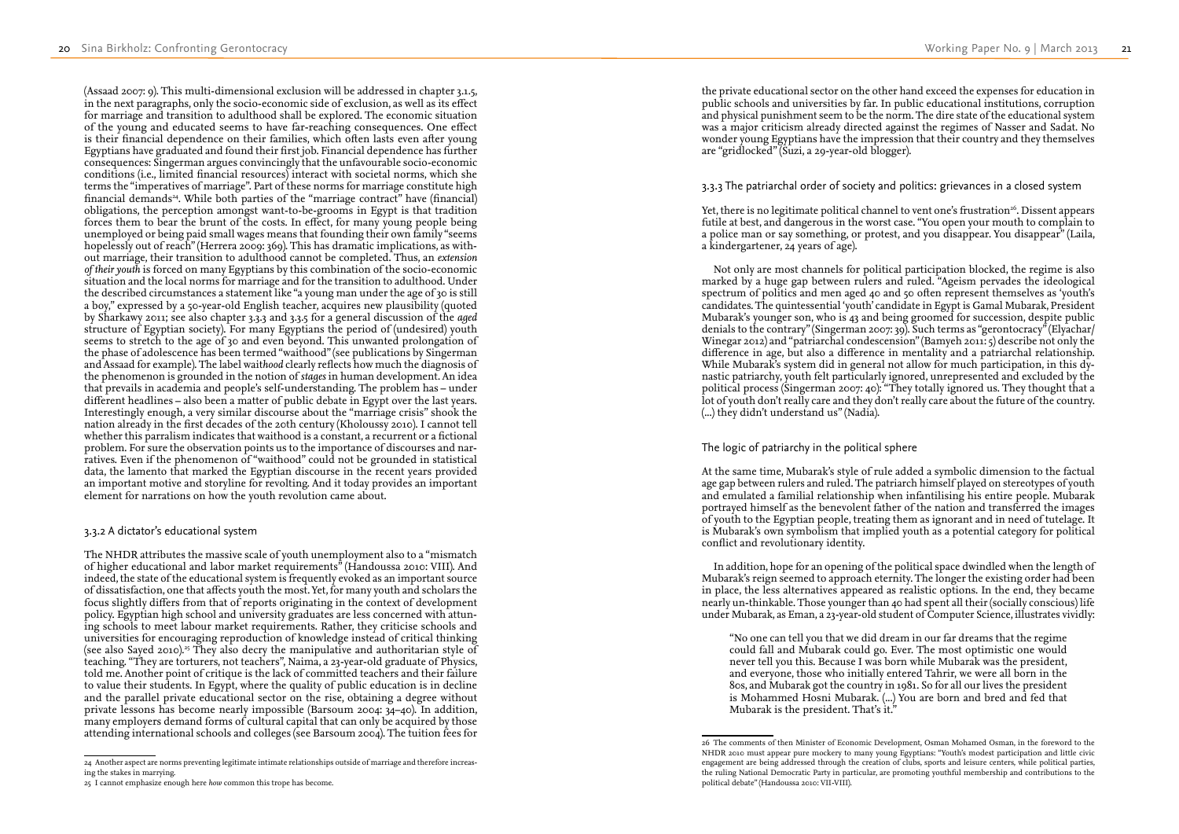(Assaad 2007: 9). This multi-dimensional exclusion will be addressed in chapter 3.1.5, in the next paragraphs, only the socio-economic side of exclusion, as well as its effect for marriage and transition to adulthood shall be explored. The economic situation of the young and educated seems to have far-reaching consequences. One effect is their financial dependence on their families, which often lasts even after young Egyptians have graduated and found their first job. Financial dependence has further consequences: Singerman argues convincingly that the unfavourable socio-economic conditions (i.e., limited financial resources) interact with societal norms, which she terms the "imperatives of marriage". Part of these norms for marriage constitute high financial demands[24]. While both parties of the "marriage contract" have (financial) obligations, the perception amongst want-to-be-grooms in Egypt is that tradition forces them to bear the brunt of the costs. In effect, for many young people being unemployed or being paid small wages means that founding their own family "seems hopelessly out of reach" (Herrera 2009: 369). This has dramatic implications, as without marriage, their transition to adulthood cannot be completed. Thus, an *extension of their youth* is forced on many Egyptians by this combination of the socio-economic situation and the local norms for marriage and for the transition to adulthood. Under the described circumstances a statement like "a young man under the age of 30 is still a boy," expressed by a 50-year-old English teacher, acquires new plausibility (quoted by Sharkawy 2011; see also chapter 3.3.3 and 3.3.5 for a general discussion of the *aged* structure of Egyptian society). For many Egyptians the period of (undesired) youth seems to stretch to the age of 30 and even beyond. This unwanted prolongation of the phase of adolescence has been termed "waithood" (see publications by Singerman and Assaad for example). The label wait*hood* clearly reflects how much the diagnosis of the phenomenon is grounded in the notion of *stages* in human development. An idea that prevails in academia and people's self-understanding. The problem has – under different headlines – also been a matter of public debate in Egypt over the last years. Interestingly enough, a very similar discourse about the "marriage crisis" shook the nation already in the first decades of the 20th century (Kholoussy 2010). I cannot tell whether this parralism indicates that waithood is a constant, a recurrent or a fictional problem. For sure the observation points us to the importance of discourses and narratives. Even if the phenomenon of "waithood" could not be grounded in statistical data, the lamento that marked the Egyptian discourse in the recent years provided an important motive and storyline for revolting. And it today provides an important element for narrations on how the youth revolution came about.

### 3.3.2 A dictator's educational system

The NHDR attributes the massive scale of youth unemployment also to a "mismatch of higher educational and labor market requirements" (Handoussa 2010: VIII). And indeed, the state of the educational system is frequently evoked as an important source of dissatisfaction, one that affects youth the most. Yet, for many youth and scholars the focus slightly differs from that of reports originating in the context of development policy. Egyptian high school and university graduates are less concerned with attuning schools to meet labour market requirements. Rather, they criticise schools and universities for encouraging reproduction of knowledge instead of critical thinking (see also Sayed 2010).[25] They also decry the manipulative and authoritarian style of teaching. "They are torturers, not teachers", Naima, a 23-year-old graduate of Physics, told me. Another point of critique is the lack of committed teachers and their failure to value their students. In Egypt, where the quality of public education is in decline and the parallel private educational sector on the rise, obtaining a degree without private lessons has become nearly impossible (Barsoum 2004: 34–40). In addition, many employers demand forms of cultural capital that can only be acquired by those attending international schools and colleges (see Barsoum 2004). The tuition fees for the private educational sector on the other hand exceed the expenses for education in public schools and universities by far. In public educational institutions, corruption and physical punishment seem to be the norm. The dire state of the educational system was a major criticism already directed against the regimes of Nasser and Sadat. No wonder young Egyptians have the impression that their country and they themselves are "gridlocked" (Suzi, a 29-year-old blogger).

### 3.3.3 The patriarchal order of society and politics: grievances in a closed system

Yet, there is no legitimate political channel to vent one's frustration[26]. Dissent appears futile at best, and dangerous in the worst case. "You open your mouth to complain to a police man or say something, or protest, and you disappear. You disappear" (Laila, a kindergartener, 24 years of age).

Not only are most channels for political participation blocked, the regime is also marked by a huge gap between rulers and ruled. "Ageism pervades the ideological spectrum of politics and men aged 40 and 50 often represent themselves as 'youth's candidates. The quintessential 'youth' candidate in Egypt is Gamal Mubarak, President Mubarak's younger son, who is 43 and being groomed for succession, despite public denials to the contrary" (Singerman 2007: 39). Such terms as "gerontocracy" (Elyachar/Winegar 2012) and "patriarchal condescension" (Bamyeh 2011: 5) describe not only the difference in age, but also a difference in mentality and a patriarchal relationship. While Mubarak's system did in general not allow for much participation, in this dynastic patriarchy, youth felt particularly ignored, unrepresented and excluded by the political process (Singerman 2007: 40): "They totally ignored us. They thought that a lot of youth don't really care and they don't really care about the future of the country. (...) they didn't understand us" (Nadia).

#### The logic of patriarchy in the political sphere

At the same time, Mubarak's style of rule added a symbolic dimension to the factual age gap between rulers and ruled. The patriarch himself played on stereotypes of youth and emulated a familial relationship when infantilising his entire people. Mubarak portrayed himself as the benevolent father of the nation and transferred the images of youth to the Egyptian people, treating them as ignorant and in need of tutelage. It is Mubarak's own symbolism that implied youth as a potential category for political conflict and revolutionary identity.

In addition, hope for an opening of the political space dwindled when the length of Mubarak's reign seemed to approach eternity. The longer the existing order had been in place, the less alternatives appeared as realistic options. In the end, they became nearly un-thinkable. Those younger than 40 had spent all their (socially conscious) life under Mubarak, as Eman, a 23-year-old student of Computer Science, illustrates vividly:

> "No one can tell you that we did dream in our far dreams that the regime could fall and Mubarak could go. Ever. The most optimistic one would never tell you this. Because I was born while Mubarak was the president, and everyone, those who initially entered Tahrir, we were all born in the 80s, and Mubarak got the country in 1981. So for all our lives the president is Mohammed Hosni Mubarak. (...) You are born and bred and fed that Mubarak is the president. That's it."

---

24 Another aspect are norms preventing legitimate intimate relationships outside of marriage and therefore increasing the stakes in marrying.

25 I cannot emphasize enough here *how* common this trope has become.

26 The comments of then Minister of Economic Development, Osman Mohamed Osman, in the foreword to the NHDR 2010 must appear pure mockery to many young Egyptians: "Youth's modest participation and little civic engagement are being addressed through the creation of clubs, sports and leisure centers, while political parties, the ruling National Democratic Party in particular, are promoting youthful membership and contributions to the political debate" (Handoussa 2010: VII-VIII).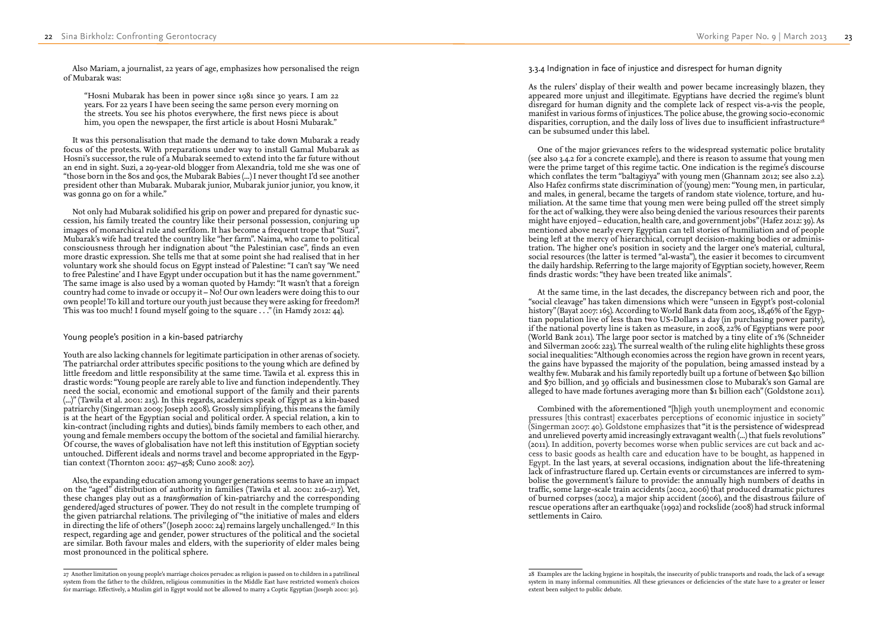Also Mariam, a journalist, 22 years of age, emphasizes how personalised the reign of Mubarak was:

> "Hosni Mubarak has been in power since 1981 since 30 years. I am 22 years. For 22 years I have been seeing the same person every morning on the streets. You see his photos everywhere, the first news piece is about him, you open the newspaper, the first article is about Hosni Mubarak."

It was this personalisation that made the demand to take down Mubarak a ready focus of the protests. With preparations under way to install Gamal Mubarak as Hosni's successor, the rule of a Mubarak seemed to extend into the far future without an end in sight. Suzi, a 29-year-old blogger from Alexandria, told me she was one of "those born in the 80s and 90s, the Mubarak Babies (...) I never thought I'd see another president other than Mubarak. Mubarak junior, Mubarak junior junior, you know, it was gonna go on for a while."

Not only had Mubarak solidified his grip on power and prepared for dynastic succession, his family treated the country like their personal possession, conjuring up images of monarchical rule and serfdom. It has become a frequent trope that "Suzi", Mubarak's wife had treated the country like "her farm". Naima, who came to political consciousness through her indignation about "the Palestinian case", finds an even more drastic expression. She tells me that at some point she had realised that in her voluntary work she should focus on Egypt instead of Palestine: "I can't say 'We need to free Palestine' and I have Egypt under occupation but it has the name government." The same image is also used by a woman quoted by Hamdy: "It wasn't that a foreign country had come to invade or occupy it – No! Our own leaders were doing this to our own people! To kill and torture our youth just because they were asking for freedom?! This was too much! I found myself going to the square . . ." (in Hamdy 2012: 44).

### Young people's position in a kin-based patriarchy

Youth are also lacking channels for legitimate participation in other arenas of society. The patriarchal order attributes specific positions to the young which are defined by little freedom and little responsibility at the same time. Tawila et al. express this in drastic words: "Young people are rarely able to live and function independently. They need the social, economic and emotional support of the family and their parents (...)" (Tawila et al. 2001: 215). In this regards, academics speak of Egypt as a kin-based patriarchy (Singerman 2009; Joseph 2008). Grossly simplifying, this means the family is at the heart of the Egyptian social and political order. A special relation, a kin to kin-contract (including rights and duties), binds family members to each other, and young and female members occupy the bottom of the societal and familial hierarchy. Of course, the waves of globalisation have not left this institution of Egyptian society untouched. Different ideals and norms travel and become appropriated in the Egyptian context (Thornton 2001: 457–458; Cuno 2008: 207).

Also, the expanding education among younger generations seems to have an impact on the "aged" distribution of authority in families (Tawila et al. 2001: 216–217). Yet, these changes play out as a *transformation* of kin-patriarchy and the corresponding gendered/aged structures of power. They do not result in the complete trumping of the given patriarchal relations. The privileging of "the initiative of males and elders in directing the life of others" (Joseph 2000: 24) remains largely unchallenged.[27] In this respect, regarding age and gender, power structures of the political and the societal are similar. Both favour males and elders, with the superiority of elder males being most pronounced in the political sphere.

[27] Another limitation on young people's marriage choices pervades: as religion is passed on to children in a patrilineal system from the father to the children, religious communities in the Middle East have restricted women's choices for marriage. Effectively, a Muslim girl in Egypt would not be allowed to marry a Coptic Egyptian (Joseph 2000: 30).

### 3.3.4 Indignation in face of injustice and disrespect for human dignity

As the rulers' display of their wealth and power became increasingly blazen, they appeared more unjust and illegitimate. Egyptians have decried the regime's blunt disregard for human dignity and the complete lack of respect vis-a-vis the people, manifest in various forms of injustices. The police abuse, the growing socio-economic disparities, corruption, and the daily loss of lives due to insufficient infrastructure[28] can be subsumed under this label.

One of the major grievances refers to the widespread systematic police brutality (see also 3.4.2 for a concrete example), and there is reason to assume that young men were the prime target of this regime tactic. One indication is the regime's discourse which conflates the term "baltagiyya" with young men (Ghannam 2012; see also 2.2). Also Hafez confirms state discrimination of (young) men: "Young men, in particular, and males, in general, became the targets of random state violence, torture, and humiliation. At the same time that young men were being pulled off the street simply for the act of walking, they were also being denied the various resources their parents might have enjoyed – education, health care, and government jobs" (Hafez 2012: 39). As mentioned above nearly every Egyptian can tell stories of humiliation and of people being left at the mercy of hierarchical, corrupt decision-making bodies or administration. The higher one's position in society and the larger one's material, cultural, social resources (the latter is termed "al-wasta"), the easier it becomes to circumvent the daily hardship. Referring to the large majority of Egyptian society, however, Reem finds drastic words: "they have been treated like animals".

At the same time, in the last decades, the discrepancy between rich and poor, the "social cleavage" has taken dimensions which were "unseen in Egypt's post-colonial history" (Bayat 2007: 165). According to World Bank data from 2005, 18,46% of the Egyptian population live of less than two US-Dollars a day (in purchasing power parity), if the national poverty line is taken as measure, in 2008, 22% of Egyptians were poor (World Bank 2011). The large poor sector is matched by a tiny elite of 1% (Schneider and Silverman 2006: 223). The surreal wealth of the ruling elite highlights these gross social inequalities: "Although economies across the region have grown in recent years, the gains have bypassed the majority of the population, being amassed instead by a wealthy few. Mubarak and his family reportedly built up a fortune of between $40 billion and $70 billion, and 39 officials and businessmen close to Mubarak's son Gamal are alleged to have made fortunes averaging more than $1 billion each" (Goldstone 2011).

Combined with the aforementioned "[h]igh youth unemployment and economic pressures [this contrast] exacerbates perceptions of economic injustice in society" (Singerman 2007: 40). Goldstone emphasizes that "it is the persistence of widespread and unrelieved poverty amid increasingly extravagant wealth (...) that fuels revolutions" (2011). In addition, poverty becomes worse when public services are cut back and access to basic goods as health care and education have to be bought, as happened in Egypt. In the last years, at several occasions, indignation about the life-threatening lack of infrastructure flared up. Certain events or circumstances are inferred to symbolise the government's failure to provide: the annually high numbers of deaths in traffic, some large-scale train accidents (2002, 2006) that produced dramatic pictures of burned corpses (2002), a major ship accident (2006), and the disastrous failure of rescue operations after an earthquake (1992) and rockslide (2008) had struck informal settlements in Cairo.

[28] Examples are the lacking hygiene in hospitals, the insecurity of public transports and roads, the lack of a sewage system in many informal communities. All these grievances or deficiencies of the state have to a greater or lesser extent been subject to public debate.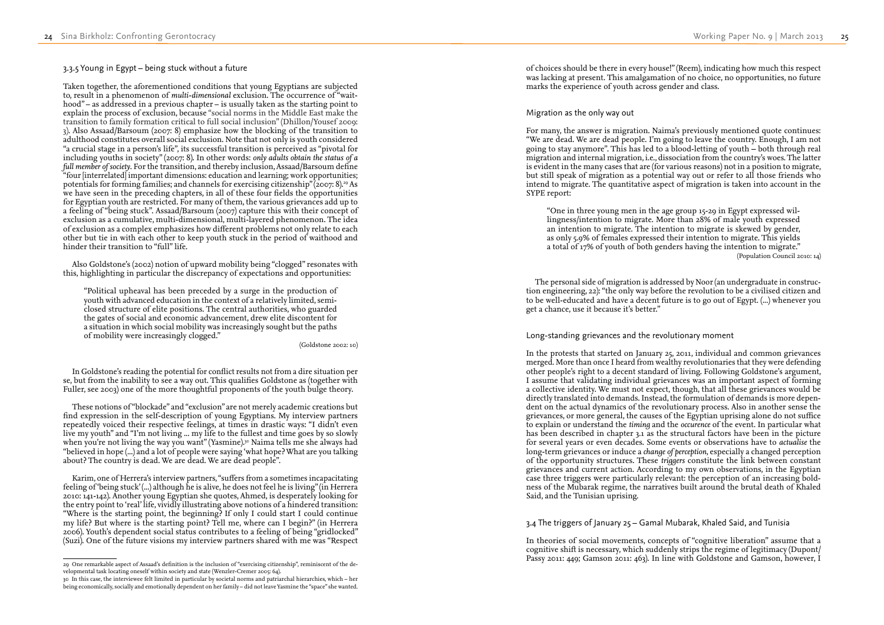### 3.3.5 Young in Egypt – being stuck without a future

Taken together, the aforementioned conditions that young Egyptians are subjected to, result in a phenomenon of *multi-dimensional* exclusion. The occurrence of "waithood" – as addressed in a previous chapter – is usually taken as the starting point to explain the process of exclusion, because "social norms in the Middle East make the transition to family formation critical to full social inclusion" (Dhillon/Yousef 2009: 3). Also Assaad/Barsoum (2007: 8) emphasize how the blocking of the transition to adulthood constitutes overall social exclusion. Note that not only is youth considered "a crucial stage in a person's life", its successful transition is perceived as "pivotal for including youths in society" (2007: 8). In other words: *only adults obtain the status of a full member of society*. For the transition, and thereby inclusion, Assaad/Barsoum define "four [interrelated] important dimensions: education and learning; work opportunities; potentials for forming families; and channels for exercising citizenship" (2007: 8).[29] As we have seen in the preceding chapters, in all of these four fields the opportunities for Egyptian youth are restricted. For many of them, the various grievances add up to a feeling of "being stuck". Assaad/Barsoum (2007) capture this with their concept of exclusion as a cumulative, multi-dimensional, multi-layered phenomenon. The idea of exclusion as a complex emphasizes how different problems not only relate to each other but tie in with each other to keep youth stuck in the period of waithood and hinder their transition to "full" life.

Also Goldstone's (2002) notion of upward mobility being "clogged" resonates with this, highlighting in particular the discrepancy of expectations and opportunities:

> "Political upheaval has been preceded by a surge in the production of youth with advanced education in the context of a relatively limited, semi-closed structure of elite positions. The central authorities, who guarded the gates of social and economic advancement, drew elite discontent for a situation in which social mobility was increasingly sought but the paths of mobility were increasingly clogged."
>
> (Goldstone 2002: 10)

In Goldstone's reading the potential for conflict results not from a dire situation per se, but from the inability to see a way out. This qualifies Goldstone as (together with Fuller, see 2003) one of the more thoughtful proponents of the youth bulge theory.

These notions of "blockade" and "exclusion" are not merely academic creations but find expression in the self-description of young Egyptians. My interview partners repeatedly voiced their respective feelings, at times in drastic ways: "I didn't even live my youth" and "I'm not living ... my life to the fullest and time goes by so slowly when you're not living the way you want" (Yasmine).[30] Naima tells me she always had "believed in hope (...) and a lot of people were saying 'what hope? What are you talking about? The country is dead. We are dead. We are dead people".

Karim, one of Herrera's interview partners, "suffers from a sometimes incapacitating feeling of 'being stuck' (...) although he is alive, he does not feel he is living" (in Herrera 2010: 141-142). Another young Egyptian she quotes, Ahmed, is desperately looking for the entry point to 'real' life, vividly illustrating above notions of a hindered transition: "Where is the starting point, the beginning? If only I could start I could continue my life? But where is the starting point? Tell me, where can I begin?" (in Herrera 2006). Youth's dependent social status contributes to a feeling of being "gridlocked" (Suzi). One of the future visions my interview partners shared with me was "Respect of choices should be there in every house!" (Reem), indicating how much this respect was lacking at present. This amalgamation of no choice, no opportunities, no future marks the experience of youth across gender and class.

#### Migration as the only way out

For many, the answer is migration. Naima's previously mentioned quote continues: "We are dead. We are dead people. I'm going to leave the country. Enough, I am not going to stay anymore". This has led to a blood-letting of youth – both through real migration and internal migration, i.e., dissociation from the country's woes. The latter is evident in the many cases that are (for various reasons) not in a position to migrate, but still speak of migration as a potential way out or refer to all those friends who intend to migrate. The quantitative aspect of migration is taken into account in the SYPE report:

> "One in three young men in the age group 15-29 in Egypt expressed willingness/intention to migrate. More than 28% of male youth expressed an intention to migrate. The intention to migrate is skewed by gender, as only 5.9% of females expressed their intention to migrate. This yields a total of 17% of youth of both genders having the intention to migrate."
>
> (Population Council 2010: 14)

The personal side of migration is addressed by Noor (an undergraduate in construction engineering, 22): "the only way before the revolution to be a civilised citizen and to be well-educated and have a decent future is to go out of Egypt. (...) whenever you get a chance, use it because it's better."

#### Long-standing grievances and the revolutionary moment

In the protests that started on January 25, 2011, individual and common grievances merged. More than once I heard from wealthy revolutionaries that they were defending other people's right to a decent standard of living. Following Goldstone's argument, I assume that validating individual grievances was an important aspect of forming a collective identity. We must not expect, though, that all these grievances would be directly translated into demands. Instead, the formulation of demands is more dependent on the actual dynamics of the revolutionary process. Also in another sense the grievances, or more general, the causes of the Egyptian uprising alone do not suffice to explain or understand the *timing* and the *occurence* of the event. In particular what has been described in chapter 3.1 as the structural factors have been in the picture for several years or even decades. Some events or observations have to *actualise* the long-term grievances or induce a *change of perception*, especially a changed perception of the opportunity structures. These *triggers* constitute the link between constant grievances and current action. According to my own observations, in the Egyptian case three triggers were particularly relevant: the perception of an increasing boldness of the Mubarak regime, the narratives built around the brutal death of Khaled Said, and the Tunisian uprising.

### 3.4 The triggers of January 25 – Gamal Mubarak, Khaled Said, and Tunisia

In theories of social movements, concepts of "cognitive liberation" assume that a cognitive shift is necessary, which suddenly strips the regime of legitimacy (Dupont/Passy 2011: 449; Gamson 2011: 463). In line with Goldstone and Gamson, however, I

---

[29] One remarkable aspect of Assaad's definition is the inclusion of "exercising citizenship", reminiscent of the developmental task locating oneself within society and state (Wenzler-Cremer 2005: 64).

[30] In this case, the interviewee felt limited in particular by societal norms and patriarchal hierarchies, which – her being economically, socially and emotionally dependent on her family – did not leave Yasmine the "space" she wanted.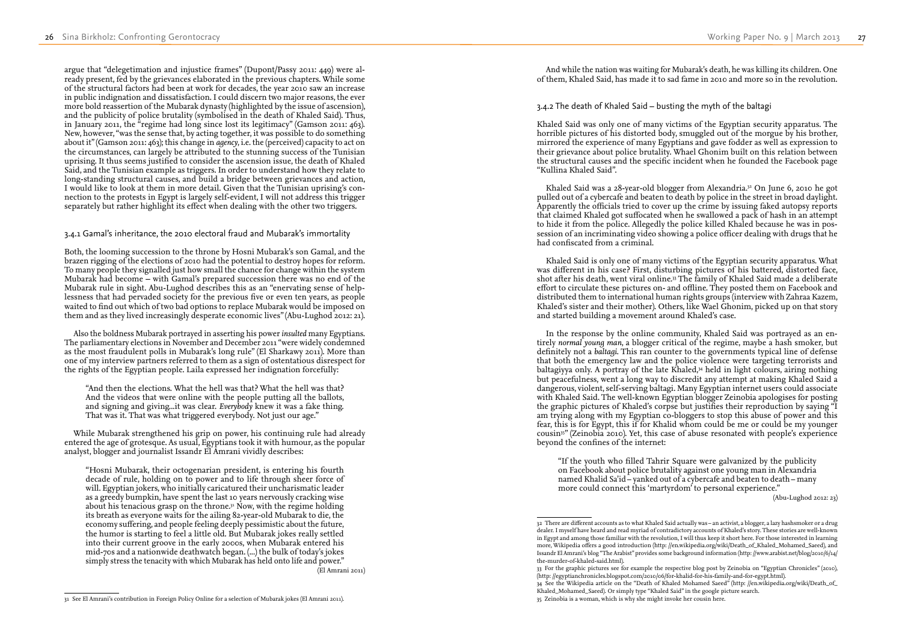argue that "delegetimation and injustice frames" (Dupont/Passy 2011: 449) were already present, fed by the grievances elaborated in the previous chapters. While some of the structural factors had been at work for decades, the year 2010 saw an increase in public indignation and dissatisfaction. I could discern two major reasons, the ever more bold reassertion of the Mubarak dynasty (highlighted by the issue of ascension), and the publicity of police brutality (symbolised in the death of Khaled Said). Thus, in January 2011, the "regime had long since lost its legitimacy" (Gamson 2011: 463). New, however, "was the sense that, by acting together, it was possible to do something about it" (Gamson 2011: 463); this change in *agency*, i.e. the (perceived) capacity to act on the circumstances, can largely be attributed to the stunning success of the Tunisian uprising. It thus seems justified to consider the ascension issue, the death of Khaled Said, and the Tunisian example as triggers. In order to understand how they relate to long-standing structural causes, and build a bridge between grievances and action, I would like to look at them in more detail. Given that the Tunisian uprising's connection to the protests in Egypt is largely self-evident, I will not address this trigger separately but rather highlight its effect when dealing with the other two triggers.

### 3.4.1 Gamal's inheritance, the 2010 electoral fraud and Mubarak's immortality

Both, the looming succession to the throne by Hosni Mubarak's son Gamal, and the brazen rigging of the elections of 2010 had the potential to destroy hopes for reform. To many people they signalled just how small the chance for change within the system Mubarak had become – with Gamal's prepared succession there was no end of the Mubarak rule in sight. Abu-Lughod describes this as an "enervating sense of helplessness that had pervaded society for the previous five or even ten years, as people waited to find out which of two bad options to replace Mubarak would be imposed on them and as they lived increasingly desperate economic lives" (Abu-Lughod 2012: 21).

Also the boldness Mubarak portrayed in asserting his power *insulted* many Egyptians. The parliamentary elections in November and December 2011 "were widely condemned as the most fraudulent polls in Mubarak's long rule" (El Sharkawy 2011). More than one of my interview partners referred to them as a sign of ostentatious disrespect for the rights of the Egyptian people. Laila expressed her indignation forcefully:

> "And then the elections. What the hell was that? What the hell was that? And the videos that were online with the people putting all the ballots, and signing and giving...it was clear. *Everybody* knew it was a fake thing. That was it. That was what triggered everybody. Not just our age."

While Mubarak strengthened his grip on power, his continuing rule had already entered the age of grotesque. As usual, Egyptians took it with humour, as the popular analyst, blogger and journalist Issandr El Amrani vividly describes:

> "Hosni Mubarak, their octogenarian president, is entering his fourth decade of rule, holding on to power and to life through sheer force of will. Egyptian jokers, who initially caricatured their uncharismatic leader as a greedy bumpkin, have spent the last 10 years nervously cracking wise about his tenacious grasp on the throne.[31] Now, with the regime holding its breath as everyone waits for the ailing 82-year-old Mubarak to die, the economy suffering, and people feeling deeply pessimistic about the future, the humor is starting to feel a little old. But Mubarak jokes really settled into their current groove in the early 2000s, when Mubarak entered his mid-70s and a nationwide deathwatch began. (...) the bulk of today's jokes simply stress the tenacity with which Mubarak has held onto life and power."
>
> (El Amrani 2011)

And while the nation was waiting for Mubarak's death, he was killing its children. One of them, Khaled Said, has made it to sad fame in 2010 and more so in the revolution.

### 3.4.2 The death of Khaled Said – busting the myth of the baltagi

Khaled Said was only one of many victims of the Egyptian security apparatus. The horrible pictures of his distorted body, smuggled out of the morgue by his brother, mirrored the experience of many Egyptians and gave fodder as well as expression to their grievance about police brutality. Whael Ghonim built on this relation between the structural causes and the specific incident when he founded the Facebook page "Kullina Khaled Said".

Khaled Said was a 28-year-old blogger from Alexandria.[32] On June 6, 2010 he got pulled out of a cybercafe and beaten to death by police in the street in broad daylight. Apparently the officials tried to cover up the crime by issuing faked autopsy reports that claimed Khaled got suffocated when he swallowed a pack of hash in an attempt to hide it from the police. Allegedly the police killed Khaled because he was in possession of an incriminating video showing a police officer dealing with drugs that he had confiscated from a criminal.

Khaled Said is only one of many victims of the Egyptian security apparatus. What was different in his case? First, disturbing pictures of his battered, distorted face, shot after his death, went viral online.[33] The family of Khaled Said made a deliberate effort to circulate these pictures on- and offline. They posted them on Facebook and distributed them to international human rights groups (interview with Zahraa Kazem, Khaled's sister and their mother). Others, like Wael Ghonim, picked up on that story and started building a movement around Khaled's case.

In the response by the online community, Khaled Said was portrayed as an entirely *normal young man*, a blogger critical of the regime, maybe a hash smoker, but definitely not a *baltagi*. This ran counter to the governments typical line of defense that both the emergency law and the police violence were targeting terrorists and baltagiyya only. A portray of the late Khaled,[34] held in light colours, airing nothing but peacefulness, went a long way to discredit any attempt at making Khaled Said a dangerous, violent, self-serving baltagi. Many Egyptian internet users could associate with Khaled Said. The well-known Egyptian blogger Zeinobia apologises for posting the graphic pictures of Khaled's corpse but justifies their reproduction by saying "I am trying along with my Egyptian co-bloggers to stop this abuse of power and this fear, this is for Egypt, this if for Khalid whom could be me or could be my younger cousin[35]" (Zeinobia 2010). Yet, this case of abuse resonated with people's experience beyond the confines of the internet:

> "If the youth who filled Tahrir Square were galvanized by the publicity on Facebook about police brutality against one young man in Alexandria named Khalid Sa'id – yanked out of a cybercafe and beaten to death – many more could connect this 'martyrdom' to personal experience."
>
> (Abu-Lughod 2012: 23)

---

31 See El Amrani's contribution in Foreign Policy Online for a selection of Mubarak jokes (El Amrani 2011).

32 There are different accounts as to what Khaled Said actually was – an activist, a blogger, a lazy hashsmoker or a drug dealer. I myself have heard and read myriad of contradictory accounts of Khaled's story. These stories are well-known in Egypt and among those familiar with the revolution, I will thus keep it short here. For those interested in learning more, Wikipedia offers a good introduction (http: //en.wikipedia.org/wiki/Death_of_Khaled_Mohamed_Saeed), and Issandr El Amrani's blog "The Arabist" provides some background information (http: //www.arabist.net/blog/2010/6/14/the-murder-of-khaled-said.html).

33 For the graphic pictures see for example the respective blog post by Zeinobia on "Egyptian Chronicles" (2010), (http: //egyptianchronicles.blogspot.com/2010/06/for-khalid-for-his-family-and-for-egypt.html).

34 See the Wikipedia article on the "Death of Khaled Mohamed Saeed" (http: //en.wikipedia.org/wiki/Death_of_Khaled_Mohamed_Saeed). Or simply type "Khaled Said" in the google picture search.

35 Zeinobia is a woman, which is why she might invoke her cousin here.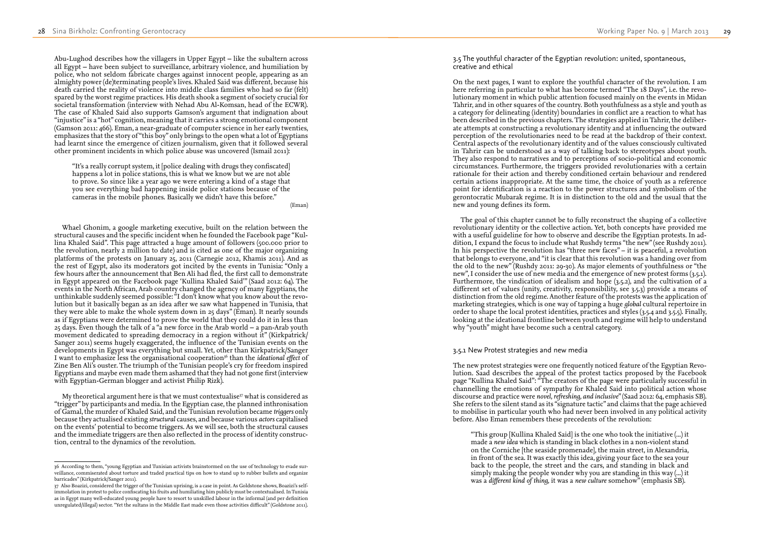Abu-Lughod describes how the villagers in Upper Egypt – like the subaltern across all Egypt – have been subject to surveillance, arbitrary violence, and humiliation by police, who not seldom fabricate charges against innocent people, appearing as an almighty power (de)terminating people's lives. Khaled Said was different, because his death carried the reality of violence into middle class families who had so far (felt) spared by the worst regime practices. His death shook a segment of society crucial for societal transformation (interview with Nehad Abu Al-Komsan, head of the ECWR). The case of Khaled Said also supports Gamson's argument that indignation about "injustice" is a "hot" cognition, meaning that it carries a strong emotional component (Gamson 2011: 466). Eman, a near-graduate of computer science in her early twenties, emphasizes that the story of "this boy" only brings to the open what a lot of Egyptians had learnt since the emergence of citizen journalism, given that it followed several other prominent incidents in which police abuse was uncovered (Ismail 2011):

> "It's a really corrupt system, it [police dealing with drugs they confiscated] happens a lot in police stations, this is what we know but we are not able to prove. So since like a year ago we were entering a kind of a stage that you see everything bad happening inside police stations because of the cameras in the mobile phones. Basically we didn't have this before."
>
> (Eman)

Whael Ghonim, a google marketing executive, built on the relation between the structural causes and the specific incident when he founded the Facebook page "Kullina Khaled Said". This page attracted a huge amount of followers (500.000 prior to the revolution, nearly 2 million to date) and is cited as one of the major organizing platforms of the protests on January 25, 2011 (Carnegie 2012, Khamis 2011). And as the rest of Egypt, also its moderators got incited by the events in Tunisia: "Only a few hours after the announcement that Ben Ali had fled, the first call to demonstrate in Egypt appeared on the Facebook page 'Kullina Khaled Said'" (Saad 2012: 64). The events in the North African, Arab country changed the agency of many Egyptians, the unthinkable suddenly seemed possible: "I don't know what you know about the revolution but it basically began as an idea after we saw what happened in Tunisia, that they were able to make the whole system down in 25 days" (Eman). It nearly sounds as if Egyptians were determined to prove the world that they could do it in less than 25 days. Even though the talk of a "a new force in the Arab world – a pan-Arab youth movement dedicated to spreading democracy in a region without it" (Kirkpatrick/Sanger 2011) seems hugely exaggerated, the influence of the Tunisian events on the developments in Egypt was everything but small. Yet, other than Kirkpatrick/Sanger I want to emphasize less the organisational cooperation[36] than the *ideational effect* of Zine Ben Ali's ouster. The triumph of the Tunisian people's cry for freedom inspired Egyptians and maybe even made them ashamed that they had not gone first (interview with Egyptian-German blogger and activist Philip Rizk).

My theoretical argument here is that we must contextualise[37] what is considered as "trigger" by participants and media. In the Egyptian case, the planned inthronisation of Gamal, the murder of Khaled Said, and the Tunisian revolution became *triggers* only because they actualised existing *structural* causes, and because various *actors* capitalised on the events' potential to become triggers. As we will see, both the structural causes and the immediate triggers are then also reflected in the process of identity construction, central to the dynamics of the revolution.

[36] According to them, "young Egyptian and Tunisian activists brainstormed on the use of technology to evade surveillance, commiserated about torture and traded practical tips on how to stand up to rubber bullets and organize barricades" (Kirkpatrick/Sanger 2011).

[37] Also Boazizi, considered the trigger of the Tunisian uprising, is a case in point. As Goldstone shows, Boazizi's self-immolation in protest to police confiscating his fruits and humiliating him publicly must be contextualised. In Tunisia as in Egypt many well-educated young people have to resort to unskilled labour in the informal (and per definition unregulated/illegal) sector. "Yet the sultans in the Middle East made even those activities difficult" (Goldstone 2011).

### 3.5 The youthful character of the Egyptian revolution: united, spontaneous, creative and ethical

On the next pages, I want to explore the youthful character of the revolution. I am here referring in particular to what has become termed "The 18 Days", i.e. the revolutionary moment in which public attention focused mainly on the events in Midan Tahrir, and in other squares of the country. Both youthfulness as a style and youth as a category for delineating (identity) boundaries in conflict are a reaction to what has been described in the previous chapters. The strategies applied in Tahrir, the deliberate attempts at constructing a revolutionary identity and at influencing the outward perception of the revolutionaries need to be read at the backdrop of their context. Central aspects of the revolutionary identity and of the values consciously cultivated in Tahrir can be understood as a way of talking back to stereotypes about youth. They also respond to narratives and to perceptions of socio-political and economic circumstances. Furthermore, the triggers provided revolutionaries with a certain rationale for their action and thereby conditioned certain behaviour and rendered certain actions inappropriate. At the same time, the choice of youth as a reference point for identification is a reaction to the power structures and symbolism of the gerontocratic Mubarak regime. It is in distinction to the old and the usual that the new and young defines its form.

The goal of this chapter cannot be to fully reconstruct the shaping of a collective revolutionary identity or the collective action. Yet, both concepts have provided me with a useful guideline for how to observe and describe the Egyptian protests. In addition, I expand the focus to include what Rushdy terms "the new" (see Rushdy 2011). In his perspective the revolution has "three new faces" – it is peaceful, a revolution that belongs to everyone, and "it is clear that this revolution was a handing over from the old to the new" (Rushdy 2011: 29-30). As major elements of youthfulness or "the new", I consider the use of new media and the emergence of new protest forms (3.5.1). Furthermore, the vindication of idealism and hope (3.5.2), and the cultivation of a different set of values (unity, creativity, responsibility, see 3.5.3) provide a means of distinction from the old regime. Another feature of the protests was the application of marketing strategies, which is one way of tapping a huge *global* cultural repertoire in order to shape the local protest identities, practices and styles (3.5.4 and 3.5.5). Finally, looking at the ideational frontline between youth and regime will help to understand why "youth" might have become such a central category.

#### 3.5.1 New Protest strategies and new media

The new protest strategies were one frequently noticed feature of the Egyptian Revolution. Saad describes the appeal of the protest tactics proposed by the Facebook page "Kullina Khaled Said": "The creators of the page were particularly successful in channelling the emotions of sympathy for Khaled Said into political action whose discourse and practice were *novel, refreshing, and inclusive*" (Saad 2012: 64, emphasis SB). She refers to the silent stand as its "signature tactic" and claims that the page achieved to mobilise in particular youth who had never been involved in any political activity before. Also Eman remembers these precedents of the revolution:

> "This group [Kullina Khaled Said] is the one who took the initiative (...) it made a *new idea* which is standing in black clothes in a non-violent stand on the Corniche [the seaside promenade], the main street, in Alexandria, in front of the sea. It was exactly this idea, giving your face to the sea your back to the people, the street and the cars, and standing in black and simply making the people wonder why you are standing in this way (...) it was a *different kind of thing*, it was a *new culture* somehow" (emphasis SB).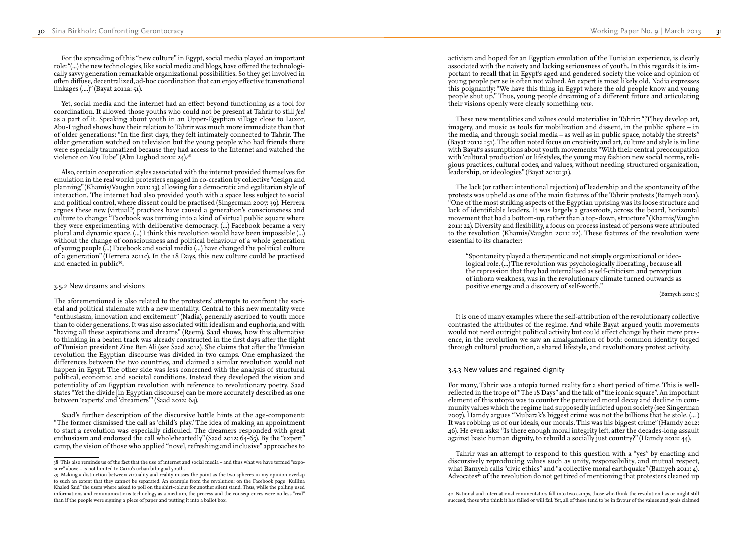For the spreading of this "new culture" in Egypt, social media played an important role: "(...) the new technologies, like social media and blogs, have offered the technologically savvy generation remarkable organizational possibilities. So they get involved in often diffuse, decentralized, ad-hoc coordination that can enjoy effective transnational linkages (....)" (Bayat 2011a: 51).

Yet, social media and the internet had an effect beyond functioning as a tool for coordination. It allowed those youths who could not be present at Tahrir to still *feel* as a part of it. Speaking about youth in an Upper-Egyptian village close to Luxor, Abu-Lughod shows how their relation to Tahrir was much more immediate than that of older generations: "In the first days, they felt intimately connected to Tahrir. The older generation watched on television but the young people who had friends there were especially traumatized because they had access to the Internet and watched the violence on YouTube" (Abu Lughod 2012: 24).[38]

Also, certain cooperation styles associated with the internet provided themselves for emulation in the real world: protesters engaged in co-creation by collective "design and planning" (Khamis/Vaughn 2011: 13), allowing for a democratic and egalitarian style of interaction. The internet had also provided youth with a space less subject to social and political control, where dissent could be practised (Singerman 2007: 39). Herrera argues these new (virtual?) practices have caused a generation's consciousness and culture to change: "Facebook was turning into a kind of virtual public square where they were experimenting with deliberative democracy. (...) Facebook became a very plural and dynamic space. (...) I think this revolution would have been impossible (...) without the change of consciousness and political behaviour of a whole generation of young people (...) Facebook and social media (...) have changed the political culture of a generation" (Herrera 2011c). In the 18 Days, this new culture could be practised and enacted in public[39].

### 3.5.2 New dreams and visions

The aforementioned is also related to the protesters' attempts to confront the societal and political stalemate with a new mentality. Central to this new mentality were "enthusiasm, innovation and excitement" (Nadia), generally ascribed to youth more than to older generations. It was also associated with idealism and euphoria, and with "having all these aspirations and dreams" (Reem). Saad shows, how this alternative to thinking in a beaten track was already constructed in the first days after the flight of Tunisian president Zine Ben Ali (see Saad 2012). She claims that after the Tunisian revolution the Egyptian discourse was divided in two camps. One emphasized the differences between the two countries, and claimed a similar revolution would not happen in Egypt. The other side was less concerned with the analysis of structural political, economic, and societal conditions. Instead they developed the vision and potentiality of an Egyptian revolution with reference to revolutionary poetry. Saad states "Yet the divide [in Egyptian discourse] can be more accurately described as one between 'experts' and 'dreamers'" (Saad 2012: 64).

Saad's further description of the discursive battle hints at the age-component: "The former dismissed the call as 'child's play.' The idea of making an appointment to start a revolution was especially ridiculed. The dreamers responded with great enthusiasm and endorsed the call wholeheartedly" (Saad 2012: 64-65). By the "expert" camp, the vision of those who applied "novel, refreshing and inclusive" approaches to activism and hoped for an Egyptian emulation of the Tunisian experience, is clearly associated with the naivety and lacking seriousness of youth. In this regards it is important to recall that in Egypt's aged and gendered society the voice and opinion of young people per se is often not valued. An expert is most likely old. Nadia expresses this poignantly: "We have this thing in Egypt where the old people know and young people shut up." Thus, young people dreaming of a different future and articulating their visions openly were clearly something *new*.

These new mentalities and values could materialise in Tahrir: "[T]hey develop art, imagery, and music as tools for mobilization and dissent, in the public sphere – in the media, and through social media – as well as in public space, notably the streets" (Bayat 2011a : 51). The often noted focus on creativity and art, culture and style is in line with Bayat's assumptions about youth movements: "With their central preoccupation with 'cultural production' or lifestyles, the young may fashion new social norms, religious practices, cultural codes, and values, without needing structured organization, leadership, or ideologies" (Bayat 2010: 31).

The lack (or rather: intentional rejection) of leadership and the spontaneity of the protests was upheld as one of the main features of the Tahrir protests (Bamyeh 2011). "One of the most striking aspects of the Egyptian uprising was its loose structure and lack of identifiable leaders. It was largely a grassroots, across the board, horizontal movement that had a bottom-up, rather than a top-down, structure" (Khamis/Vaughn 2011: 22). Diversity and flexibility, a focus on process instead of persons were attributed to the revolution (Khamis/Vaughn 2011: 22). These features of the revolution were essential to its character:

> "Spontaneity played a therapeutic and not simply organizational or ideological role. (...) The revolution was psychologically liberating , because all the repression that they had internalised as self-criticism and perception of inborn weakness, was in the revolutionary climate turned outwards as positive energy and a discovery of self-worth."
>
> (Bamyeh 2011: 3)

It is one of many examples where the self-attribution of the revolutionary collective contrasted the attributes of the regime. And while Bayat argued youth movements would not need outright political activity but could effect change by their mere presence, in the revolution we saw an amalgamation of both: common identity forged through cultural production, a shared lifestyle, and revolutionary protest activity.

### 3.5.3 New values and regained dignity

For many, Tahrir was a utopia turned reality for a short period of time. This is well-reflected in the trope of "The 18 Days" and the talk of "the iconic square". An important element of this utopia was to counter the perceived moral decay and decline in community values which the regime had supposedly inflicted upon society (see Singerman 2007). Hamdy argues "Mubarak's biggest crime was not the billions that he stole. (... ) It was robbing us of our ideals, our morals. This was his biggest crime" (Hamdy 2012: 46). He even asks: "Is there enough moral integrity left, after the decades-long assault against basic human dignity, to rebuild a socially just country?" (Hamdy 2012: 44).

Tahrir was an attempt to respond to this question with a "yes" by enacting and discursively reproducing values such as unity, responsibility, and mutual respect, what Bamyeh calls "civic ethics" and "a collective moral earthquake" (Bamyeh 2011: 4). Advocates[40] of the revolution do not get tired of mentioning that protesters cleaned up

---

38 This also reminds us of the fact that the use of internet and social media – and thus what we have termed "exposure" above – is not limited to Cairo's urban bilingual youth.

39 Making a distinction between virtuality and reality misses the point as the two spheres in my opinion overlap to such an extent that they cannot be separated. An example from the revolution: on the Facebook page "Kullina Khaled Said" the users where asked to poll on the shirt-colour for another silent stand. Thus, while the polling used informations and communications technology as a medium, the process and the consequences were no less "real" than if the people were signing a piece of paper and putting it into a ballot box.

40 National and international commentators fall into two camps, those who think the revolution has or might still succeed, those who think it has failed or will fail. Yet, all of these tend to be in favour of the values and goals claimed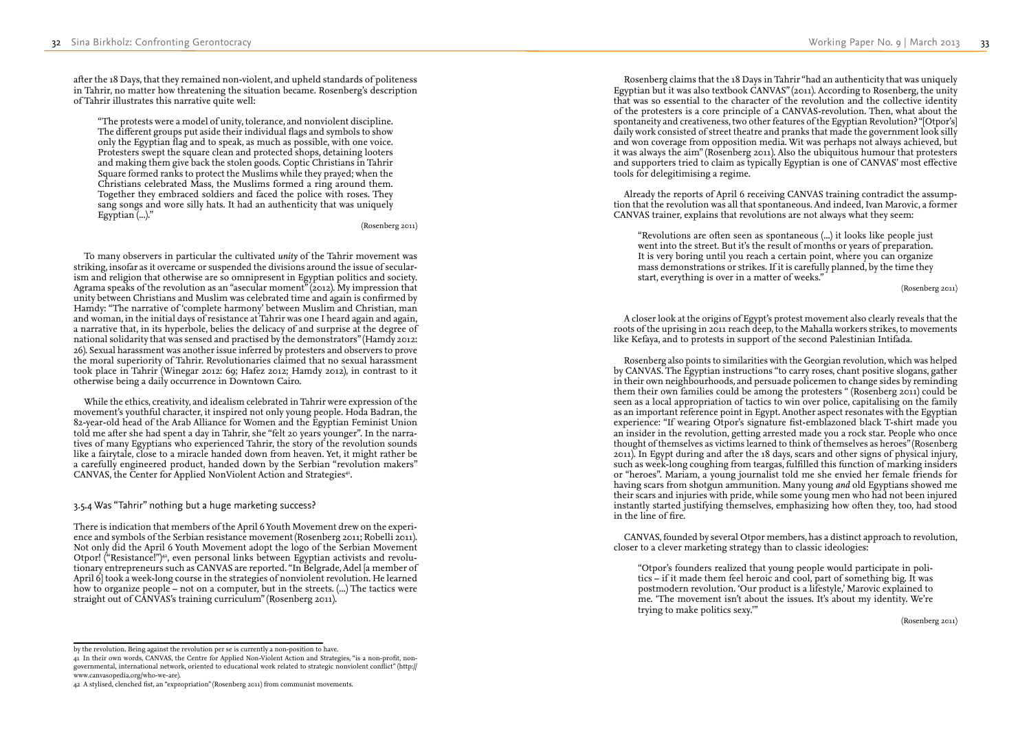after the 18 Days, that they remained non-violent, and upheld standards of politeness in Tahrir, no matter how threatening the situation became. Rosenberg's description of Tahrir illustrates this narrative quite well:

> "The protests were a model of unity, tolerance, and nonviolent discipline. The different groups put aside their individual flags and symbols to show only the Egyptian flag and to speak, as much as possible, with one voice. Protesters swept the square clean and protected shops, detaining looters and making them give back the stolen goods. Coptic Christians in Tahrir Square formed ranks to protect the Muslims while they prayed; when the Christians celebrated Mass, the Muslims formed a ring around them. Together they embraced soldiers and faced the police with roses. They sang songs and wore silly hats. It had an authenticity that was uniquely Egyptian (...)."
>
> (Rosenberg 2011)

To many observers in particular the cultivated *unity* of the Tahrir movement was striking, insofar as it overcame or suspended the divisions around the issue of secularism and religion that otherwise are so omnipresent in Egyptian politics and society. Agrama speaks of the revolution as an "asecular moment" (2012). My impression that unity between Christians and Muslim was celebrated time and again is confirmed by Hamdy: "The narrative of 'complete harmony' between Muslim and Christian, man and woman, in the initial days of resistance at Tahrir was one I heard again and again, a narrative that, in its hyperbole, belies the delicacy of and surprise at the degree of national solidarity that was sensed and practised by the demonstrators" (Hamdy 2012: 26). Sexual harassment was another issue inferred by protesters and observers to prove the moral superiority of Tahrir. Revolutionaries claimed that no sexual harassment took place in Tahrir (Winegar 2012: 69; Hafez 2012; Hamdy 2012), in contrast to it otherwise being a daily occurrence in Downtown Cairo.

While the ethics, creativity, and idealism celebrated in Tahrir were expression of the movement's youthful character, it inspired not only young people. Hoda Badran, the 82-year-old head of the Arab Alliance for Women and the Egyptian Feminist Union told me after she had spent a day in Tahrir, she "felt 20 years younger". In the narratives of many Egyptians who experienced Tahrir, the story of the revolution sounds like a fairytale, close to a miracle handed down from heaven. Yet, it might rather be a carefully engineered product, handed down by the Serbian "revolution makers" CANVAS, the Center for Applied NonViolent Action and Strategies[41].

### 3.5.4 Was "Tahrir" nothing but a huge marketing success?

There is indication that members of the April 6 Youth Movement drew on the experience and symbols of the Serbian resistance movement (Rosenberg 2011; Robelli 2011). Not only did the April 6 Youth Movement adopt the logo of the Serbian Movement Otpor! ("Resistance!")[42], even personal links between Egyptian activists and revolutionary entrepreneurs such as CANVAS are reported. "In Belgrade, Adel [a member of April 6] took a week-long course in the strategies of nonviolent revolution. He learned how to organize people – not on a computer, but in the streets. (...) The tactics were straight out of CANVAS's training curriculum" (Rosenberg 2011).

Rosenberg claims that the 18 Days in Tahrir "had an authenticity that was uniquely Egyptian but it was also textbook CANVAS" (2011). According to Rosenberg, the unity that was so essential to the character of the revolution and the collective identity of the protesters is a core principle of a CANVAS-revolution. Then, what about the spontaneity and creativeness, two other features of the Egyptian Revolution? "[Otpor's] daily work consisted of street theatre and pranks that made the government look silly and won coverage from opposition media. Wit was perhaps not always achieved, but it was always the aim" (Rosenberg 2011). Also the ubiquitous humour that protesters and supporters tried to claim as typically Egyptian is one of CANVAS' most effective tools for delegitimising a regime.

Already the reports of April 6 receiving CANVAS training contradict the assumption that the revolution was all that spontaneous. And indeed, Ivan Marovic, a former CANVAS trainer, explains that revolutions are not always what they seem:

> "Revolutions are often seen as spontaneous (...) it looks like people just went into the street. But it's the result of months or years of preparation. It is very boring until you reach a certain point, where you can organize mass demonstrations or strikes. If it is carefully planned, by the time they start, everything is over in a matter of weeks."
>
> (Rosenberg 2011)

A closer look at the origins of Egypt's protest movement also clearly reveals that the roots of the uprising in 2011 reach deep, to the Mahalla workers strikes, to movements like Kefaya, and to protests in support of the second Palestinian Intifada.

Rosenberg also points to similarities with the Georgian revolution, which was helped by CANVAS. The Egyptian instructions "to carry roses, chant positive slogans, gather in their own neighbourhoods, and persuade policemen to change sides by reminding them their own families could be among the protesters " (Rosenberg 2011) could be seen as a local appropriation of tactics to win over police, capitalising on the family as an important reference point in Egypt. Another aspect resonates with the Egyptian experience: "If wearing Otpor's signature fist-emblazoned black T-shirt made you an insider in the revolution, getting arrested made you a rock star. People who once thought of themselves as victims learned to think of themselves as heroes" (Rosenberg 2011). In Egypt during and after the 18 days, scars and other signs of physical injury, such as week-long coughing from teargas, fulfilled this function of marking insiders or "heroes". Mariam, a young journalist told me she envied her female friends for having scars from shotgun ammunition. Many young *and* old Egyptians showed me their scars and injuries with pride, while some young men who had not been injured instantly started justifying themselves, emphasizing how often they, too, had stood in the line of fire.

CANVAS, founded by several Otpor members, has a distinct approach to revolution, closer to a clever marketing strategy than to classic ideologies:

> "Otpor's founders realized that young people would participate in politics – if it made them feel heroic and cool, part of something big. It was postmodern revolution. 'Our product is a lifestyle,' Marovic explained to me. 'The movement isn't about the issues. It's about my identity. We're trying to make politics sexy.'"
>
> (Rosenberg 2011)

---

by the revolution. Being against the revolution per se is currently a non-position to have.

41 In their own words, CANVAS, the Centre for Applied Non-Violent Action and Strategies, "is a non-profit, non-governmental, international network, oriented to educational work related to strategic nonviolent conflict" (http://www.canvasopedia.org/who-we-are).

42 A stylised, clenched fist, an "expropriation" (Rosenberg 2011) from communist movements.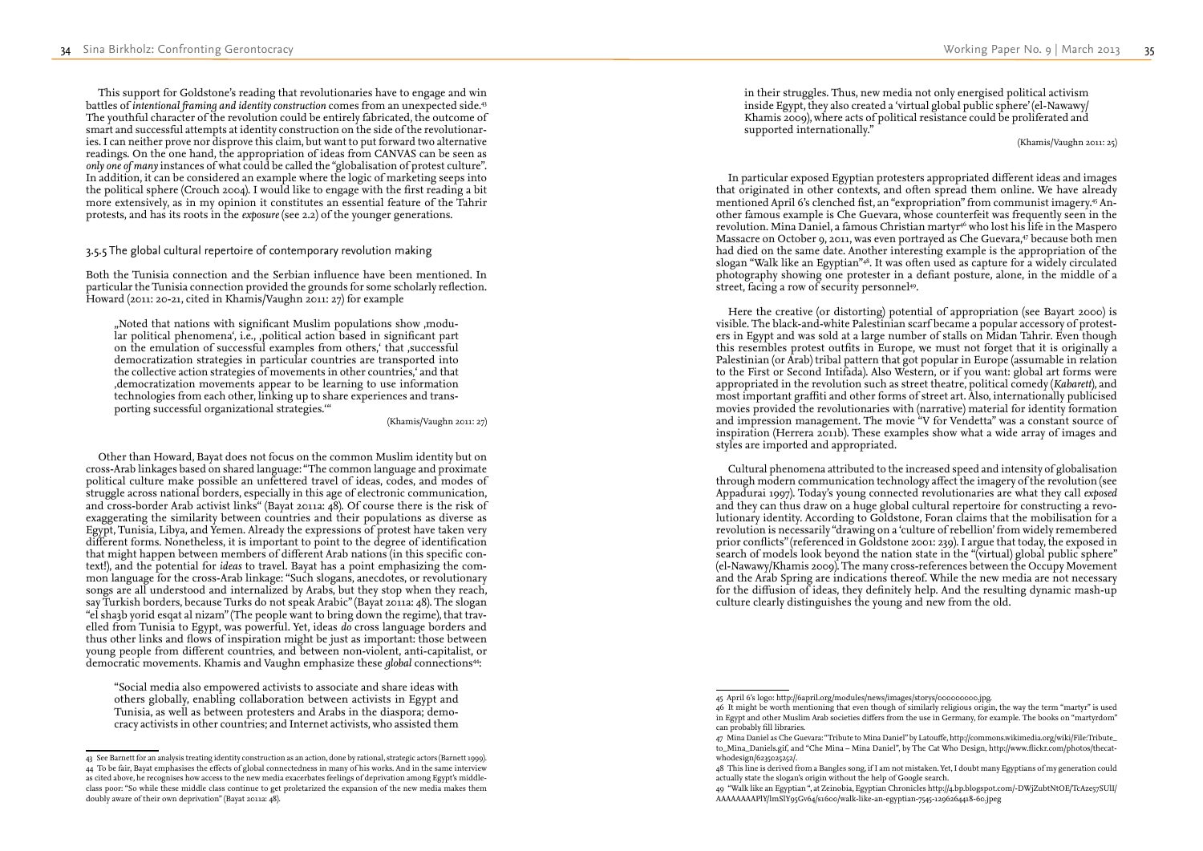This support for Goldstone's reading that revolutionaries have to engage and win battles of *intentional framing and identity construction* comes from an unexpected side.[43] The youthful character of the revolution could be entirely fabricated, the outcome of smart and successful attempts at identity construction on the side of the revolutionaries. I can neither prove nor disprove this claim, but want to put forward two alternative readings. On the one hand, the appropriation of ideas from CANVAS can be seen as *only one of many* instances of what could be called the "globalisation of protest culture". In addition, it can be considered an example where the logic of marketing seeps into the political sphere (Crouch 2004). I would like to engage with the first reading a bit more extensively, as in my opinion it constitutes an essential feature of the Tahrir protests, and has its roots in the *exposure* (see 2.2) of the younger generations.

### 3.5.5 The global cultural repertoire of contemporary revolution making

Both the Tunisia connection and the Serbian influence have been mentioned. In particular the Tunisia connection provided the grounds for some scholarly reflection. Howard (2011: 20-21, cited in Khamis/Vaughn 2011: 27) for example

> „Noted that nations with significant Muslim populations show ‚modular political phenomena', i.e., ‚political action based in significant part on the emulation of successful examples from others,' that ‚successful democratization strategies in particular countries are transported into the collective action strategies of movements in other countries,' and that ‚democratization movements appear to be learning to use information technologies from each other, linking up to share experiences and transporting successful organizational strategies.'"
>
> (Khamis/Vaughn 2011: 27)

Other than Howard, Bayat does not focus on the common Muslim identity but on cross-Arab linkages based on shared language: "The common language and proximate political culture make possible an unfettered travel of ideas, codes, and modes of struggle across national borders, especially in this age of electronic communication, and cross-border Arab activist links" (Bayat 2011a: 48). Of course there is the risk of exaggerating the similarity between countries and their populations as diverse as Egypt, Tunisia, Libya, and Yemen. Already the expressions of protest have taken very different forms. Nonetheless, it is important to point to the degree of identification that might happen between members of different Arab nations (in this specific context!), and the potential for *ideas* to travel. Bayat has a point emphasizing the common language for the cross-Arab linkage: "Such slogans, anecdotes, or revolutionary songs are all understood and internalized by Arabs, but they stop when they reach, say Turkish borders, because Turks do not speak Arabic" (Bayat 2011a: 48). The slogan "el sha3b yorid esqat al nizam" (The people want to bring down the regime), that travelled from Tunisia to Egypt, was powerful. Yet, ideas *do* cross language borders and thus other links and flows of inspiration might be just as important: those between young people from different countries, and between non-violent, anti-capitalist, or democratic movements. Khamis and Vaughn emphasize these *global* connections[44]:

> "Social media also empowered activists to associate and share ideas with others globally, enabling collaboration between activists in Egypt and Tunisia, as well as between protesters and Arabs in the diaspora; democracy activists in other countries; and Internet activists, who assisted them in their struggles. Thus, new media not only energised political activism inside Egypt, they also created a 'virtual global public sphere' (el-Nawawy/Khamis 2009), where acts of political resistance could be proliferated and supported internationally."
>
> (Khamis/Vaughn 2011: 25)

In particular exposed Egyptian protesters appropriated different ideas and images that originated in other contexts, and often spread them online. We have already mentioned April 6's clenched fist, an "expropriation" from communist imagery.[45] Another famous example is Che Guevara, whose counterfeit was frequently seen in the revolution. Mina Daniel, a famous Christian martyr[46] who lost his life in the Maspero Massacre on October 9, 2011, was even portrayed as Che Guevara,[47] because both men had died on the same date. Another interesting example is the appropriation of the slogan "Walk like an Egyptian"[48]. It was often used as capture for a widely circulated photography showing one protester in a defiant posture, alone, in the middle of a street, facing a row of security personnel[49].

Here the creative (or distorting) potential of appropriation (see Bayart 2000) is visible. The black-and-white Palestinian scarf became a popular accessory of protesters in Egypt and was sold at a large number of stalls on Midan Tahrir. Even though this resembles protest outfits in Europe, we must not forget that it is originally a Palestinian (or Arab) tribal pattern that got popular in Europe (assumable in relation to the First or Second Intifada). Also Western, or if you want: global art forms were appropriated in the revolution such as street theatre, political comedy (*Kabarett*), and most important graffiti and other forms of street art. Also, internationally publicised movies provided the revolutionaries with (narrative) material for identity formation and impression management. The movie "V for Vendetta" was a constant source of inspiration (Herrera 2011b). These examples show what a wide array of images and styles are imported and appropriated.

Cultural phenomena attributed to the increased speed and intensity of globalisation through modern communication technology affect the imagery of the revolution (see Appadurai 1997). Today's young connected revolutionaries are what they call *exposed* and they can thus draw on a huge global cultural repertoire for constructing a revolutionary identity. According to Goldstone, Foran claims that the mobilisation for a revolution is necessarily "drawing on a 'culture of rebellion' from widely remembered prior conflicts" (referenced in Goldstone 2001: 239). I argue that today, the exposed in search of models look beyond the nation state in the "(virtual) global public sphere" (el-Nawawy/Khamis 2009). The many cross-references between the Occupy Movement and the Arab Spring are indications thereof. While the new media are not necessary for the diffusion of ideas, they definitely help. And the resulting dynamic mash-up culture clearly distinguishes the young and new from the old.

---

43 See Barnett for an analysis treating identity construction as an action, done by rational, strategic actors (Barnett 1999).

44 To be fair, Bayat emphasises the effects of global connectedness in many of his works. And in the same interview as cited above, he recognises how access to the new media exacerbates feelings of deprivation among Egypt's middle-class poor: "So while these middle class continue to get proletarized the expansion of the new media makes them doubly aware of their own deprivation" (Bayat 2011a: 48).

45 April 6's logo: http://6april.org/modules/news/images/storys/000000000.jpg.

46 It might be worth mentioning that even though of similarly religious origin, the way the term "martyr" is used in Egypt and other Muslim Arab societies differs from the use in Germany, for example. The books on "martyrdom" can probably fill libraries.

47 Mina Daniel as Che Guevara: "Tribute to Mina Daniel" by Latouffe, http://commons.wikimedia.org/wiki/File:Tribute_to_Mina_Daniels.gif, and "Che Mina – Mina Daniel", by The Cat Who Design, http://www.flickr.com/photos/thecatwhodesign/6235025252/.

48 This line is derived from a Bangles song, if I am not mistaken. Yet, I doubt many Egyptians of my generation could actually state the slogan's origin without the help of Google search.

49 "Walk like an Egyptian", at Zeinobia, Egyptian Chronicles http://4.bp.blogspot.com/-DWjZubtNtOE/TcAze57SUlI/AAAAAAAAPlY/lmSlY95Gv64/s1600/walk-like-an-egyptian-7545-1296264418-60.jpeg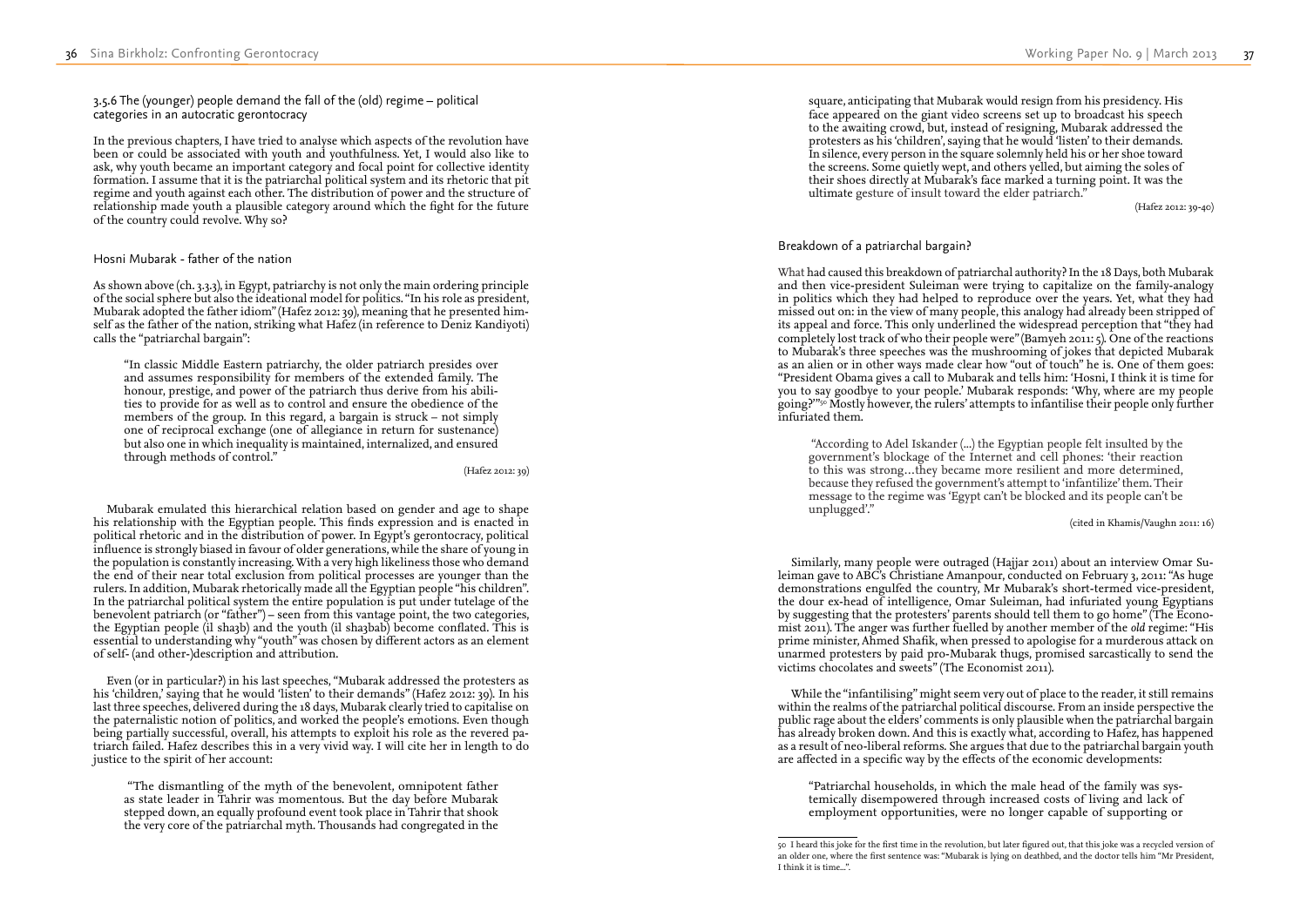### 3.5.6 The (younger) people demand the fall of the (old) regime – political categories in an autocratic gerontocracy

In the previous chapters, I have tried to analyse which aspects of the revolution have been or could be associated with youth and youthfulness. Yet, I would also like to ask, why youth became an important category and focal point for collective identity formation. I assume that it is the patriarchal political system and its rhetoric that pit regime and youth against each other. The distribution of power and the structure of relationship made youth a plausible category around which the fight for the future of the country could revolve. Why so?

#### Hosni Mubarak - father of the nation

As shown above (ch. 3.3.3), in Egypt, patriarchy is not only the main ordering principle of the social sphere but also the ideational model for politics. "In his role as president, Mubarak adopted the father idiom" (Hafez 2012: 39), meaning that he presented himself as the father of the nation, striking what Hafez (in reference to Deniz Kandiyoti) calls the "patriarchal bargain":

> "In classic Middle Eastern patriarchy, the older patriarch presides over and assumes responsibility for members of the extended family. The honour, prestige, and power of the patriarch thus derive from his abilities to provide for as well as to control and ensure the obedience of the members of the group. In this regard, a bargain is struck – not simply one of reciprocal exchange (one of allegiance in return for sustenance) but also one in which inequality is maintained, internalized, and ensured through methods of control."
>
> (Hafez 2012: 39)

Mubarak emulated this hierarchical relation based on gender and age to shape his relationship with the Egyptian people. This finds expression and is enacted in political rhetoric and in the distribution of power. In Egypt's gerontocracy, political influence is strongly biased in favour of older generations, while the share of young in the population is constantly increasing. With a very high likeliness those who demand the end of their near total exclusion from political processes are younger than the rulers. In addition, Mubarak rhetorically made all the Egyptian people "his children". In the patriarchal political system the entire population is put under tutelage of the benevolent patriarch (or "father") – seen from this vantage point, the two categories, the Egyptian people (il shaʒb) and the youth (il shaʒbab) become conflated. This is essential to understanding why "youth" was chosen by different actors as an element of self- (and other-)description and attribution.

Even (or in particular?) in his last speeches, "Mubarak addressed the protesters as his 'children,' saying that he would 'listen' to their demands" (Hafez 2012: 39). In his last three speeches, delivered during the 18 days, Mubarak clearly tried to capitalise on the paternalistic notion of politics, and worked the people's emotions. Even though being partially successful, overall, his attempts to exploit his role as the revered patriarch failed. Hafez describes this in a very vivid way. I will cite her in length to do justice to the spirit of her account:

> "The dismantling of the myth of the benevolent, omnipotent father as state leader in Tahrir was momentous. But the day before Mubarak stepped down, an equally profound event took place in Tahrir that shook the very core of the patriarchal myth. Thousands had congregated in the square, anticipating that Mubarak would resign from his presidency. His face appeared on the giant video screens set up to broadcast his speech to the awaiting crowd, but, instead of resigning, Mubarak addressed the protesters as his 'children', saying that he would 'listen' to their demands. In silence, every person in the square solemnly held his or her shoe toward the screens. Some quietly wept, and others yelled, but aiming the soles of their shoes directly at Mubarak's face marked a turning point. It was the ultimate gesture of insult toward the elder patriarch."
>
> (Hafez 2012: 39-40)

#### Breakdown of a patriarchal bargain?

What had caused this breakdown of patriarchal authority? In the 18 Days, both Mubarak and then vice-president Suleiman were trying to capitalize on the family-analogy in politics which they had helped to reproduce over the years. Yet, what they had missed out on: in the view of many people, this analogy had already been stripped of its appeal and force. This only underlined the widespread perception that "they had completely lost track of who their people were" (Bamyeh 2011: 5). One of the reactions to Mubarak's three speeches was the mushrooming of jokes that depicted Mubarak as an alien or in other ways made clear how "out of touch" he is. One of them goes: "President Obama gives a call to Mubarak and tells him: 'Hosni, I think it is time for you to say goodbye to your people.' Mubarak responds: 'Why, where are my people going?'"[50] Mostly however, the rulers' attempts to infantilise their people only further infuriated them.

> "According to Adel Iskander (...) the Egyptian people felt insulted by the government's blockage of the Internet and cell phones: 'their reaction to this was strong…they became more resilient and more determined, because they refused the government's attempt to 'infantilize' them. Their message to the regime was 'Egypt can't be blocked and its people can't be unplugged'."
>
> (cited in Khamis/Vaughn 2011: 16)

Similarly, many people were outraged (Hajjar 2011) about an interview Omar Suleiman gave to ABC's Christiane Amanpour, conducted on February 3, 2011: "As huge demonstrations engulfed the country, Mr Mubarak's short-termed vice-president, the dour ex-head of intelligence, Omar Suleiman, had infuriated young Egyptians by suggesting that the protesters' parents should tell them to go home" (The Economist 2011). The anger was further fuelled by another member of the *old* regime: "His prime minister, Ahmed Shafik, when pressed to apologise for a murderous attack on unarmed protesters by paid pro-Mubarak thugs, promised sarcastically to send the victims chocolates and sweets" (The Economist 2011).

While the "infantilising" might seem very out of place to the reader, it still remains within the realms of the patriarchal political discourse. From an inside perspective the public rage about the elders' comments is only plausible when the patriarchal bargain has already broken down. And this is exactly what, according to Hafez, has happened as a result of neo-liberal reforms. She argues that due to the patriarchal bargain youth are affected in a specific way by the effects of the economic developments:

> "Patriarchal households, in which the male head of the family was systemically disempowered through increased costs of living and lack of employment opportunities, were no longer capable of supporting or

---

[50] I heard this joke for the first time in the revolution, but later figured out, that this joke was a recycled version of an older one, where the first sentence was: "Mubarak is lying on deathbed, and the doctor tells him "Mr President, I think it is time...".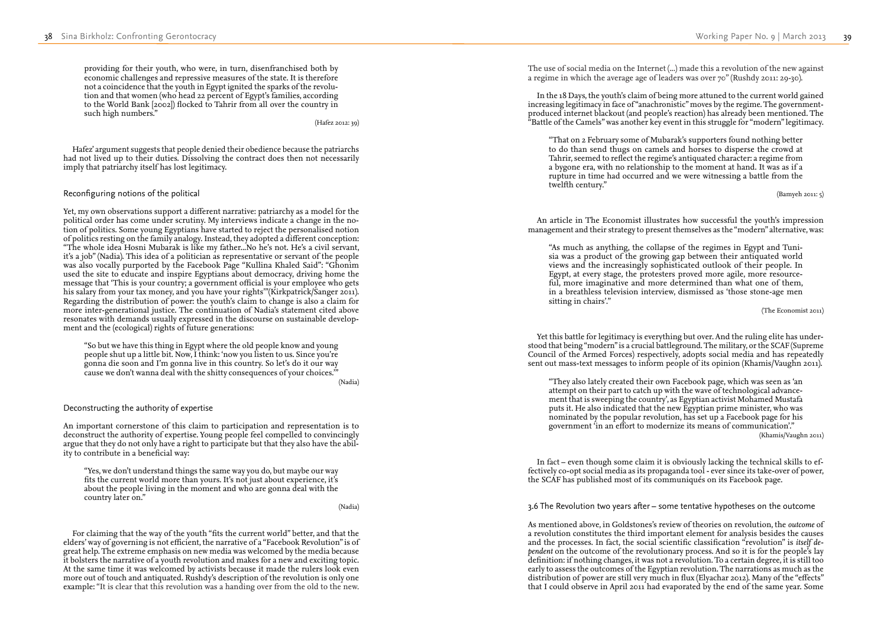providing for their youth, who were, in turn, disenfranchised both by economic challenges and repressive measures of the state. It is therefore not a coincidence that the youth in Egypt ignited the sparks of the revolution and that women (who head 22 percent of Egypt's families, according to the World Bank [2002]) flocked to Tahrir from all over the country in such high numbers."

(Hafez 2012: 39)

Hafez' argument suggests that people denied their obedience because the patriarchs had not lived up to their duties. Dissolving the contract does then not necessarily imply that patriarchy itself has lost legitimacy.

### Reconfiguring notions of the political

Yet, my own observations support a different narrative: patriarchy as a model for the political order has come under scrutiny. My interviews indicate a change in the notion of politics. Some young Egyptians have started to reject the personalised notion of politics resting on the family analogy. Instead, they adopted a different conception: "The whole idea Hosni Mubarak is like my father...No he's not. He's a civil servant, it's a job" (Nadia). This idea of a politician as representative or servant of the people was also vocally purported by the Facebook Page "Kullina Khaled Said": "Ghonim used the site to educate and inspire Egyptians about democracy, driving home the message that 'This is your country; a government official is your employee who gets his salary from your tax money, and you have your rights'"(Kirkpatrick/Sanger 2011). Regarding the distribution of power: the youth's claim to change is also a claim for more inter-generational justice. The continuation of Nadia's statement cited above resonates with demands usually expressed in the discourse on sustainable development and the (ecological) rights of future generations:

"So but we have this thing in Egypt where the old people know and young people shut up a little bit. Now, I think: 'now you listen to us. Since you're gonna die soon and I'm gonna live in this country. So let's do it our way cause we don't wanna deal with the shitty consequences of your choices.'"

(Nadia)

### Deconstructing the authority of expertise

An important cornerstone of this claim to participation and representation is to deconstruct the authority of expertise. Young people feel compelled to convincingly argue that they do not only have a right to participate but that they also have the ability to contribute in a beneficial way:

"Yes, we don't understand things the same way you do, but maybe our way fits the current world more than yours. It's not just about experience, it's about the people living in the moment and who are gonna deal with the country later on."

(Nadia)

For claiming that the way of the youth "fits the current world" better, and that the elders' way of governing is not efficient, the narrative of a "Facebook Revolution" is of great help. The extreme emphasis on new media was welcomed by the media because it bolsters the narrative of a youth revolution and makes for a new and exciting topic. At the same time it was welcomed by activists because it made the rulers look even more out of touch and antiquated. Rushdy's description of the revolution is only one example: "It is clear that this revolution was a handing over from the old to the new. The use of social media on the Internet (...) made this a revolution of the new against a regime in which the average age of leaders was over 70" (Rushdy 2011: 29-30).

In the 18 Days, the youth's claim of being more attuned to the current world gained increasing legitimacy in face of "anachronistic" moves by the regime. The government-produced internet blackout (and people's reaction) has already been mentioned. The "Battle of the Camels" was another key event in this struggle for "modern" legitimacy.

"That on 2 February some of Mubarak's supporters found nothing better to do than send thugs on camels and horses to disperse the crowd at Tahrir, seemed to reflect the regime's antiquated character: a regime from a bygone era, with no relationship to the moment at hand. It was as if a rupture in time had occurred and we were witnessing a battle from the twelfth century."

(Bamyeh 2011: 5)

An article in The Economist illustrates how successful the youth's impression management and their strategy to present themselves as the "modern" alternative, was:

"As much as anything, the collapse of the regimes in Egypt and Tunisia was a product of the growing gap between their antiquated world views and the increasingly sophisticated outlook of their people. In Egypt, at every stage, the protesters proved more agile, more resourceful, more imaginative and more determined than what one of them, in a breathless television interview, dismissed as 'those stone-age men sitting in chairs'."

(The Economist 2011)

Yet this battle for legitimacy is everything but over. And the ruling elite has understood that being "modern" is a crucial battleground. The military, or the SCAF (Supreme Council of the Armed Forces) respectively, adopts social media and has repeatedly sent out mass-text messages to inform people of its opinion (Khamis/Vaughn 2011).

"They also lately created their own Facebook page, which was seen as 'an attempt on their part to catch up with the wave of technological advancement that is sweeping the country', as Egyptian activist Mohamed Mustafa puts it. He also indicated that the new Egyptian prime minister, who was nominated by the popular revolution, has set up a Facebook page for his government 'in an effort to modernize its means of communication'."

(Khamis/Vaughn 2011)

In fact – even though some claim it is obviously lacking the technical skills to effectively co-opt social media as its propaganda tool - ever since its take-over of power, the SCAF has published most of its communiqués on its Facebook page.

## 3.6 The Revolution two years after – some tentative hypotheses on the outcome

As mentioned above, in Goldstones's review of theories on revolution, the *outcome* of a revolution constitutes the third important element for analysis besides the causes and the processes. In fact, the social scientific classification "revolution" is *itself dependent* on the outcome of the revolutionary process. And so it is for the people's lay definition: if nothing changes, it was not a revolution. To a certain degree, it is still too early to assess the outcomes of the Egyptian revolution. The narrations as much as the distribution of power are still very much in flux (Elyachar 2012). Many of the "effects" that I could observe in April 2011 had evaporated by the end of the same year. Some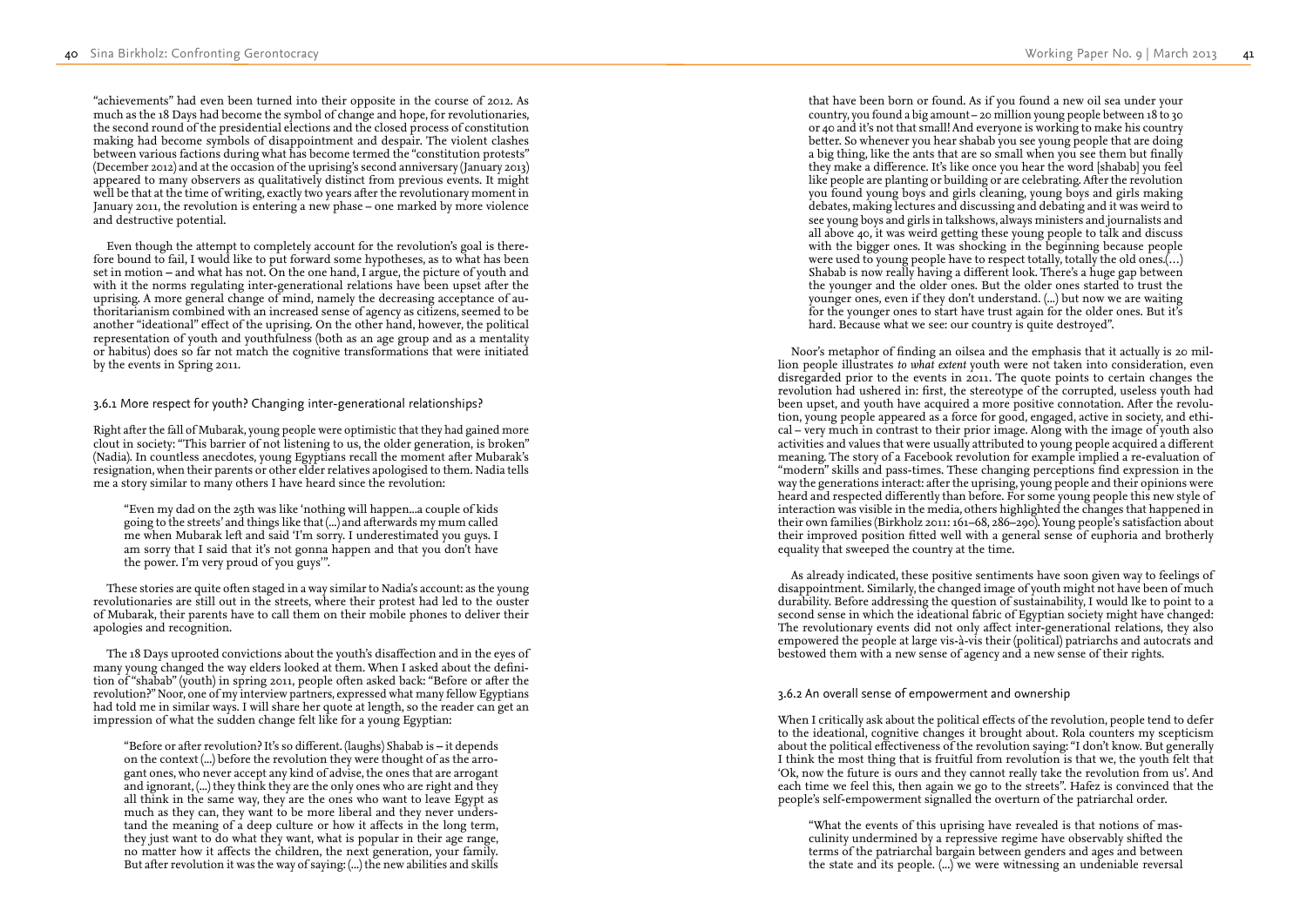"achievements" had even been turned into their opposite in the course of 2012. As much as the 18 Days had become the symbol of change and hope, for revolutionaries, the second round of the presidential elections and the closed process of constitution making had become symbols of disappointment and despair. The violent clashes between various factions during what has become termed the "constitution protests" (December 2012) and at the occasion of the uprising's second anniversary (January 2013) appeared to many observers as qualitatively distinct from previous events. It might well be that at the time of writing, exactly two years after the revolutionary moment in January 2011, the revolution is entering a new phase – one marked by more violence and destructive potential.

Even though the attempt to completely account for the revolution's goal is therefore bound to fail, I would like to put forward some hypotheses, as to what has been set in motion – and what has not. On the one hand, I argue, the picture of youth and with it the norms regulating inter-generational relations have been upset after the uprising. A more general change of mind, namely the decreasing acceptance of authoritarianism combined with an increased sense of agency as citizens, seemed to be another "ideational" effect of the uprising. On the other hand, however, the political representation of youth and youthfulness (both as an age group and as a mentality or habitus) does so far not match the cognitive transformations that were initiated by the events in Spring 2011.

### 3.6.1 More respect for youth? Changing inter-generational relationships?

Right after the fall of Mubarak, young people were optimistic that they had gained more clout in society: "This barrier of not listening to us, the older generation, is broken" (Nadia). In countless anecdotes, young Egyptians recall the moment after Mubarak's resignation, when their parents or other elder relatives apologised to them. Nadia tells me a story similar to many others I have heard since the revolution:

> "Even my dad on the 25th was like 'nothing will happen…a couple of kids going to the streets' and things like that (…) and afterwards my mum called me when Mubarak left and said 'I'm sorry. I underestimated you guys. I am sorry that I said that it's not gonna happen and that you don't have the power. I'm very proud of you guys'".

These stories are quite often staged in a way similar to Nadia's account: as the young revolutionaries are still out in the streets, where their protest had led to the ouster of Mubarak, their parents have to call them on their mobile phones to deliver their apologies and recognition.

The 18 Days uprooted convictions about the youth's disaffection and in the eyes of many young changed the way elders looked at them. When I asked about the definition of "shabab" (youth) in spring 2011, people often asked back: "Before or after the revolution?" Noor, one of my interview partners, expressed what many fellow Egyptians had told me in similar ways. I will share her quote at length, so the reader can get an impression of what the sudden change felt like for a young Egyptian:

> "Before or after revolution? It's so different. (laughs) Shabab is – it depends on the context (…) before the revolution they were thought of as the arrogant ones, who never accept any kind of advise, the ones that are arrogant and ignorant, (…) they think they are the only ones who are right and they all think in the same way, they are the ones who want to leave Egypt as much as they can, they want to be more liberal and they never understand the meaning of a deep culture or how it affects in the long term, they just want to do what they want, what is popular in their age range, no matter how it affects the children, the next generation, your family. But after revolution it was the way of saying: (…) the new abilities and skills that have been born or found. As if you found a new oil sea under your country, you found a big amount – 20 million young people between 18 to 30 or 40 and it's not that small! And everyone is working to make his country better. So whenever you hear shabab you see young people that are doing a big thing, like the ants that are so small when you see them but finally they make a difference. It's like once you hear the word [shabab] you feel like people are planting or building or are celebrating. After the revolution you found young boys and girls cleaning, young boys and girls making debates, making lectures and discussing and debating and it was weird to see young boys and girls in talkshows, always ministers and journalists and all above 40, it was weird getting these young people to talk and discuss with the bigger ones. It was shocking in the beginning because people were used to young people have to respect totally, totally the old ones.(…) Shabab is now really having a different look. There's a huge gap between the younger and the older ones. But the older ones started to trust the younger ones, even if they don't understand. (…) but now we are waiting for the younger ones to start have trust again for the older ones. But it's hard. Because what we see: our country is quite destroyed".

Noor's metaphor of finding an oilsea and the emphasis that it actually is 20 million people illustrates *to what extent* youth were not taken into consideration, even disregarded prior to the events in 2011. The quote points to certain changes the revolution had ushered in: first, the stereotype of the corrupted, useless youth had been upset, and youth have acquired a more positive connotation. After the revolution, young people appeared as a force for good, engaged, active in society, and ethical – very much in contrast to their prior image. Along with the image of youth also activities and values that were usually attributed to young people acquired a different meaning. The story of a Facebook revolution for example implied a re-evaluation of "modern" skills and pass-times. These changing perceptions find expression in the way the generations interact: after the uprising, young people and their opinions were heard and respected differently than before. For some young people this new style of interaction was visible in the media, others highlighted the changes that happened in their own families (Birkholz 2011: 161–68, 286–290). Young people's satisfaction about their improved position fitted well with a general sense of euphoria and brotherly equality that swept the country at the time.

As already indicated, these positive sentiments have soon given way to feelings of disappointment. Similarly, the changed image of youth might not have been of much durability. Before addressing the question of sustainability, I would lke to point to a second sense in which the ideational fabric of Egyptian society might have changed: The revolutionary events did not only affect inter-generational relations, they also empowered the people at large vis-à-vis their (political) patriarchs and autocrats and bestowed them with a new sense of agency and a new sense of their rights.

### 3.6.2 An overall sense of empowerment and ownership

When I critically ask about the political effects of the revolution, people tend to defer to the ideational, cognitive changes it brought about. Rola counters my scepticism about the political effectiveness of the revolution saying: "I don't know. But generally I think the most thing that is fruitful from revolution is that we, the youth felt that 'Ok, now the future is ours and they cannot really take the revolution from us'. And each time we feel this, then again we go to the streets". Hafez is convinced that the people's self-empowerment signalled the overturn of the patriarchal order.

> "What the events of this uprising have revealed is that notions of masculinity undermined by a repressive regime have observably shifted the terms of the patriarchal bargain between genders and ages and between the state and its people. (…) we were witnessing an undeniable reversal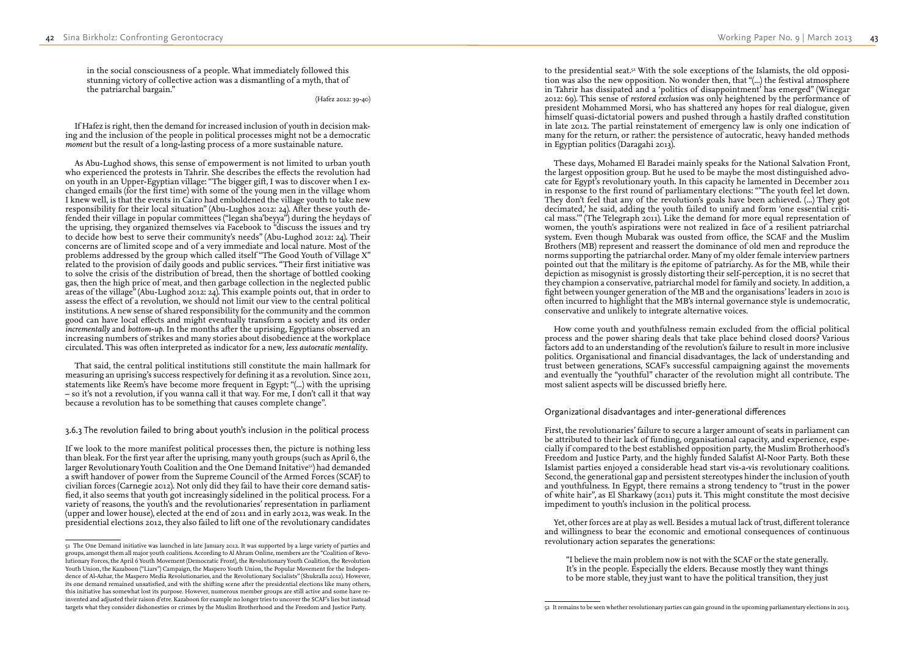in the social consciousness of a people. What immediately followed this stunning victory of collective action was a dismantling of a myth, that of the patriarchal bargain."

(Hafez 2012: 39-40)

If Hafez is right, then the demand for increased inclusion of youth in decision making and the inclusion of the people in political processes might not be a democratic *moment* but the result of a long-lasting process of a more sustainable nature.

As Abu-Lughod shows, this sense of empowerment is not limited to urban youth who experienced the protests in Tahrir. She describes the effects the revolution had on youth in an Upper-Egyptian village: "The bigger gift, I was to discover when I exchanged emails (for the first time) with some of the young men in the village whom I knew well, is that the events in Cairo had emboldened the village youth to take new responsibility for their local situation" (Abu-Lughos 2012: 24). After these youth defended their village in popular committees ("legan sha'beyya") during the heydays of the uprising, they organized themselves via Facebook to "discuss the issues and try to decide how best to serve their community's needs" (Abu-Lughod 2012: 24). Their concerns are of limited scope and of a very immediate and local nature. Most of the problems addressed by the group which called itself "The Good Youth of Village X" related to the provision of daily goods and public services. "Their first initiative was to solve the crisis of the distribution of bread, then the shortage of bottled cooking gas, then the high price of meat, and then garbage collection in the neglected public areas of the village" (Abu-Lughod 2012: 24). This example points out, that in order to assess the effect of a revolution, we should not limit our view to the central political institutions. A new sense of shared responsibility for the community and the common good can have local effects and might eventually transform a society and its order *incrementally* and *bottom-up*. In the months after the uprising, Egyptians observed an increasing numbers of strikes and many stories about disobedience at the workplace circulated. This was often interpreted as indicator for a new, *less autocratic mentality*.

That said, the central political institutions still constitute the main hallmark for measuring an uprising's success respectively for defining it as a revolution. Since 2011, statements like Reem's have become more frequent in Egypt: "(...) with the uprising – so it's not a revolution, if you wanna call it that way. For me, I don't call it that way because a revolution has to be something that causes complete change".

### 3.6.3 The revolution failed to bring about youth's inclusion in the political process

If we look to the more manifest political processes then, the picture is nothing less than bleak. For the first year after the uprising, many youth groups (such as April 6, the larger Revolutionary Youth Coalition and the One Demand Initative[51]) had demanded a swift handover of power from the Supreme Council of the Armed Forces (SCAF) to civilian forces (Carnegie 2012). Not only did they fail to have their core demand satisfied, it also seems that youth got increasingly sidelined in the political process. For a variety of reasons, the youth's and the revolutionaries' representation in parliament (upper and lower house), elected at the end of 2011 and in early 2012, was weak. In the presidential elections 2012, they also failed to lift one of the revolutionary candidates to the presidential seat.[52] With the sole exceptions of the Islamists, the old opposition was also the new opposition. No wonder then, that "(...) the festival atmosphere in Tahrir has dissipated and a 'politics of disappointment' has emerged" (Winegar 2012: 69). This sense of *restored exclusion* was only heightened by the performance of president Mohammed Morsi, who has shattered any hopes for real dialogue, given himself quasi-dictatorial powers and pushed through a hastily drafted constitution in late 2012. The partial reinstatement of emergency law is only one indication of many for the return, or rather: the persistence of autocratic, heavy handed methods in Egyptian politics (Daragahi 2013).

These days, Mohamed El Baradei mainly speaks for the National Salvation Front, the largest opposition group. But he used to be maybe the most distinguished advocate for Egypt's revolutionary youth. In this capacity he lamented in December 2011 in response to the first round of parliamentary elections: "'The youth feel let down. They don't feel that any of the revolution's goals have been achieved. (...) They got decimated,' he said, adding the youth failed to unify and form 'one essential critical mass.'" (The Telegraph 2011). Like the demand for more equal representation of women, the youth's aspirations were not realized in face of a resilient patriarchal system. Even though Mubarak was ousted from office, the SCAF and the Muslim Brothers (MB) represent and reassert the dominance of old men and reproduce the norms supporting the patriarchal order. Many of my older female interview partners pointed out that the military is *the* epitome of patriarchy. As for the MB, while their depiction as misogynist is grossly distorting their self-perception, it is no secret that they champion a conservative, patriarchal model for family and society. In addition, a fight between younger generation of the MB and the organisations' leaders in 2010 is often incurred to highlight that the MB's internal governance style is undemocratic, conservative and unlikely to integrate alternative voices.

How come youth and youthfulness remain excluded from the official political process and the power sharing deals that take place behind closed doors? Various factors add to an understanding of the revolution's failure to result in more inclusive politics. Organisational and financial disadvantages, the lack of understanding and trust between generations, SCAF's successful campaigning against the movements and eventually the "youthful" character of the revolution might all contribute. The most salient aspects will be discussed briefly here.

#### Organizational disadvantages and inter-generational differences

First, the revolutionaries' failure to secure a larger amount of seats in parliament can be attributed to their lack of funding, organisational capacity, and experience, especially if compared to the best established opposition party, the Muslim Brotherhood's Freedom and Justice Party, and the highly funded Salafist Al-Noor Party. Both these Islamist parties enjoyed a considerable head start vis-a-vis revolutionary coalitions. Second, the generational gap and persistent stereotypes hinder the inclusion of youth and youthfulness. In Egypt, there remains a strong tendency to "trust in the power of white hair", as El Sharkawy (2011) puts it. This might constitute the most decisive impediment to youth's inclusion in the political process.

Yet, other forces are at play as well. Besides a mutual lack of trust, different tolerance and willingness to bear the economic and emotional consequences of continuous revolutionary action separates the generations:

"I believe the main problem now is not with the SCAF or the state generally. It's in the people. Especially the elders. Because mostly they want things to be more stable, they just want to have the political transition, they just

---

[51] The One Demand initiative was launched in late January 2012. It was supported by a large variety of parties and groups, amongst them all major youth coalitions. According to Al Ahram Online, members are the "Coalition of Revolutionary Forces, the April 6 Youth Movement (Democratic Front), the Revolutionary Youth Coalition, the Revolution Youth Union, the Kazaboon ("Liars") Campaign, the Maspero Youth Union, the Popular Movement for the Independence of Al-Azhar, the Maspero Media Revolutionaries, and the Revolutionary Socialists" (Shukralla 2012). However, its one demand remained unsatisfied, and with the shifting scene after the presidential elections like many others, this initiative has somewhat lost its purpose. However, numerous member groups are still active and some have reinvented and adjusted their raison d'etre. Kazaboon for example no longer tries to uncover the SCAF's lies but instead targets what they consider dishonesties or crimes by the Muslim Brotherhood and the Freedom and Justice Party.

[52] It remains to be seen whether revolutionary parties can gain ground in the upcoming parliamentary elections in 2013.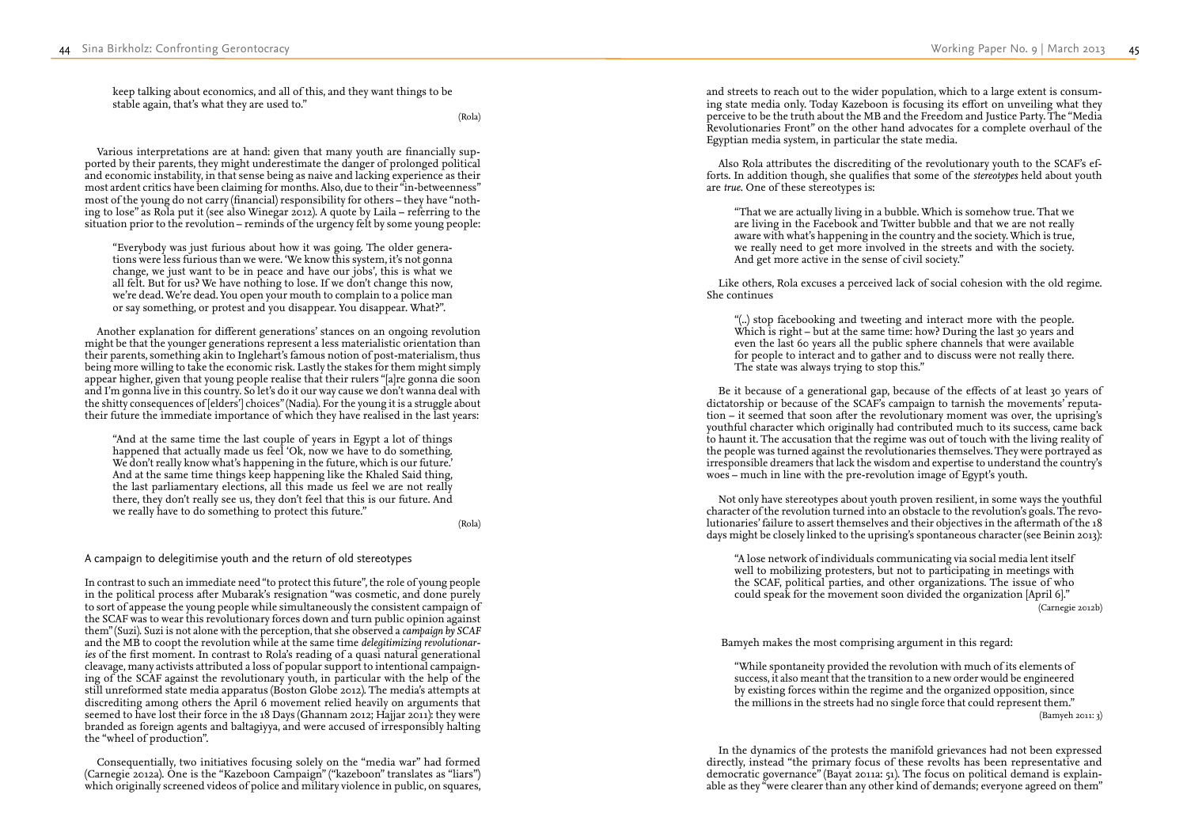keep talking about economics, and all of this, and they want things to be stable again, that's what they are used to."

(Rola)

Various interpretations are at hand: given that many youth are financially supported by their parents, they might underestimate the danger of prolonged political and economic instability, in that sense being as naive and lacking experience as their most ardent critics have been claiming for months. Also, due to their "in-betweenness" most of the young do not carry (financial) responsibility for others – they have "nothing to lose" as Rola put it (see also Winegar 2012). A quote by Laila – referring to the situation prior to the revolution – reminds of the urgency felt by some young people:

> "Everybody was just furious about how it was going. The older generations were less furious than we were. 'We know this system, it's not gonna change, we just want to be in peace and have our jobs', this is what we all felt. But for us? We have nothing to lose. If we don't change this now, we're dead. We're dead. You open your mouth to complain to a police man or say something, or protest and you disappear. You disappear. What?".

Another explanation for different generations' stances on an ongoing revolution might be that the younger generations represent a less materialistic orientation than their parents, something akin to Inglehart's famous notion of post-materialism, thus being more willing to take the economic risk. Lastly the stakes for them might simply appear higher, given that young people realise that their rulers "[a]re gonna die soon and I'm gonna live in this country. So let's do it our way cause we don't wanna deal with the shitty consequences of [elders'] choices" (Nadia). For the young it is a struggle about their future the immediate importance of which they have realised in the last years:

> "And at the same time the last couple of years in Egypt a lot of things happened that actually made us feel 'Ok, now we have to do something. We don't really know what's happening in the future, which is our future.' And at the same time things keep happening like the Khaled Said thing, the last parliamentary elections, all this made us feel we are not really there, they don't really see us, they don't feel that this is our future. And we really have to do something to protect this future."

(Rola)

### A campaign to delegitimise youth and the return of old stereotypes

In contrast to such an immediate need "to protect this future", the role of young people in the political process after Mubarak's resignation "was cosmetic, and done purely to sort of appease the young people while simultaneously the consistent campaign of the SCAF was to wear this revolutionary forces down and turn public opinion against them" (Suzi). Suzi is not alone with the perception, that she observed a *campaign by SCAF* and the MB to coopt the revolution while at the same time *delegitimizing revolutionaries* of the first moment. In contrast to Rola's reading of a quasi natural generational cleavage, many activists attributed a loss of popular support to intentional campaigning of the SCAF against the revolutionary youth, in particular with the help of the still unreformed state media apparatus (Boston Globe 2012). The media's attempts at discrediting among others the April 6 movement relied heavily on arguments that seemed to have lost their force in the 18 Days (Ghannam 2012; Hajjar 2011): they were branded as foreign agents and baltagiyya, and were accused of irresponsibly halting the "wheel of production".

Consequentially, two initiatives focusing solely on the "media war" had formed (Carnegie 2012a). One is the "Kazeboon Campaign" ("kazeboon" translates as "liars") which originally screened videos of police and military violence in public, on squares, and streets to reach out to the wider population, which to a large extent is consuming state media only. Today Kazeboon is focusing its effort on unveiling what they perceive to be the truth about the MB and the Freedom and Justice Party. The "Media Revolutionaries Front" on the other hand advocates for a complete overhaul of the Egyptian media system, in particular the state media.

Also Rola attributes the discrediting of the revolutionary youth to the SCAF's efforts. In addition though, she qualifies that some of the *stereotypes* held about youth are *true*. One of these stereotypes is:

> "That we are actually living in a bubble. Which is somehow true. That we are living in the Facebook and Twitter bubble and that we are not really aware with what's happening in the country and the society. Which is true, we really need to get more involved in the streets and with the society. And get more active in the sense of civil society."

Like others, Rola excuses a perceived lack of social cohesion with the old regime. She continues

> "(..) stop facebooking and tweeting and interact more with the people. Which is right – but at the same time: how? During the last 30 years and even the last 60 years all the public sphere channels that were available for people to interact and to gather and to discuss were not really there. The state was always trying to stop this."

Be it because of a generational gap, because of the effects of at least 30 years of dictatorship or because of the SCAF's campaign to tarnish the movements' reputation – it seemed that soon after the revolutionary moment was over, the uprising's youthful character which originally had contributed much to its success, came back to haunt it. The accusation that the regime was out of touch with the living reality of the people was turned against the revolutionaries themselves. They were portrayed as irresponsible dreamers that lack the wisdom and expertise to understand the country's woes – much in line with the pre-revolution image of Egypt's youth.

Not only have stereotypes about youth proven resilient, in some ways the youthful character of the revolution turned into an obstacle to the revolution's goals. The revolutionaries' failure to assert themselves and their objectives in the aftermath of the 18 days might be closely linked to the uprising's spontaneous character (see Beinin 2013):

> "A lose network of individuals communicating via social media lent itself well to mobilizing protesters, but not to participating in meetings with the SCAF, political parties, and other organizations. The issue of who could speak for the movement soon divided the organization [April 6]."

(Carnegie 2012b)

Bamyeh makes the most comprising argument in this regard:

> "While spontaneity provided the revolution with much of its elements of success, it also meant that the transition to a new order would be engineered by existing forces within the regime and the organized opposition, since the millions in the streets had no single force that could represent them."

(Bamyeh 2011: 3)

In the dynamics of the protests the manifold grievances had not been expressed directly, instead "the primary focus of these revolts has been representative and democratic governance" (Bayat 2011a: 51). The focus on political demand is explainable as they "were clearer than any other kind of demands; everyone agreed on them"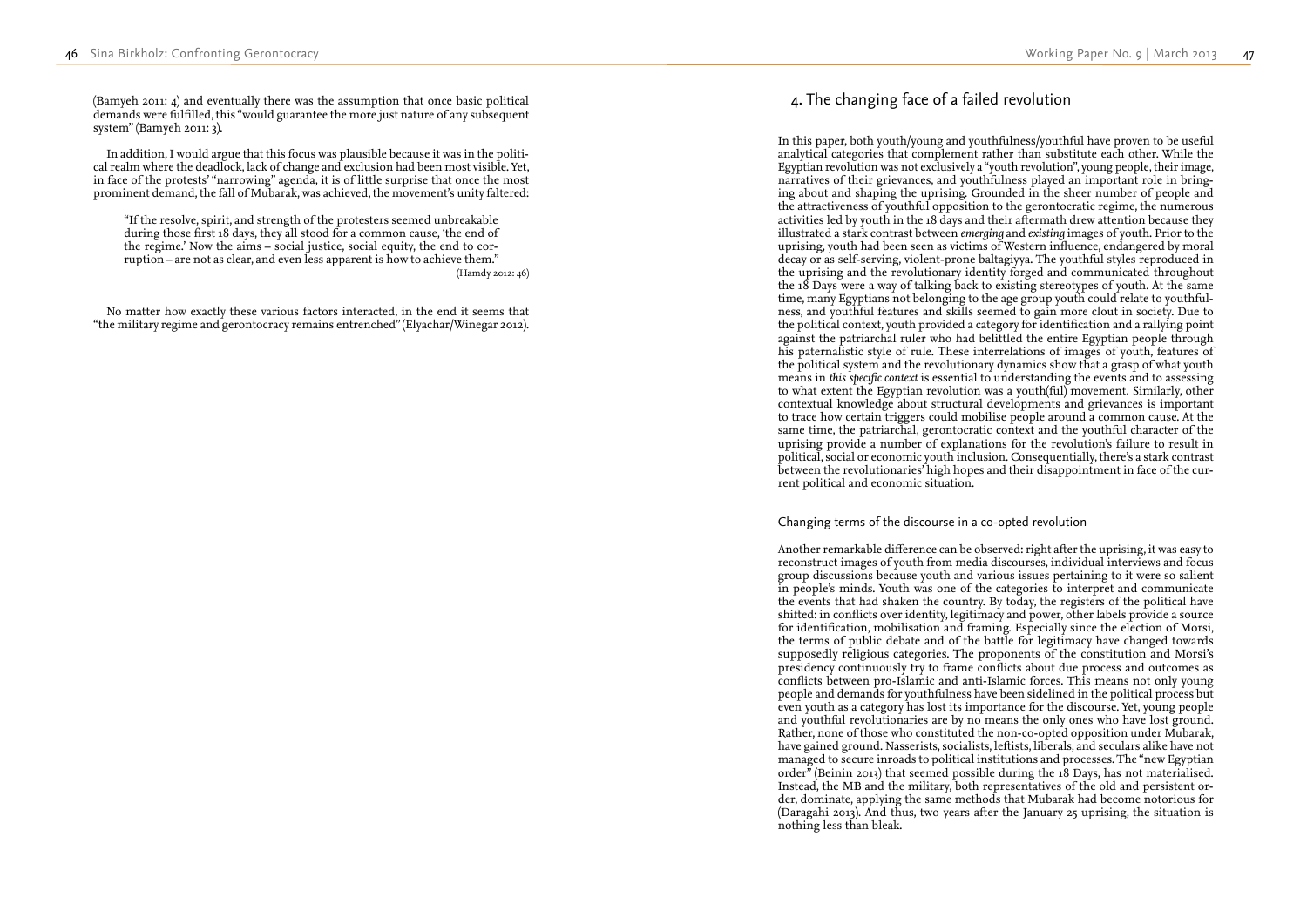(Bamyeh 2011: 4) and eventually there was the assumption that once basic political demands were fulfilled, this "would guarantee the more just nature of any subsequent system" (Bamyeh 2011: 3).

In addition, I would argue that this focus was plausible because it was in the political realm where the deadlock, lack of change and exclusion had been most visible. Yet, in face of the protests' "narrowing" agenda, it is of little surprise that once the most prominent demand, the fall of Mubarak, was achieved, the movement's unity faltered:

> "If the resolve, spirit, and strength of the protesters seemed unbreakable during those first 18 days, they all stood for a common cause, 'the end of the regime.' Now the aims – social justice, social equity, the end to corruption – are not as clear, and even less apparent is how to achieve them."
> (Hamdy 2012: 46)

No matter how exactly these various factors interacted, in the end it seems that "the military regime and gerontocracy remains entrenched" (Elyachar/Winegar 2012).

## 4. The changing face of a failed revolution

In this paper, both youth/young and youthfulness/youthful have proven to be useful analytical categories that complement rather than substitute each other. While the Egyptian revolution was not exclusively a "youth revolution", young people, their image, narratives of their grievances, and youthfulness played an important role in bringing about and shaping the uprising. Grounded in the sheer number of people and the attractiveness of youthful opposition to the gerontocratic regime, the numerous activities led by youth in the 18 days and their aftermath drew attention because they illustrated a stark contrast between *emerging* and *existing* images of youth. Prior to the uprising, youth had been seen as victims of Western influence, endangered by moral decay or as self-serving, violent-prone baltagiyya. The youthful styles reproduced in the uprising and the revolutionary identity forged and communicated throughout the 18 Days were a way of talking back to existing stereotypes of youth. At the same time, many Egyptians not belonging to the age group youth could relate to youthfulness, and youthful features and skills seemed to gain more clout in society. Due to the political context, youth provided a category for identification and a rallying point against the patriarchal ruler who had belittled the entire Egyptian people through his paternalistic style of rule. These interrelations of images of youth, features of the political system and the revolutionary dynamics show that a grasp of what youth means in *this specific context* is essential to understanding the events and to assessing to what extent the Egyptian revolution was a youth(ful) movement. Similarly, other contextual knowledge about structural developments and grievances is important to trace how certain triggers could mobilise people around a common cause. At the same time, the patriarchal, gerontocratic context and the youthful character of the uprising provide a number of explanations for the revolution's failure to result in political, social or economic youth inclusion. Consequentially, there's a stark contrast between the revolutionaries' high hopes and their disappointment in face of the current political and economic situation.

### Changing terms of the discourse in a co-opted revolution

Another remarkable difference can be observed: right after the uprising, it was easy to reconstruct images of youth from media discourses, individual interviews and focus group discussions because youth and various issues pertaining to it were so salient in people's minds. Youth was one of the categories to interpret and communicate the events that had shaken the country. By today, the registers of the political have shifted: in conflicts over identity, legitimacy and power, other labels provide a source for identification, mobilisation and framing. Especially since the election of Morsi, the terms of public debate and of the battle for legitimacy have changed towards supposedly religious categories. The proponents of the constitution and Morsi's presidency continuously try to frame conflicts about due process and outcomes as conflicts between pro-Islamic and anti-Islamic forces. This means not only young people and demands for youthfulness have been sidelined in the political process but even youth as a category has lost its importance for the discourse. Yet, young people and youthful revolutionaries are by no means the only ones who have lost ground. Rather, none of those who constituted the non-co-opted opposition under Mubarak, have gained ground. Nasserists, socialists, leftists, liberals, and seculars alike have not managed to secure inroads to political institutions and processes. The "new Egyptian order" (Beinin 2013) that seemed possible during the 18 Days, has not materialised. Instead, the MB and the military, both representatives of the old and persistent order, dominate, applying the same methods that Mubarak had become notorious for (Daragahi 2013). And thus, two years after the January 25 uprising, the situation is nothing less than bleak.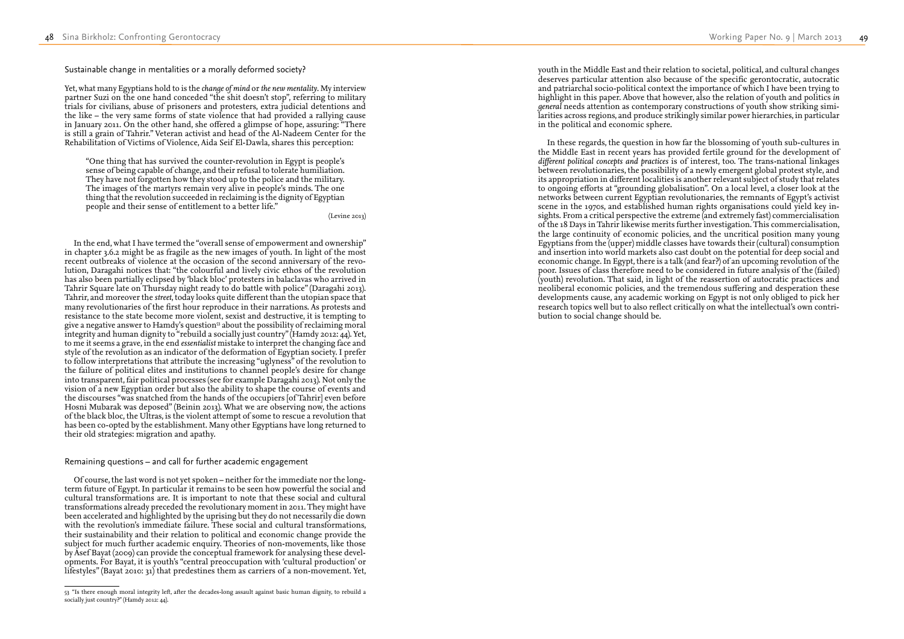### Sustainable change in mentalities or a morally deformed society?

Yet, what many Egyptians hold to is the *change of mind* or *the new mentality*. My interview partner Suzi on the one hand conceded "the shit doesn't stop", referring to military trials for civilians, abuse of prisoners and protesters, extra judicial detentions and the like – the very same forms of state violence that had provided a rallying cause in January 2011. On the other hand, she offered a glimpse of hope, assuring: "There is still a grain of Tahrir." Veteran activist and head of the Al-Nadeem Center for the Rehabilitation of Victims of Violence, Aida Seif El-Dawla, shares this perception:

> "One thing that has survived the counter-revolution in Egypt is people's sense of being capable of change, and their refusal to tolerate humiliation. They have not forgotten how they stood up to the police and the military. The images of the martyrs remain very alive in people's minds. The one thing that the revolution succeeded in reclaiming is the dignity of Egyptian people and their sense of entitlement to a better life."
>
> (Levine 2013)

In the end, what I have termed the "overall sense of empowerment and ownership" in chapter 3.6.2 might be as fragile as the new images of youth. In light of the most recent outbreaks of violence at the occasion of the second anniversary of the revolution, Daragahi notices that: "the colourful and lively civic ethos of the revolution has also been partially eclipsed by 'black bloc' protesters in balaclavas who arrived in Tahrir Square late on Thursday night ready to do battle with police" (Daragahi 2013). Tahrir, and moreover the *street*, today looks quite different than the utopian space that many revolutionaries of the first hour reproduce in their narrations. As protests and resistance to the state become more violent, sexist and destructive, it is tempting to give a negative answer to Hamdy's question[53] about the possibility of reclaiming moral integrity and human dignity to "rebuild a socially just country" (Hamdy 2012: 44). Yet, to me it seems a grave, in the end *essentialist* mistake to interpret the changing face and style of the revolution as an indicator of the deformation of Egyptian society. I prefer to follow interpretations that attribute the increasing "uglyness" of the revolution to the failure of political elites and institutions to channel people's desire for change into transparent, fair political processes (see for example Daragahi 2013). Not only the vision of a new Egyptian order but also the ability to shape the course of events and the discourses "was snatched from the hands of the occupiers [of Tahrir] even before Hosni Mubarak was deposed" (Beinin 2013). What we are observing now, the actions of the black bloc, the Ultras, is the violent attempt of some to rescue a revolution that has been co-opted by the establishment. Many other Egyptians have long returned to their old strategies: migration and apathy.

### Remaining questions – and call for further academic engagement

Of course, the last word is not yet spoken – neither for the immediate nor the long-term future of Egypt. In particular it remains to be seen how powerful the social and cultural transformations are. It is important to note that these social and cultural transformations already preceded the revolutionary moment in 2011. They might have been accelerated and highlighted by the uprising but they do not necessarily die down with the revolution's immediate failure. These social and cultural transformations, their sustainability and their relation to political and economic change provide the subject for much further academic enquiry. Theories of non-movements, like those by Asef Bayat (2009) can provide the conceptual framework for analysing these developments. For Bayat, it is youth's "central preoccupation with 'cultural production' or lifestyles" (Bayat 2010: 31) that predestines them as carriers of a non-movement. Yet, youth in the Middle East and their relation to societal, political, and cultural changes deserves particular attention also because of the specific gerontocratic, autocratic and patriarchal socio-political context the importance of which I have been trying to highlight in this paper. Above that however, also the relation of youth and politics *in general* needs attention as contemporary constructions of youth show striking similarities across regions, and produce strikingly similar power hierarchies, in particular in the political and economic sphere.

In these regards, the question in how far the blossoming of youth sub-cultures in the Middle East in recent years has provided fertile ground for the development of *different political concepts and practices* is of interest, too. The trans-national linkages between revolutionaries, the possibility of a newly emergent global protest style, and its appropriation in different localities is another relevant subject of study that relates to ongoing efforts at "grounding globalisation". On a local level, a closer look at the networks between current Egyptian revolutionaries, the remnants of Egypt's activist scene in the 1970s, and established human rights organisations could yield key insights. From a critical perspective the extreme (and extremely fast) commercialisation of the 18 Days in Tahrir likewise merits further investigation. This commercialisation, the large continuity of economic policies, and the uncritical position many young Egyptians from the (upper) middle classes have towards their (cultural) consumption and insertion into world markets also cast doubt on the potential for deep social and economic change. In Egypt, there is a talk (and fear?) of an upcoming revolution of the poor. Issues of class therefore need to be considered in future analysis of the (failed) (youth) revolution. That said, in light of the reassertion of autocratic practices and neoliberal economic policies, and the tremendous suffering and desperation these developments cause, any academic working on Egypt is not only obliged to pick her research topics well but to also reflect critically on what the intellectual's own contribution to social change should be.

---

[53] "Is there enough moral integrity left, after the decades-long assault against basic human dignity, to rebuild a socially just country?" (Hamdy 2012: 44).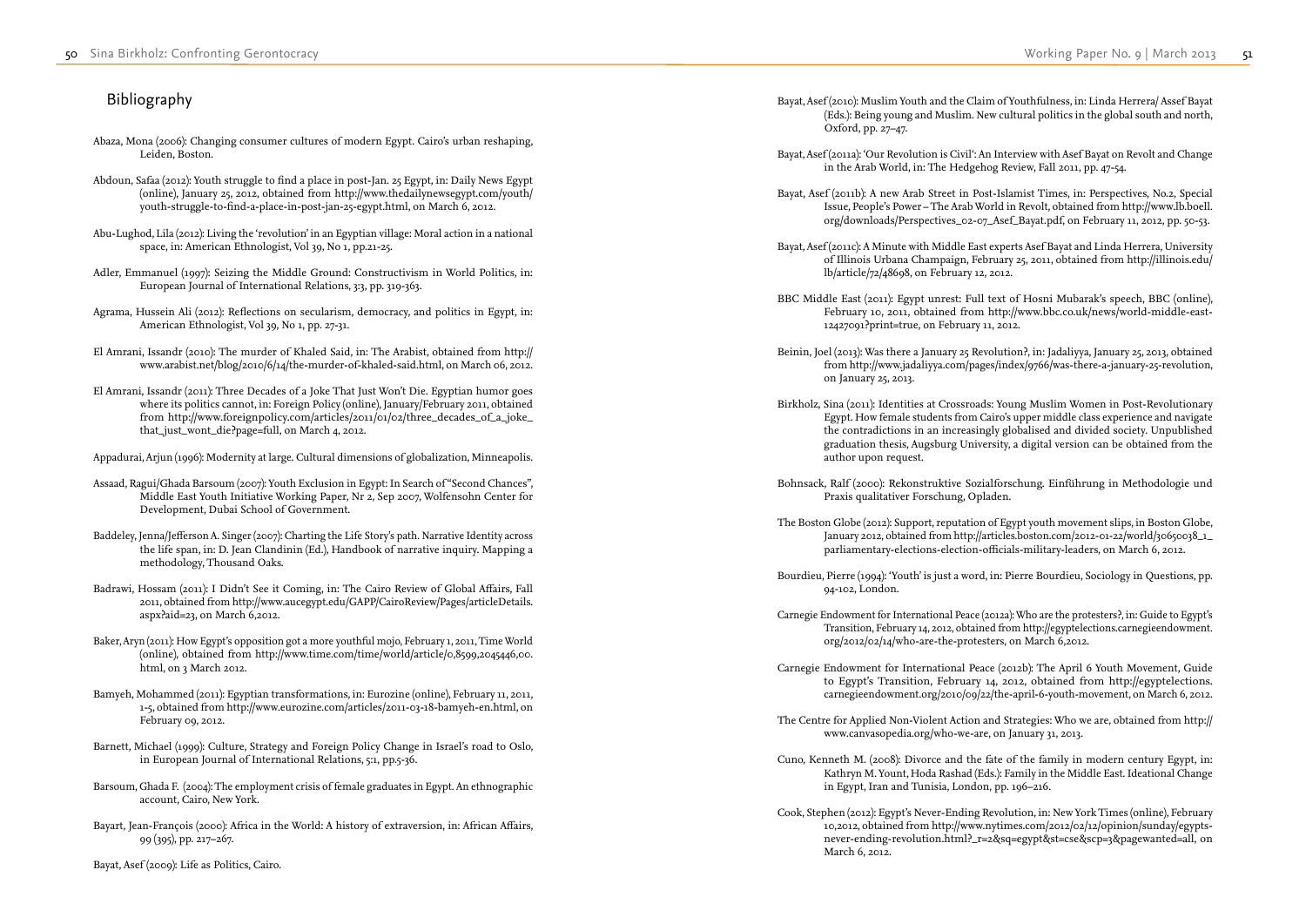## Bibliography

Abaza, Mona (2006): Changing consumer cultures of modern Egypt. Cairo's urban reshaping, Leiden, Boston.

Abdoun, Safaa (2012): Youth struggle to find a place in post-Jan. 25 Egypt, in: Daily News Egypt (online), January 25, 2012, obtained from http://www.thedailynewsegypt.com/youth/youth-struggle-to-find-a-place-in-post-jan-25-egypt.html, on March 6, 2012.

Abu-Lughod, Lila (2012): Living the 'revolution' in an Egyptian village: Moral action in a national space, in: American Ethnologist, Vol 39, No 1, pp.21-25.

Adler, Emmanuel (1997): Seizing the Middle Ground: Constructivism in World Politics, in: European Journal of International Relations, 3:3, pp. 319-363.

Agrama, Hussein Ali (2012): Reflections on secularism, democracy, and politics in Egypt, in: American Ethnologist, Vol 39, No 1, pp. 27-31.

El Amrani, Issandr (2010): The murder of Khaled Said, in: The Arabist, obtained from http://www.arabist.net/blog/2010/6/14/the-murder-of-khaled-said.html, on March 06, 2012.

El Amrani, Issandr (2011): Three Decades of a Joke That Just Won't Die. Egyptian humor goes where its politics cannot, in: Foreign Policy (online), January/February 2011, obtained from http://www.foreignpolicy.com/articles/2011/01/02/three_decades_of_a_joke_that_just_wont_die?page=full, on March 4, 2012.

Appadurai, Arjun (1996): Modernity at large. Cultural dimensions of globalization, Minneapolis.

Assaad, Ragui/Ghada Barsoum (2007): Youth Exclusion in Egypt: In Search of "Second Chances", Middle East Youth Initiative Working Paper, Nr 2, Sep 2007, Wolfensohn Center for Development, Dubai School of Government.

Baddeley, Jenna/Jefferson A. Singer (2007): Charting the Life Story's path. Narrative Identity across the life span, in: D. Jean Clandinin (Ed.), Handbook of narrative inquiry. Mapping a methodology, Thousand Oaks.

Badrawi, Hossam (2011): I Didn't See it Coming, in: The Cairo Review of Global Affairs, Fall 2011, obtained from http://www.aucegypt.edu/GAPP/CairoReview/Pages/articleDetails.aspx?aid=23, on March 6,2012.

Baker, Aryn (2011): How Egypt's opposition got a more youthful mojo, February 1, 2011, Time World (online), obtained from http://www.time.com/time/world/article/0,8599,2045446,00.html, on 3 March 2012.

Bamyeh, Mohammed (2011): Egyptian transformations, in: Eurozine (online), February 11, 2011, 1-5, obtained from http://www.eurozine.com/articles/2011-03-18-bamyeh-en.html, on February 09, 2012.

Barnett, Michael (1999): Culture, Strategy and Foreign Policy Change in Israel's road to Oslo, in European Journal of International Relations, 5:1, pp.5-36.

Barsoum, Ghada F. (2004): The employment crisis of female graduates in Egypt. An ethnographic account, Cairo, New York.

Bayart, Jean-François (2000): Africa in the World: A history of extraversion, in: African Affairs, 99 (395), pp. 217–267.

Bayat, Asef (2009): Life as Politics, Cairo.

Bayat, Asef (2010): Muslim Youth and the Claim of Youthfulness, in: Linda Herrera/ Assef Bayat (Eds.): Being young and Muslim. New cultural politics in the global south and north, Oxford, pp. 27–47.

Bayat, Asef (2011a): 'Our Revolution is Civil': An Interview with Asef Bayat on Revolt and Change in the Arab World, in: The Hedgehog Review, Fall 2011, pp. 47-54.

Bayat, Asef (2011b): A new Arab Street in Post-Islamist Times, in: Perspectives, No.2, Special Issue, People's Power – The Arab World in Revolt, obtained from http://www.lb.boell.org/downloads/Perspectives_02-07_Asef_Bayat.pdf, on February 11, 2012, pp. 50-53.

Bayat, Asef (2011c): A Minute with Middle East experts Asef Bayat and Linda Herrera, University of Illinois Urbana Champaign, February 25, 2011, obtained from http://illinois.edu/lb/article/72/48698, on February 12, 2012.

BBC Middle East (2011): Egypt unrest: Full text of Hosni Mubarak's speech, BBC (online), February 10, 2011, obtained from http://www.bbc.co.uk/news/world-middle-east-12427091?print=true, on February 11, 2012.

Beinin, Joel (2013): Was there a January 25 Revolution?, in: Jadaliyya, January 25, 2013, obtained from http://www.jadaliyya.com/pages/index/9766/was-there-a-january-25-revolution, on January 25, 2013.

Birkholz, Sina (2011): Identities at Crossroads: Young Muslim Women in Post-Revolutionary Egypt. How female students from Cairo's upper middle class experience and navigate the contradictions in an increasingly globalised and divided society. Unpublished graduation thesis, Augsburg University, a digital version can be obtained from the author upon request.

Bohnsack, Ralf (2000): Rekonstruktive Sozialforschung. Einführung in Methodologie und Praxis qualitativer Forschung, Opladen.

The Boston Globe (2012): Support, reputation of Egypt youth movement slips, in Boston Globe, January 2012, obtained from http://articles.boston.com/2012-01-22/world/30650038_1_parliamentary-elections-election-officials-military-leaders, on March 6, 2012.

Bourdieu, Pierre (1994): 'Youth' is just a word, in: Pierre Bourdieu, Sociology in Questions, pp. 94-102, London.

Carnegie Endowment for International Peace (2012a): Who are the protesters?, in: Guide to Egypt's Transition, February 14, 2012, obtained from http://egyptelections.carnegieendowment.org/2012/02/14/who-are-the-protesters, on March 6,2012.

Carnegie Endowment for International Peace (2012b): The April 6 Youth Movement, Guide to Egypt's Transition, February 14, 2012, obtained from http://egyptelections.carnegieendowment.org/2010/09/22/the-april-6-youth-movement, on March 6, 2012.

The Centre for Applied Non-Violent Action and Strategies: Who we are, obtained from http://www.canvasopedia.org/who-we-are, on January 31, 2013.

Cuno, Kenneth M. (2008): Divorce and the fate of the family in modern century Egypt, in: Kathryn M. Yount, Hoda Rashad (Eds.): Family in the Middle East. Ideational Change in Egypt, Iran and Tunisia, London, pp. 196–216.

Cook, Stephen (2012): Egypt's Never-Ending Revolution, in: New York Times (online), February 10,2012, obtained from http://www.nytimes.com/2012/02/12/opinion/sunday/egypts-never-ending-revolution.html?_r=2&sq=egypt&st=cse&scp=3&pagewanted=all, on March 6, 2012.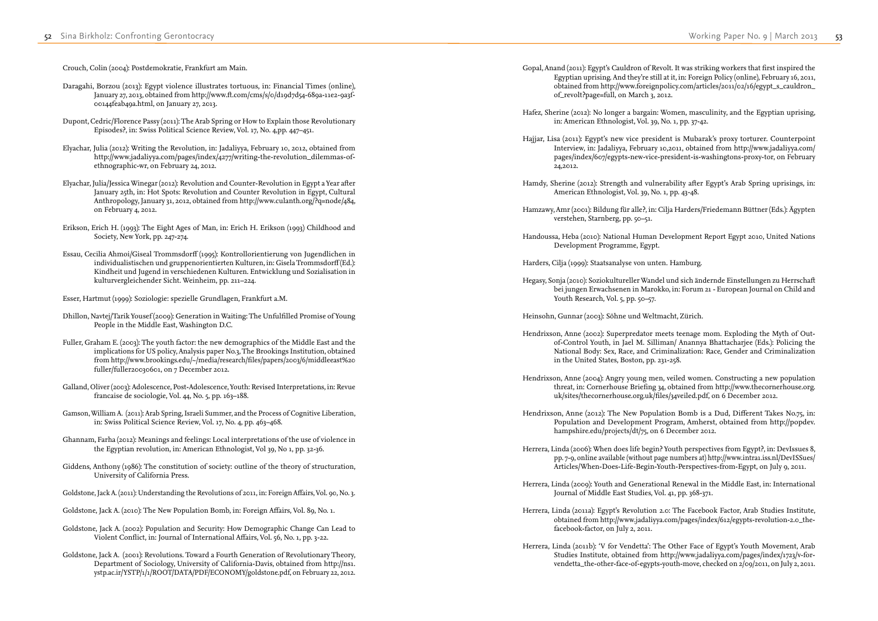Crouch, Colin (2004): Postdemokratie, Frankfurt am Main.

Daragahi, Borzou (2013): Egypt violence illustrates tortuous, in: Financial Times (online), January 27, 2013, obtained from http://www.ft.com/cms/s/0/d19d7d54-689a-11e2-9a3f-00144feab49a.html, on January 27, 2013.

Dupont, Cedric/Florence Passy (2011): The Arab Spring or How to Explain those Revolutionary Episodes?, in: Swiss Political Science Review, Vol. 17, No. 4,pp. 447–451.

Elyachar, Julia (2012): Writing the Revolution, in: Jadaliyya, February 10, 2012, obtained from http://www.jadaliyya.com/pages/index/4277/writing-the-revolution_dilemmas-of-ethnographic-wr, on February 24, 2012.

Elyachar, Julia/Jessica Winegar (2012): Revolution and Counter-Revolution in Egypt a Year after January 25th, in: Hot Spots: Revolution and Counter Revolution in Egypt, Cultural Anthropology, January 31, 2012, obtained from http://www.culanth.org/?q=node/484, on February 4, 2012.

Erikson, Erich H. (1993): The Eight Ages of Man, in: Erich H. Erikson (1993) Childhood and Society, New York, pp. 247-274.

Essau, Cecilia Ahmoi/Giseal Trommsdorff (1995): Kontrollorientierung von Jugendlichen in individualistischen und gruppenorientierten Kulturen, in: Gisela Trommsdorff (Ed.): Kindheit und Jugend in verschiedenen Kulturen. Entwicklung und Sozialisation in kulturvergleichender Sicht. Weinheim, pp. 211–224.

Esser, Hartmut (1999): Soziologie: spezielle Grundlagen, Frankfurt a.M.

Dhillon, Navtej/Tarik Yousef (2009): Generation in Waiting: The Unfulfilled Promise of Young People in the Middle East, Washington D.C.

Fuller, Graham E. (2003): The youth factor: the new demographics of the Middle East and the implications for US policy, Analysis paper No.3, The Brookings Institution, obtained from http://www.brookings.edu/~/media/research/files/papers/2003/6/middleeast%20fuller/fuller20030601, on 7 December 2012.

Galland, Oliver (2003): Adolescence, Post-Adolescence, Youth: Revised Interpretations, in: Revue francaise de sociologie, Vol. 44, No. 5, pp. 163–188.

Gamson, William A. (2011): Arab Spring, Israeli Summer, and the Process of Cognitive Liberation, in: Swiss Political Science Review, Vol. 17, No. 4, pp. 463–468.

Ghannam, Farha (2012): Meanings and feelings: Local interpretations of the use of violence in the Egyptian revolution, in: American Ethnologist, Vol 39, No 1, pp. 32-36.

Giddens, Anthony (1986): The constitution of society: outline of the theory of structuration, University of California Press.

Goldstone, Jack A. (2011): Understanding the Revolutions of 2011, in: Foreign Affairs, Vol. 90, No. 3.

Goldstone, Jack A. (2010): The New Population Bomb, in: Foreign Affairs, Vol. 89, No. 1.

Goldstone, Jack A. (2002): Population and Security: How Demographic Change Can Lead to Violent Conflict, in: Journal of International Affairs, Vol. 56, No. 1, pp. 3-22.

Goldstone, Jack A. (2001): Revolutions. Toward a Fourth Generation of Revolutionary Theory, Department of Sociology, University of California-Davis, obtained from http://ns1.ystp.ac.ir/YSTP/1/1/ROOT/DATA/PDF/ECONOMY/goldstone.pdf, on February 22, 2012.

Gopal, Anand (2011): Egypt's Cauldron of Revolt. It was striking workers that first inspired the Egyptian uprising. And they're still at it, in: Foreign Policy (online), February 16, 2011, obtained from http://www.foreignpolicy.com/articles/2011/02/16/egypt_s_cauldron_of_revolt?page=full, on March 3, 2012.

Hafez, Sherine (2012): No longer a bargain: Women, masculinity, and the Egyptian uprising, in: American Ethnologist, Vol. 39, No. 1, pp. 37-42.

Hajjar, Lisa (2011): Egypt's new vice president is Mubarak's proxy torturer. Counterpoint Interview, in: Jadaliyya, February 10,2011, obtained from http://www.jadaliyya.com/pages/index/607/egypts-new-vice-president-is-washingtons-proxy-tor, on February 24,2012.

Hamdy, Sherine (2012): Strength and vulnerability after Egypt's Arab Spring uprisings, in: American Ethnologist, Vol. 39, No. 1, pp. 43-48.

Hamzawy, Amr (2001): Bildung für alle?, in: Cilja Harders/Friedemann Büttner (Eds.): Ägypten verstehen, Starnberg, pp. 50–51.

Handoussa, Heba (2010): National Human Development Report Egypt 2010, United Nations Development Programme, Egypt.

Harders, Cilja (1999): Staatsanalyse von unten. Hamburg.

Hegasy, Sonja (2010): Soziokultureller Wandel und sich ändernde Einstellungen zu Herrschaft bei jungen Erwachsenen in Marokko, in: Forum 21 - European Journal on Child and Youth Research, Vol. 5, pp. 50–57.

Heinsohn, Gunnar (2003): Söhne und Weltmacht, Zürich.

Hendrixson, Anne (2002): Superpredator meets teenage mom. Exploding the Myth of Out-of-Control Youth, in Jael M. Silliman/ Anannya Bhattacharjee (Eds.): Policing the National Body: Sex, Race, and Criminalization: Race, Gender and Criminalization in the United States, Boston, pp. 231-258.

Hendrixson, Anne (2004): Angry young men, veiled women. Constructing a new population threat, in: Cornerhouse Briefing 34, obtained from http://www.thecornerhouse.org.uk/sites/thecornerhouse.org.uk/files/34veiled.pdf, on 6 December 2012.

Hendrixson, Anne (2012): The New Population Bomb is a Dud, Different Takes No.75, in: Population and Development Program, Amherst, obtained from http://popdev.hampshire.edu/projects/dt/75, on 6 December 2012.

Herrera, Linda (2006): When does life begin? Youth perspectives from Egypt?, in: DevIssues 8, pp. 7-9, online available (without page numbers at) http://www.intra1.iss.nl/DevISSues/Articles/When-Does-Life-Begin-Youth-Perspectives-from-Egypt, on July 9, 2011.

Herrera, Linda (2009): Youth and Generational Renewal in the Middle East, in: International Journal of Middle East Studies, Vol. 41, pp. 368-371.

Herrera, Linda (2011a): Egypt's Revolution 2.0: The Facebook Factor, Arab Studies Institute, obtained from http://www.jadaliyya.com/pages/index/612/egypts-revolution-2.0_the-facebook-factor, on July 2, 2011.

Herrera, Linda (2011b): 'V for Vendetta': The Other Face of Egypt's Youth Movement, Arab Studies Institute, obtained from http://www.jadaliyya.com/pages/index/1723/v-for-vendetta_the-other-face-of-egypts-youth-move, checked on 2/09/2011, on July 2, 2011.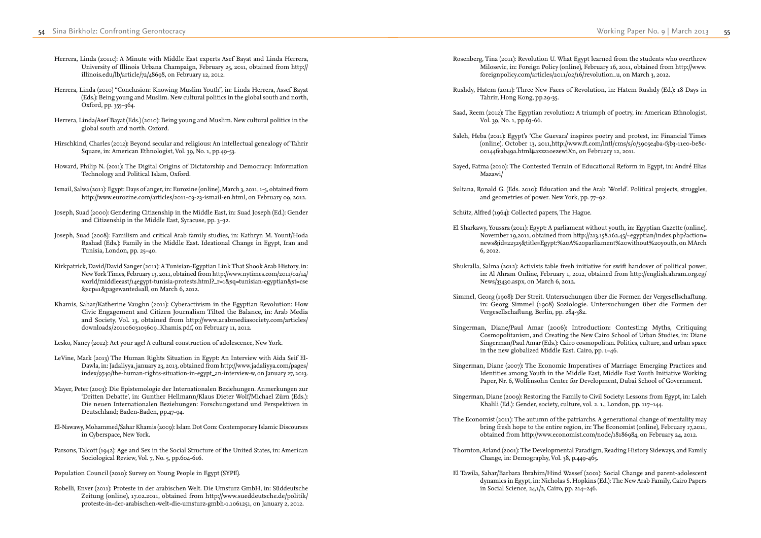Herrera, Linda (2011c): A Minute with Middle East experts Asef Bayat and Linda Herrera, University of Illinois Urbana Champaign, February 25, 2011, obtained from http://illinois.edu/lb/article/72/48698, on February 12, 2012.

Herrera, Linda (2010) "Conclusion: Knowing Muslim Youth", in: Linda Herrera, Assef Bayat (Eds.): Being young and Muslim. New cultural politics in the global south and north, Oxford, pp. 355–364.

Herrera, Linda/Asef Bayat (Eds.) (2010): Being young and Muslim. New cultural politics in the global south and north. Oxford.

Hirschkind, Charles (2012): Beyond secular and religious: An intellectual genealogy of Tahrir Square, in: American Ethnologist, Vol. 39, No. 1, pp.49-53.

Howard, Philip N. (2011): The Digital Origins of Dictatorship and Democracy: Information Technology and Political Islam, Oxford.

Ismail, Salwa (2011): Egypt: Days of anger, in: Eurozine (online), March 3, 2011, 1-5, obtained from http://www.eurozine.com/articles/2011-03-23-ismail-en.html, on February 09, 2012.

Joseph, Suad (2000): Gendering Citizenship in the Middle East, in: Suad Joseph (Ed.): Gender and Citizenship in the Middle East, Syracuse, pp. 3–32.

Joseph, Suad (2008): Familism and critical Arab family studies, in: Kathryn M. Yount/Hoda Rashad (Eds.): Family in the Middle East. Ideational Change in Egypt, Iran and Tunisia, London, pp. 25–40.

Kirkpatrick, David/David Sanger (2011): A Tunisian-Egyptian Link That Shook Arab History, in: New York Times, February 13, 2011, obtained from http://www.nytimes.com/2011/02/14/world/middleeast/14egypt-tunisia-protests.html?_r=1&sq=tunisian-egyptian&st=cse&scp=1&pagewanted=all, on March 6, 2012.

Khamis, Sahar/Katherine Vaughn (2011): Cyberactivism in the Egyptian Revolution: How Civic Engagement and Citizen Journalism Tilted the Balance, in: Arab Media and Society, Vol. 13, obtained from http://www.arabmediasociety.com/articles/downloads/20110603105609_Khamis.pdf, on February 11, 2012.

Lesko, Nancy (2012): Act your age! A cultural construction of adolescence, New York.

LeVine, Mark (2013) The Human Rights Situation in Egypt: An Interview with Aida Seif El-Dawla, in: Jadaliyya, january 23, 2013, obtained from http://www.jadaliyya.com/pages/index/9740/the-human-rights-situation-in-egypt_an-interview-w, on January 27, 2013.

Mayer, Peter (2003): Die Epistemologie der Internationalen Beziehungen. Anmerkungen zur 'Dritten Debatte', in: Gunther Hellmann/Klaus Dieter Wolf/Michael Zürn (Eds.): Die neuen Internationalen Beziehungen: Forschungsstand und Perspektiven in Deutschland; Baden-Baden, pp.47-94.

El-Nawawy, Mohammed/Sahar Khamis (2009): Islam Dot Com: Contemporary Islamic Discourses in Cyberspace, New York.

Parsons, Talcott (1942): Age and Sex in the Social Structure of the United States, in: American Sociological Review, Vol. 7, No. 5, pp.604-616.

Population Council (2010): Survey on Young People in Egypt (SYPE).

Robelli, Enver (2011): Proteste in der arabischen Welt. Die Umsturz GmbH, in: Süddeutsche Zeitung (online), 17.02.2011, obtained from http://www.sueddeutsche.de/politik/proteste-in-der-arabischen-welt-die-umsturz-gmbh-1.1061251, on January 2, 2012.

Rosenberg, Tina (2011): Revolution U. What Egypt learned from the students who overthrew Milosevic, in: Foreign Policy (online), February 16, 2011, obtained from http://www.foreignpolicy.com/articles/2011/02/16/revolution_u, on March 3, 2012.

Rushdy, Hatem (2011): Three New Faces of Revolution, in: Hatem Rushdy (Ed.): 18 Days in Tahrir, Hong Kong, pp.29-35.

Saad, Reem (2012): The Egyptian revolution: A triumph of poetry, in: American Ethnologist, Vol. 39, No. 1, pp.63-66.

Saleh, Heba (2011): Egypt's 'Che Guevara' inspires poetry and protest, in: Financial Times (online), October 13, 2011,http://www.ft.com/intl/cms/s/0/3905e4ba-f5b3-11e0-be8c-00144feab49a.html#axzz10ezewiXn, on February 12, 2011.

Sayed, Fatma (2010): The Contested Terrain of Educational Reform in Egypt, in: André Elias Mazawi/

Sultana, Ronald G. (Eds. 2010): Education and the Arab 'World'. Political projects, struggles, and geometries of power. New York, pp. 77–92.

Schütz, Alfred (1964): Collected papers, The Hague.

El Sharkawy, Youssra (2011): Egypt: A parliament without youth, in: Egyptian Gazette (online), November 19,2011, obtained from http://213.158.162.45/~egyptian/index.php?action=news&id=22325&title=Egypt:%20A%20parliament%20without%20youth, on MArch 6, 2012.

Shukralla, Salma (2012): Activists table fresh initiative for swift handover of political power, in: Al Ahram Online, February 1, 2012, obtained from http://english.ahram.org.eg/News/33430.aspx, on March 6, 2012.

Simmel, Georg (1908): Der Streit. Untersuchungen über die Formen der Vergesellschaftung, in: Georg Simmel (1908) Soziologie. Untersuchungen über die Formen der Vergesellschaftung, Berlin, pp. 284-382.

Singerman, Diane/Paul Amar (2006): Introduction: Contesting Myths, Critiquing Cosmopolitanism, and Creating the New Cairo School of Urban Studies, in: Diane Singerman/Paul Amar (Eds.): Cairo cosmopolitan. Politics, culture, and urban space in the new globalized Middle East. Cairo, pp. 1–46.

Singerman, Diane (2007): The Economic Imperatives of Marriage: Emerging Practices and Identities among Youth in the Middle East, Middle East Youth Initiative Working Paper, Nr. 6, Wolfensohn Center for Development, Dubai School of Government.

Singerman, Diane (2009): Restoring the Family to Civil Society: Lessons from Egypt, in: Laleh Khalili (Ed.): Gender, society, culture, vol. 2. 1., London, pp. 117–144.

The Economist (2011): The autumn of the patriarchs. A generational change of mentality may bring fresh hope to the entire region, in: The Economist (online), February 17,2011, obtained from http://www.economist.com/node/18186984, on February 24, 2012.

Thornton, Arland (2001): The Developmental Paradigm, Reading History Sideways, and Family Change, in: Demography, Vol. 38, p.449-465.

El Tawila, Sahar/Barbara Ibrahim/Hind Wassef (2001): Social Change and parent-adolescent dynamics in Egypt, in: Nicholas S. Hopkins (Ed.): The New Arab Family, Cairo Papers in Social Science, 24,1/2, Cairo, pp. 214–246.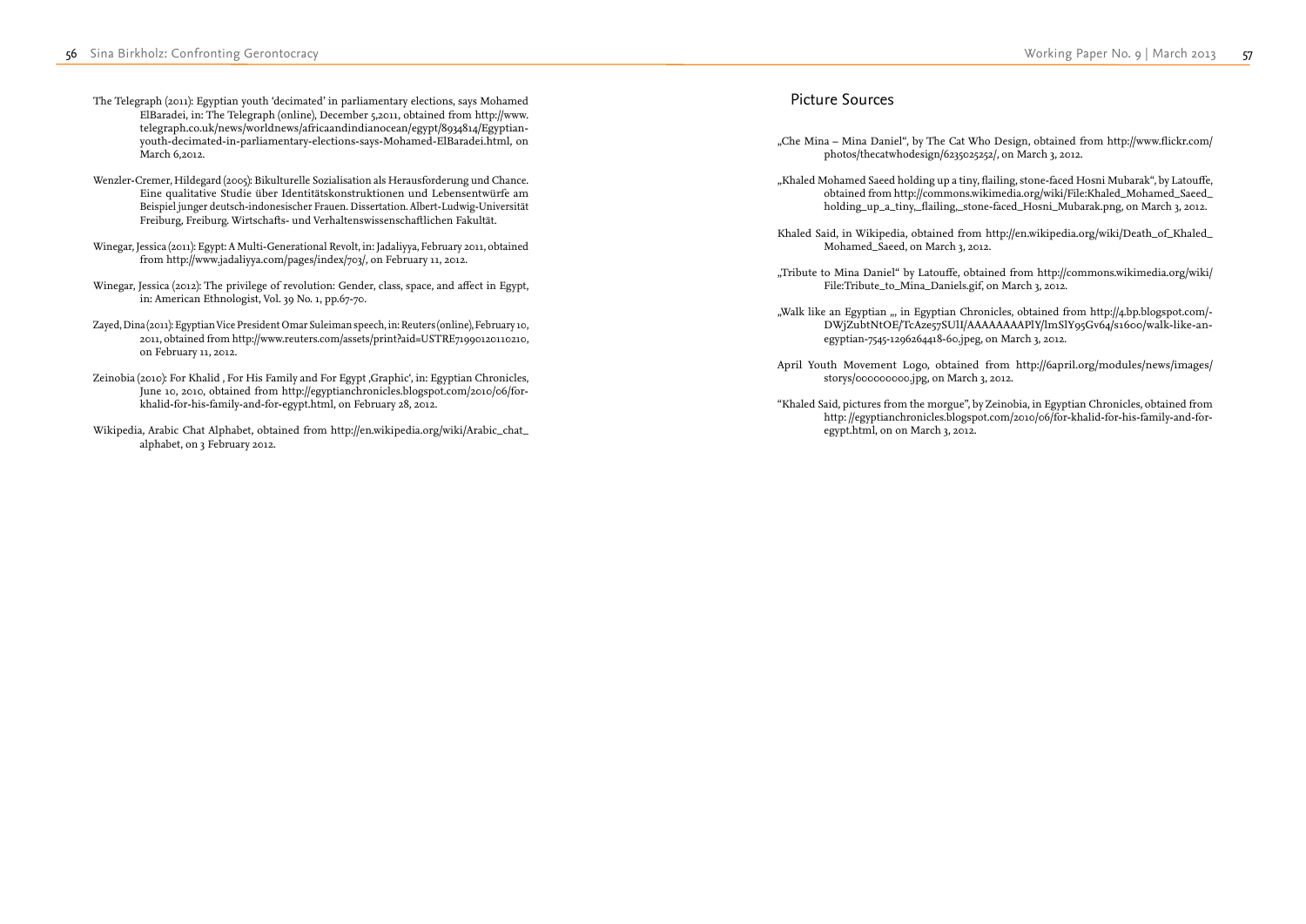The Telegraph (2011): Egyptian youth 'decimated' in parliamentary elections, says Mohamed ElBaradei, in: The Telegraph (online), December 5,2011, obtained from http://www.telegraph.co.uk/news/worldnews/africaandindianocean/egypt/8934814/Egyptian-youth-decimated-in-parliamentary-elections-says-Mohamed-ElBaradei.html, on March 6,2012.

Wenzler-Cremer, Hildegard (2005): Bikulturelle Sozialisation als Herausforderung und Chance. Eine qualitative Studie über Identitätskonstruktionen und Lebensentwürfe am Beispiel junger deutsch-indonesischer Frauen. Dissertation. Albert-Ludwig-Universität Freiburg, Freiburg. Wirtschafts- und Verhaltenswissenschaftlichen Fakultät.

Winegar, Jessica (2011): Egypt: A Multi-Generational Revolt, in: Jadaliyya, February 2011, obtained from http://www.jadaliyya.com/pages/index/703/, on February 11, 2012.

Winegar, Jessica (2012): The privilege of revolution: Gender, class, space, and affect in Egypt, in: American Ethnologist, Vol. 39 No. 1, pp.67-70.

Zayed, Dina (2011): Egyptian Vice President Omar Suleiman speech, in: Reuters (online), February 10, 2011, obtained from http://www.reuters.com/assets/print?aid=USTRE71990120110210, on February 11, 2012.

Zeinobia (2010): For Khalid , For His Family and For Egypt ‚Graphic', in: Egyptian Chronicles, June 10, 2010, obtained from http://egyptianchronicles.blogspot.com/2010/06/for-khalid-for-his-family-and-for-egypt.html, on February 28, 2012.

Wikipedia, Arabic Chat Alphabet, obtained from http://en.wikipedia.org/wiki/Arabic_chat_alphabet, on 3 February 2012.

## Picture Sources

„Che Mina – Mina Daniel", by The Cat Who Design, obtained from http://www.flickr.com/photos/thecatwhodesign/6235025252/, on March 3, 2012.

„Khaled Mohamed Saeed holding up a tiny, flailing, stone-faced Hosni Mubarak", by Latouffe, obtained from http://commons.wikimedia.org/wiki/File:Khaled_Mohamed_Saeed_holding_up_a_tiny,_flailing,_stone-faced_Hosni_Mubarak.png, on March 3, 2012.

Khaled Said, in Wikipedia, obtained from http://en.wikipedia.org/wiki/Death_of_Khaled_Mohamed_Saeed, on March 3, 2012.

„Tribute to Mina Daniel" by Latouffe, obtained from http://commons.wikimedia.org/wiki/File:Tribute_to_Mina_Daniels.gif, on March 3, 2012.

„Walk like an Egyptian „, in Egyptian Chronicles, obtained from http://4.bp.blogspot.com/-DWjZubtNtOE/TcAze57SUlI/AAAAAAAAPlY/lmSlY95Gv64/s1600/walk-like-an-egyptian-7545-1296264418-60.jpeg, on March 3, 2012.

April Youth Movement Logo, obtained from http://6april.org/modules/news/images/storys/000000000.jpg, on March 3, 2012.

"Khaled Said, pictures from the morgue", by Zeinobia, in Egyptian Chronicles, obtained from http: //egyptianchronicles.blogspot.com/2010/06/for-khalid-for-his-family-and-for-egypt.html, on on March 3, 2012.